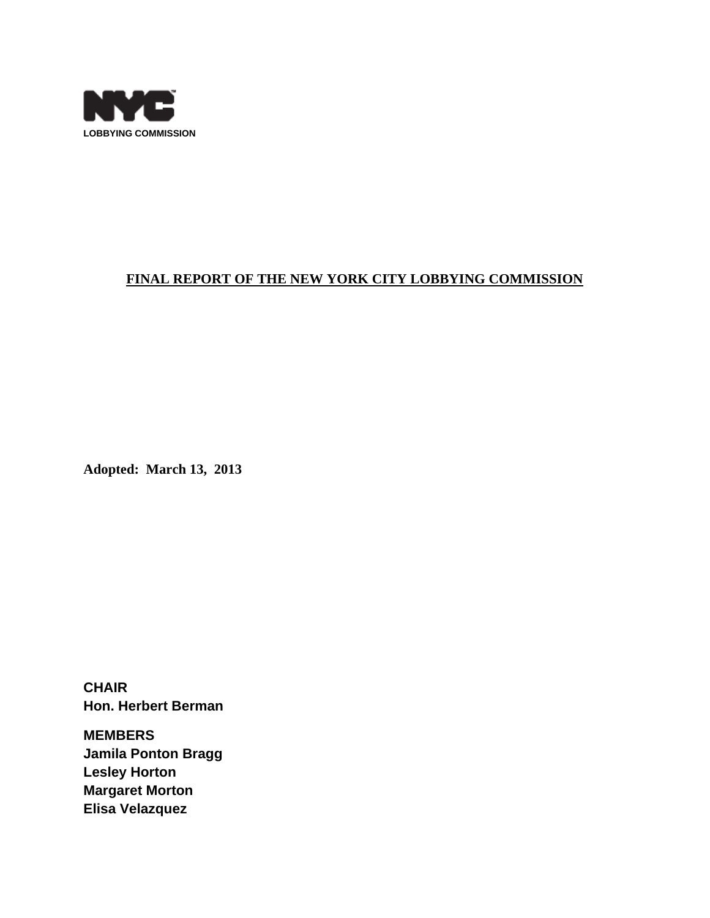NYC

LOBBYING COMMISSION

# FINAL REPORT OF THE NEW YORK CITY LOBBYING COMMISSION

**Adopted: March 13, 2013**

**CHAIR**
**Hon. Herbert Berman**

**MEMBERS**
**Jamila Ponton Bragg**
**Lesley Horton**
**Margaret Morton**
**Elisa Velazquez**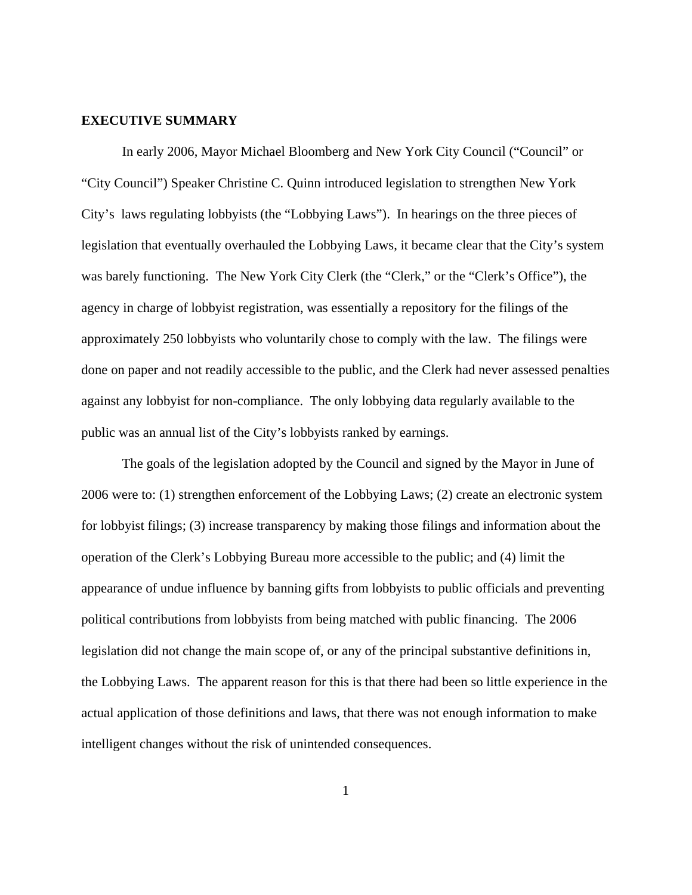## EXECUTIVE SUMMARY

In early 2006, Mayor Michael Bloomberg and New York City Council ("Council" or "City Council") Speaker Christine C. Quinn introduced legislation to strengthen New York City's laws regulating lobbyists (the "Lobbying Laws"). In hearings on the three pieces of legislation that eventually overhauled the Lobbying Laws, it became clear that the City's system was barely functioning. The New York City Clerk (the "Clerk," or the "Clerk's Office"), the agency in charge of lobbyist registration, was essentially a repository for the filings of the approximately 250 lobbyists who voluntarily chose to comply with the law. The filings were done on paper and not readily accessible to the public, and the Clerk had never assessed penalties against any lobbyist for non-compliance. The only lobbying data regularly available to the public was an annual list of the City's lobbyists ranked by earnings.

The goals of the legislation adopted by the Council and signed by the Mayor in June of 2006 were to: (1) strengthen enforcement of the Lobbying Laws; (2) create an electronic system for lobbyist filings; (3) increase transparency by making those filings and information about the operation of the Clerk's Lobbying Bureau more accessible to the public; and (4) limit the appearance of undue influence by banning gifts from lobbyists to public officials and preventing political contributions from lobbyists from being matched with public financing. The 2006 legislation did not change the main scope of, or any of the principal substantive definitions in, the Lobbying Laws. The apparent reason for this is that there had been so little experience in the actual application of those definitions and laws, that there was not enough information to make intelligent changes without the risk of unintended consequences.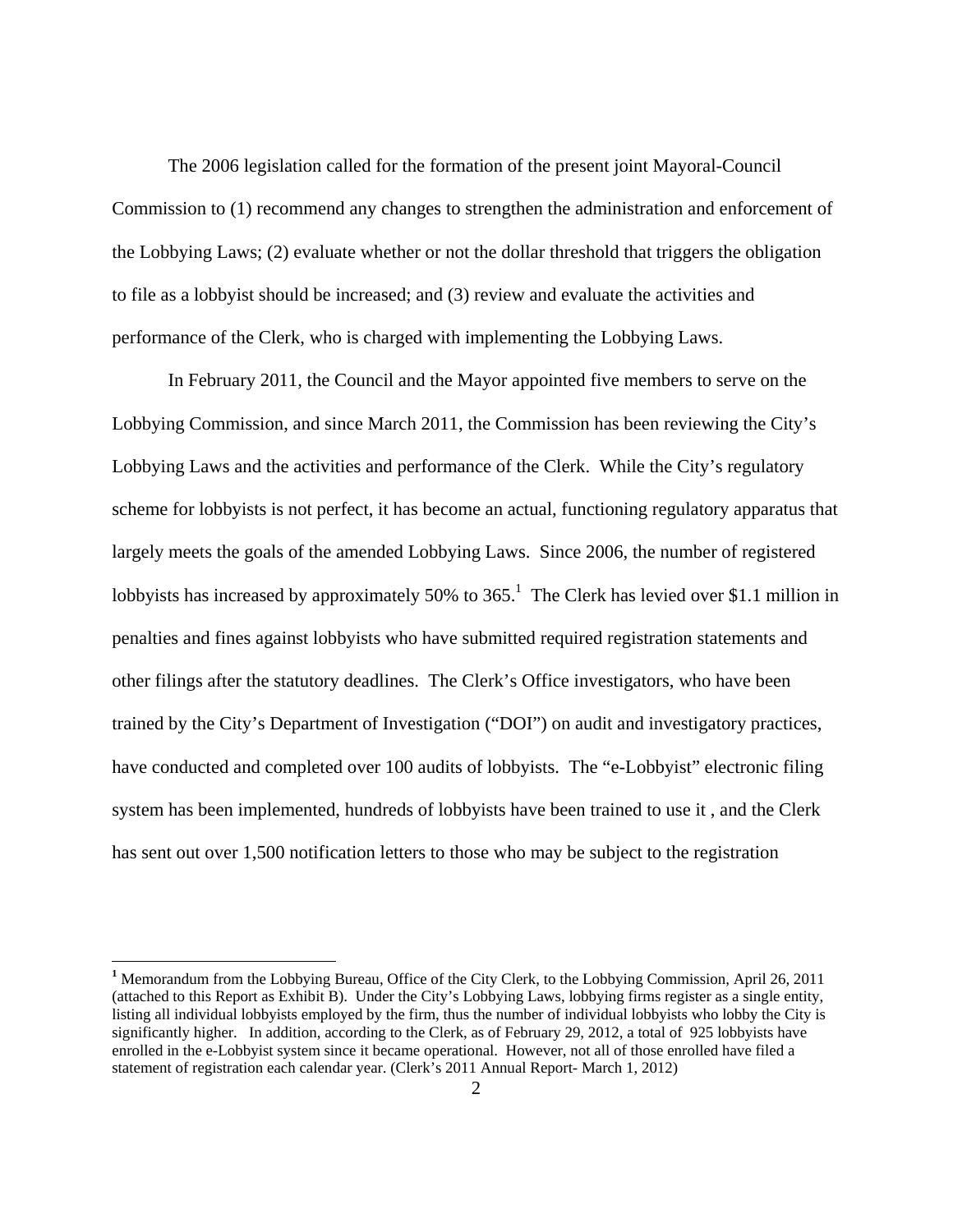The 2006 legislation called for the formation of the present joint Mayoral-Council Commission to (1) recommend any changes to strengthen the administration and enforcement of the Lobbying Laws; (2) evaluate whether or not the dollar threshold that triggers the obligation to file as a lobbyist should be increased; and (3) review and evaluate the activities and performance of the Clerk, who is charged with implementing the Lobbying Laws.

In February 2011, the Council and the Mayor appointed five members to serve on the Lobbying Commission, and since March 2011, the Commission has been reviewing the City's Lobbying Laws and the activities and performance of the Clerk. While the City's regulatory scheme for lobbyists is not perfect, it has become an actual, functioning regulatory apparatus that largely meets the goals of the amended Lobbying Laws. Since 2006, the number of registered lobbyists has increased by approximately 50% to 365.[1] The Clerk has levied over $1.1 million in penalties and fines against lobbyists who have submitted required registration statements and other filings after the statutory deadlines. The Clerk's Office investigators, who have been trained by the City's Department of Investigation ("DOI") on audit and investigatory practices, have conducted and completed over 100 audits of lobbyists. The "e-Lobbyist" electronic filing system has been implemented, hundreds of lobbyists have been trained to use it , and the Clerk has sent out over 1,500 notification letters to those who may be subject to the registration

[1] Memorandum from the Lobbying Bureau, Office of the City Clerk, to the Lobbying Commission, April 26, 2011 (attached to this Report as Exhibit B). Under the City's Lobbying Laws, lobbying firms register as a single entity, listing all individual lobbyists employed by the firm, thus the number of individual lobbyists who lobby the City is significantly higher. In addition, according to the Clerk, as of February 29, 2012, a total of 925 lobbyists have enrolled in the e-Lobbyist system since it became operational. However, not all of those enrolled have filed a statement of registration each calendar year. (Clerk's 2011 Annual Report- March 1, 2012)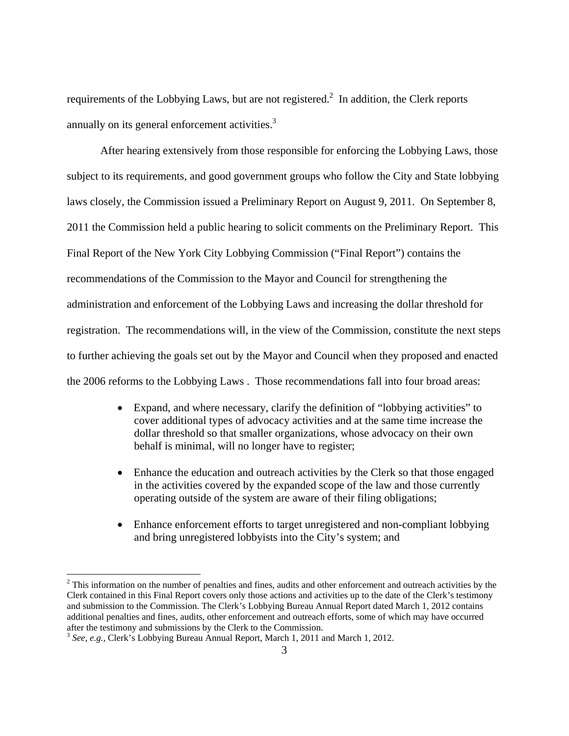requirements of the Lobbying Laws, but are not registered.[2] In addition, the Clerk reports annually on its general enforcement activities.[3]

After hearing extensively from those responsible for enforcing the Lobbying Laws, those subject to its requirements, and good government groups who follow the City and State lobbying laws closely, the Commission issued a Preliminary Report on August 9, 2011. On September 8, 2011 the Commission held a public hearing to solicit comments on the Preliminary Report. This Final Report of the New York City Lobbying Commission ("Final Report") contains the recommendations of the Commission to the Mayor and Council for strengthening the administration and enforcement of the Lobbying Laws and increasing the dollar threshold for registration. The recommendations will, in the view of the Commission, constitute the next steps to further achieving the goals set out by the Mayor and Council when they proposed and enacted the 2006 reforms to the Lobbying Laws . Those recommendations fall into four broad areas:

- Expand, and where necessary, clarify the definition of "lobbying activities" to cover additional types of advocacy activities and at the same time increase the dollar threshold so that smaller organizations, whose advocacy on their own behalf is minimal, will no longer have to register;
- Enhance the education and outreach activities by the Clerk so that those engaged in the activities covered by the expanded scope of the law and those currently operating outside of the system are aware of their filing obligations;
- Enhance enforcement efforts to target unregistered and non-compliant lobbying and bring unregistered lobbyists into the City's system; and

[2] This information on the number of penalties and fines, audits and other enforcement and outreach activities by the Clerk contained in this Final Report covers only those actions and activities up to the date of the Clerk's testimony and submission to the Commission. The Clerk's Lobbying Bureau Annual Report dated March 1, 2012 contains additional penalties and fines, audits, other enforcement and outreach efforts, some of which may have occurred after the testimony and submissions by the Clerk to the Commission.

[3] *See, e.g.,* Clerk's Lobbying Bureau Annual Report, March 1, 2011 and March 1, 2012.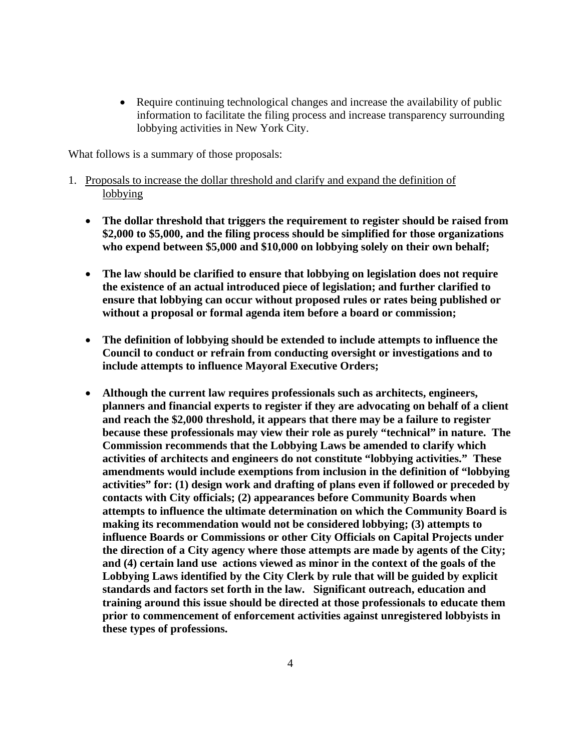- Require continuing technological changes and increase the availability of public information to facilitate the filing process and increase transparency surrounding lobbying activities in New York City.

What follows is a summary of those proposals:

1. Proposals to increase the dollar threshold and clarify and expand the definition of lobbying

    - **The dollar threshold that triggers the requirement to register should be raised from $2,000 to $5,000, and the filing process should be simplified for those organizations who expend between $5,000 and $10,000 on lobbying solely on their own behalf;**

    - **The law should be clarified to ensure that lobbying on legislation does not require the existence of an actual introduced piece of legislation; and further clarified to ensure that lobbying can occur without proposed rules or rates being published or without a proposal or formal agenda item before a board or commission;**

    - **The definition of lobbying should be extended to include attempts to influence the Council to conduct or refrain from conducting oversight or investigations and to include attempts to influence Mayoral Executive Orders;**

    - **Although the current law requires professionals such as architects, engineers, planners and financial experts to register if they are advocating on behalf of a client and reach the $2,000 threshold, it appears that there may be a failure to register because these professionals may view their role as purely "technical" in nature. The Commission recommends that the Lobbying Laws be amended to clarify which activities of architects and engineers do not constitute "lobbying activities." These amendments would include exemptions from inclusion in the definition of "lobbying activities" for: (1) design work and drafting of plans even if followed or preceded by contacts with City officials; (2) appearances before Community Boards when attempts to influence the ultimate determination on which the Community Board is making its recommendation would not be considered lobbying; (3) attempts to influence Boards or Commissions or other City Officials on Capital Projects under the direction of a City agency where those attempts are made by agents of the City; and (4) certain land use actions viewed as minor in the context of the goals of the Lobbying Laws identified by the City Clerk by rule that will be guided by explicit standards and factors set forth in the law. Significant outreach, education and training around this issue should be directed at those professionals to educate them prior to commencement of enforcement activities against unregistered lobbyists in these types of professions.**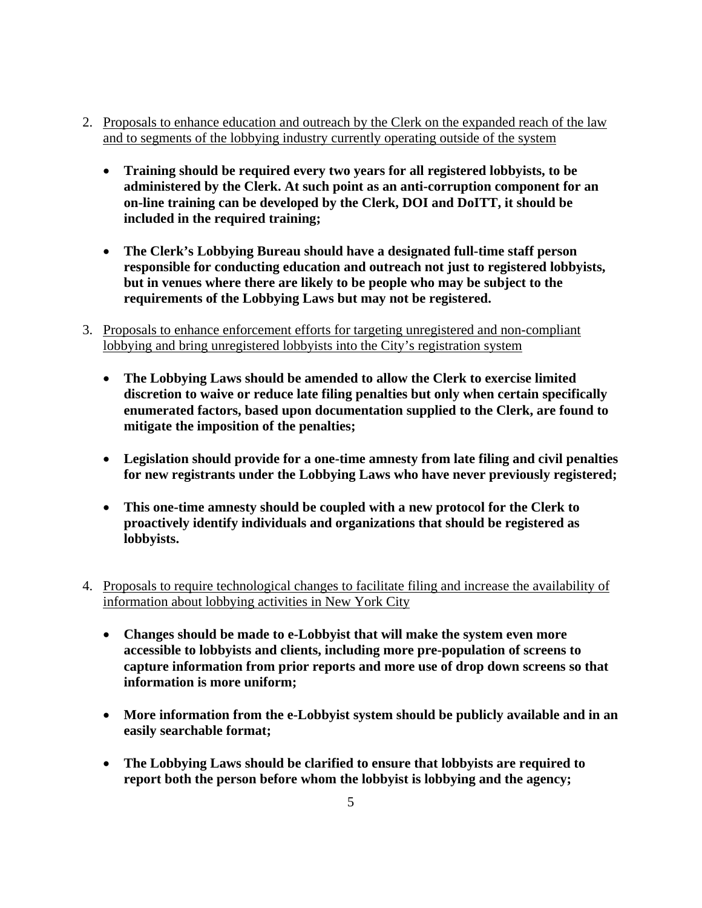2. <u>Proposals to enhance education and outreach by the Clerk on the expanded reach of the law and to segments of the lobbying industry currently operating outside of the system</u>

   - **Training should be required every two years for all registered lobbyists, to be administered by the Clerk. At such point as an anti-corruption component for an on-line training can be developed by the Clerk, DOI and DoITT, it should be included in the required training;**

   - **The Clerk's Lobbying Bureau should have a designated full-time staff person responsible for conducting education and outreach not just to registered lobbyists, but in venues where there are likely to be people who may be subject to the requirements of the Lobbying Laws but may not be registered.**

3. <u>Proposals to enhance enforcement efforts for targeting unregistered and non-compliant lobbying and bring unregistered lobbyists into the City's registration system</u>

   - **The Lobbying Laws should be amended to allow the Clerk to exercise limited discretion to waive or reduce late filing penalties but only when certain specifically enumerated factors, based upon documentation supplied to the Clerk, are found to mitigate the imposition of the penalties;**

   - **Legislation should provide for a one-time amnesty from late filing and civil penalties for new registrants under the Lobbying Laws who have never previously registered;**

   - **This one-time amnesty should be coupled with a new protocol for the Clerk to proactively identify individuals and organizations that should be registered as lobbyists.**

4. <u>Proposals to require technological changes to facilitate filing and increase the availability of information about lobbying activities in New York City</u>

   - **Changes should be made to e-Lobbyist that will make the system even more accessible to lobbyists and clients, including more pre-population of screens to capture information from prior reports and more use of drop down screens so that information is more uniform;**

   - **More information from the e-Lobbyist system should be publicly available and in an easily searchable format;**

   - **The Lobbying Laws should be clarified to ensure that lobbyists are required to report both the person before whom the lobbyist is lobbying and the agency;**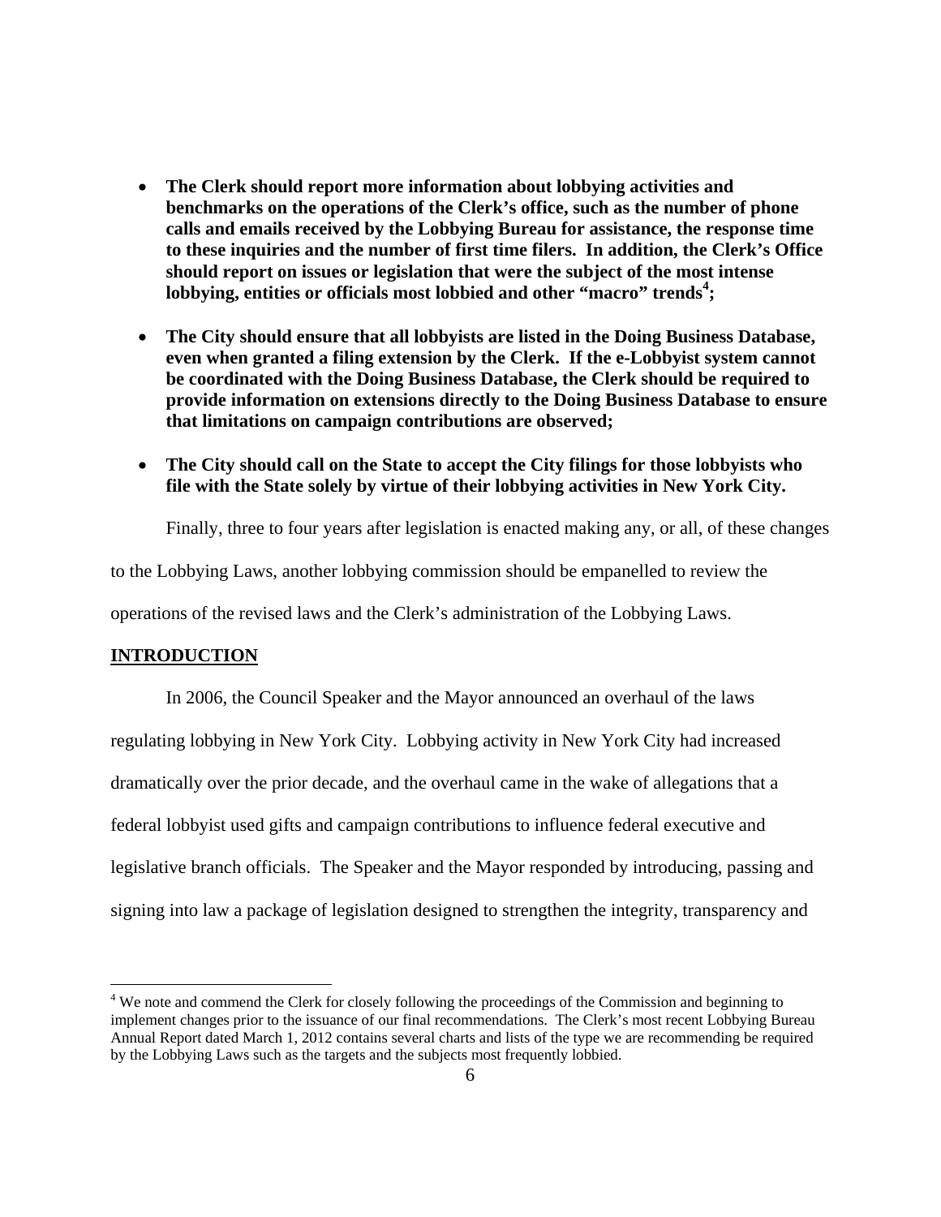- **The Clerk should report more information about lobbying activities and benchmarks on the operations of the Clerk's office, such as the number of phone calls and emails received by the Lobbying Bureau for assistance, the response time to these inquiries and the number of first time filers. In addition, the Clerk's Office should report on issues or legislation that were the subject of the most intense lobbying, entities or officials most lobbied and other "macro" trends[4];**

- **The City should ensure that all lobbyists are listed in the Doing Business Database, even when granted a filing extension by the Clerk. If the e-Lobbyist system cannot be coordinated with the Doing Business Database, the Clerk should be required to provide information on extensions directly to the Doing Business Database to ensure that limitations on campaign contributions are observed;**

- **The City should call on the State to accept the City filings for those lobbyists who file with the State solely by virtue of their lobbying activities in New York City.**

Finally, three to four years after legislation is enacted making any, or all, of these changes to the Lobbying Laws, another lobbying commission should be empanelled to review the operations of the revised laws and the Clerk's administration of the Lobbying Laws.

## INTRODUCTION

In 2006, the Council Speaker and the Mayor announced an overhaul of the laws regulating lobbying in New York City. Lobbying activity in New York City had increased dramatically over the prior decade, and the overhaul came in the wake of allegations that a federal lobbyist used gifts and campaign contributions to influence federal executive and legislative branch officials. The Speaker and the Mayor responded by introducing, passing and signing into law a package of legislation designed to strengthen the integrity, transparency and

---

[4] We note and commend the Clerk for closely following the proceedings of the Commission and beginning to implement changes prior to the issuance of our final recommendations. The Clerk's most recent Lobbying Bureau Annual Report dated March 1, 2012 contains several charts and lists of the type we are recommending be required by the Lobbying Laws such as the targets and the subjects most frequently lobbied.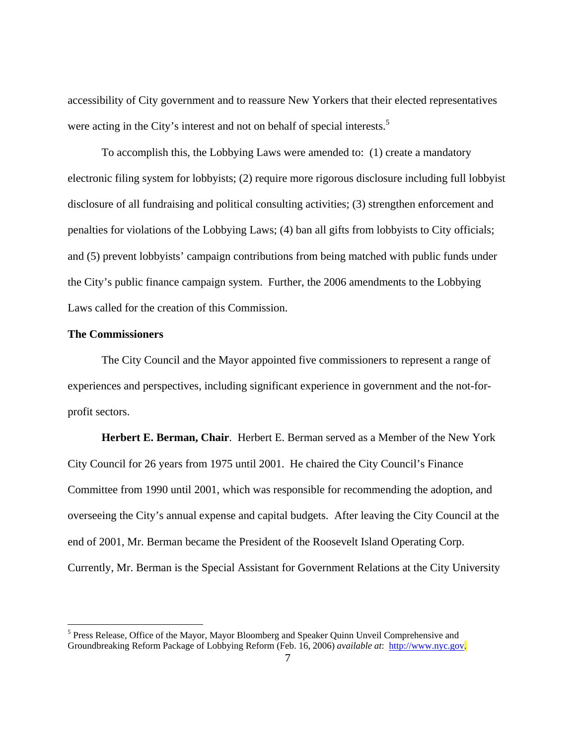accessibility of City government and to reassure New Yorkers that their elected representatives were acting in the City's interest and not on behalf of special interests.[5]

To accomplish this, the Lobbying Laws were amended to: (1) create a mandatory electronic filing system for lobbyists; (2) require more rigorous disclosure including full lobbyist disclosure of all fundraising and political consulting activities; (3) strengthen enforcement and penalties for violations of the Lobbying Laws; (4) ban all gifts from lobbyists to City officials; and (5) prevent lobbyists' campaign contributions from being matched with public funds under the City's public finance campaign system. Further, the 2006 amendments to the Lobbying Laws called for the creation of this Commission.

**The Commissioners**

The City Council and the Mayor appointed five commissioners to represent a range of experiences and perspectives, including significant experience in government and the not-for-profit sectors.

**Herbert E. Berman, Chair**. Herbert E. Berman served as a Member of the New York City Council for 26 years from 1975 until 2001. He chaired the City Council's Finance Committee from 1990 until 2001, which was responsible for recommending the adoption, and overseeing the City's annual expense and capital budgets. After leaving the City Council at the end of 2001, Mr. Berman became the President of the Roosevelt Island Operating Corp. Currently, Mr. Berman is the Special Assistant for Government Relations at the City University

---

[5] Press Release, Office of the Mayor, Mayor Bloomberg and Speaker Quinn Unveil Comprehensive and Groundbreaking Reform Package of Lobbying Reform (Feb. 16, 2006) *available at*: http://www.nyc.gov.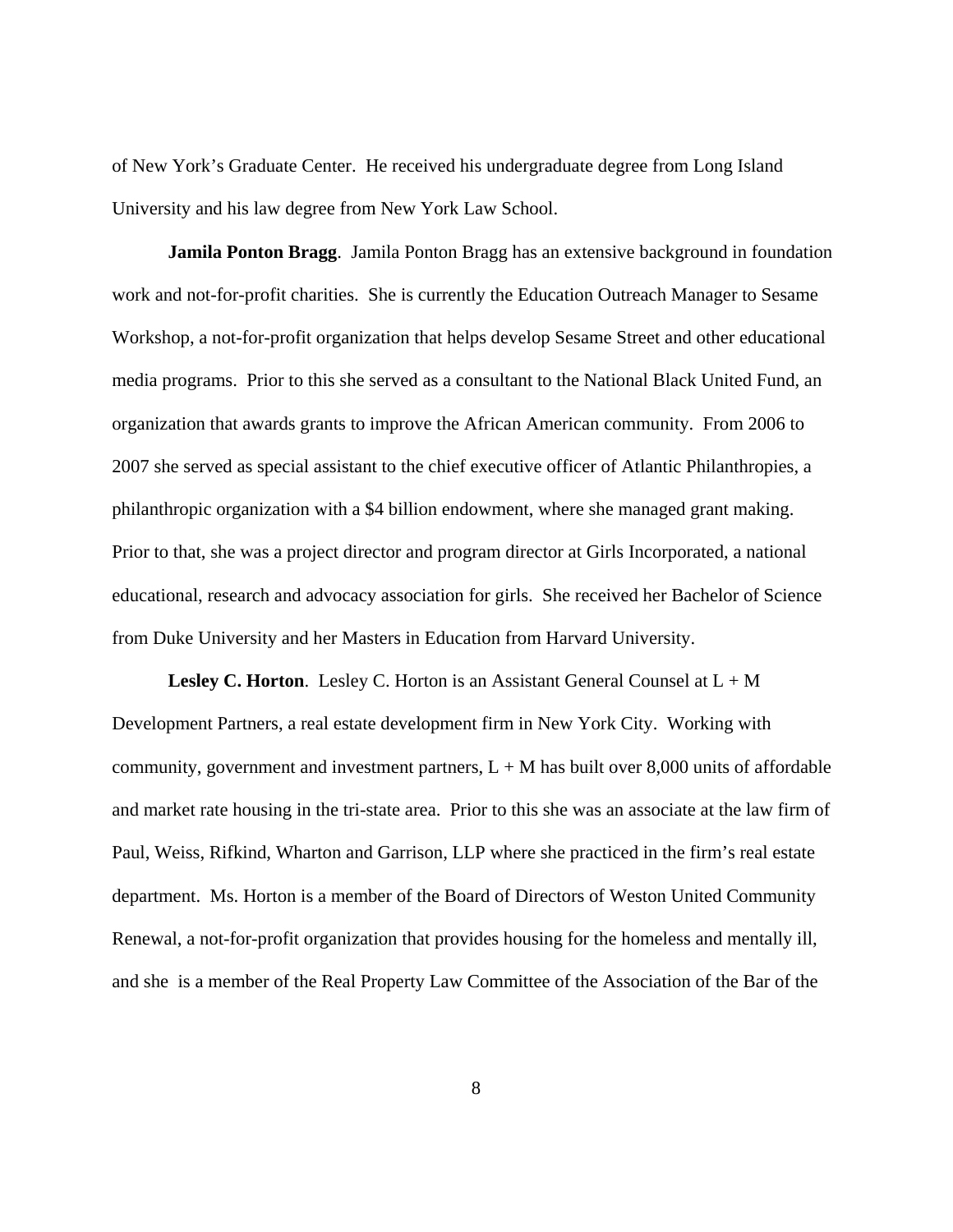of New York's Graduate Center. He received his undergraduate degree from Long Island University and his law degree from New York Law School.

**Jamila Ponton Bragg**. Jamila Ponton Bragg has an extensive background in foundation work and not-for-profit charities. She is currently the Education Outreach Manager to Sesame Workshop, a not-for-profit organization that helps develop Sesame Street and other educational media programs. Prior to this she served as a consultant to the National Black United Fund, an organization that awards grants to improve the African American community. From 2006 to 2007 she served as special assistant to the chief executive officer of Atlantic Philanthropies, a philanthropic organization with a $4 billion endowment, where she managed grant making. Prior to that, she was a project director and program director at Girls Incorporated, a national educational, research and advocacy association for girls. She received her Bachelor of Science from Duke University and her Masters in Education from Harvard University.

**Lesley C. Horton**. Lesley C. Horton is an Assistant General Counsel at L + M Development Partners, a real estate development firm in New York City. Working with community, government and investment partners, L + M has built over 8,000 units of affordable and market rate housing in the tri-state area. Prior to this she was an associate at the law firm of Paul, Weiss, Rifkind, Wharton and Garrison, LLP where she practiced in the firm's real estate department. Ms. Horton is a member of the Board of Directors of Weston United Community Renewal, a not-for-profit organization that provides housing for the homeless and mentally ill, and she is a member of the Real Property Law Committee of the Association of the Bar of the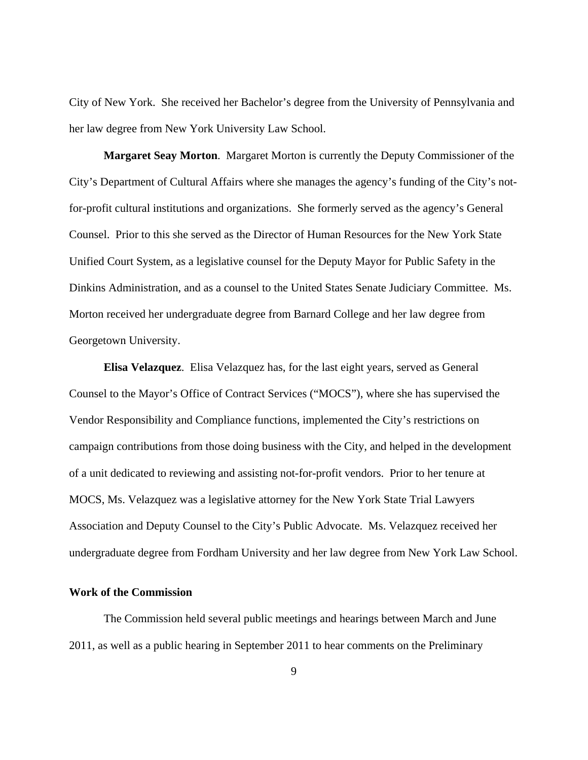City of New York. She received her Bachelor's degree from the University of Pennsylvania and her law degree from New York University Law School.

**Margaret Seay Morton**. Margaret Morton is currently the Deputy Commissioner of the City's Department of Cultural Affairs where she manages the agency's funding of the City's not-for-profit cultural institutions and organizations. She formerly served as the agency's General Counsel. Prior to this she served as the Director of Human Resources for the New York State Unified Court System, as a legislative counsel for the Deputy Mayor for Public Safety in the Dinkins Administration, and as a counsel to the United States Senate Judiciary Committee. Ms. Morton received her undergraduate degree from Barnard College and her law degree from Georgetown University.

**Elisa Velazquez**. Elisa Velazquez has, for the last eight years, served as General Counsel to the Mayor's Office of Contract Services ("MOCS"), where she has supervised the Vendor Responsibility and Compliance functions, implemented the City's restrictions on campaign contributions from those doing business with the City, and helped in the development of a unit dedicated to reviewing and assisting not-for-profit vendors. Prior to her tenure at MOCS, Ms. Velazquez was a legislative attorney for the New York State Trial Lawyers Association and Deputy Counsel to the City's Public Advocate. Ms. Velazquez received her undergraduate degree from Fordham University and her law degree from New York Law School.

**Work of the Commission**

The Commission held several public meetings and hearings between March and June 2011, as well as a public hearing in September 2011 to hear comments on the Preliminary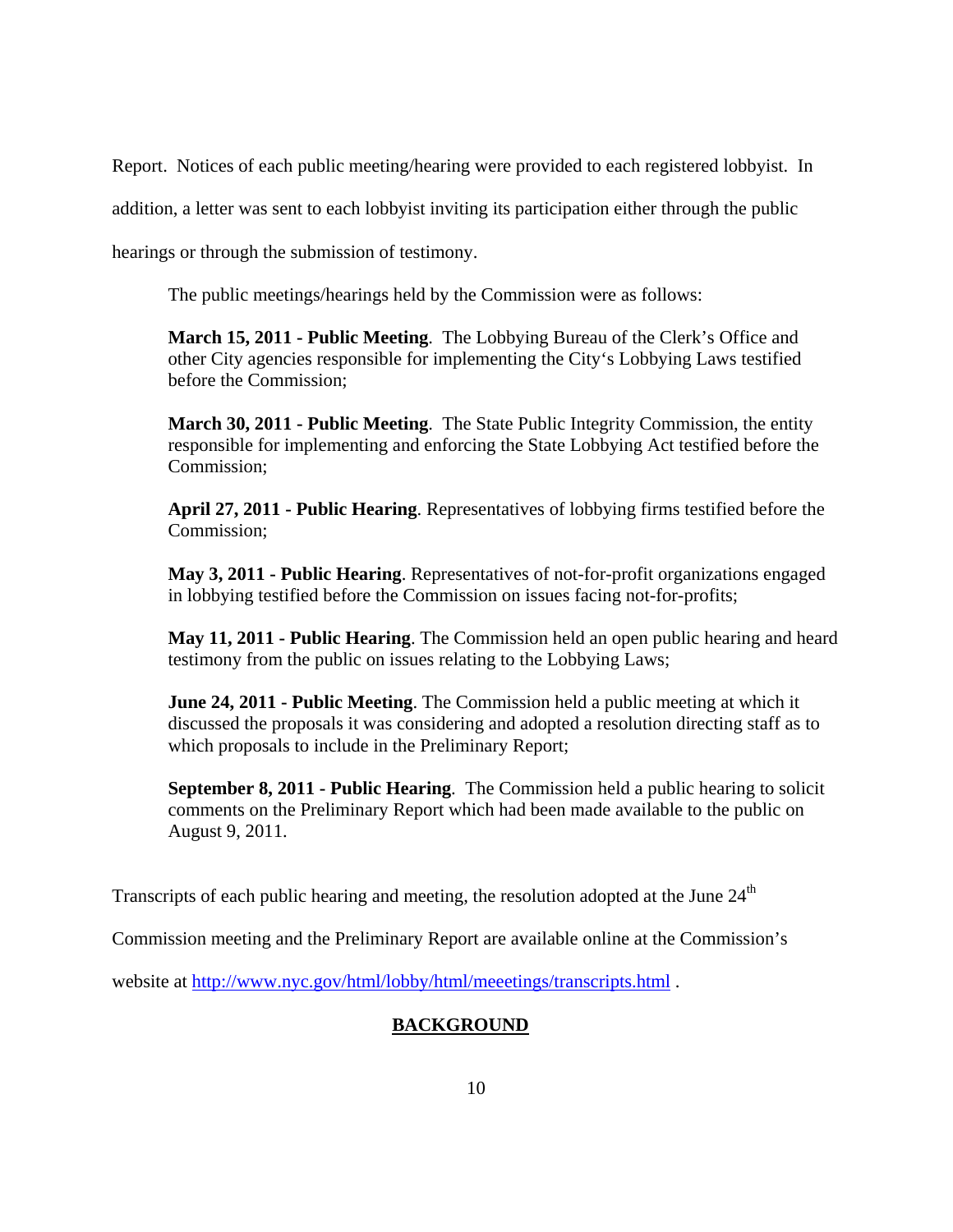Report. Notices of each public meeting/hearing were provided to each registered lobbyist. In addition, a letter was sent to each lobbyist inviting its participation either through the public hearings or through the submission of testimony.

The public meetings/hearings held by the Commission were as follows:

> **March 15, 2011 - Public Meeting**. The Lobbying Bureau of the Clerk's Office and other City agencies responsible for implementing the City's Lobbying Laws testified before the Commission;
>
> **March 30, 2011 - Public Meeting**. The State Public Integrity Commission, the entity responsible for implementing and enforcing the State Lobbying Act testified before the Commission;
>
> **April 27, 2011 - Public Hearing**. Representatives of lobbying firms testified before the Commission;
>
> **May 3, 2011 - Public Hearing**. Representatives of not-for-profit organizations engaged in lobbying testified before the Commission on issues facing not-for-profits;
>
> **May 11, 2011 - Public Hearing**. The Commission held an open public hearing and heard testimony from the public on issues relating to the Lobbying Laws;
>
> **June 24, 2011 - Public Meeting**. The Commission held a public meeting at which it discussed the proposals it was considering and adopted a resolution directing staff as to which proposals to include in the Preliminary Report;
>
> **September 8, 2011 - Public Hearing**. The Commission held a public hearing to solicit comments on the Preliminary Report which had been made available to the public on August 9, 2011.

Transcripts of each public hearing and meeting, the resolution adopted at the June 24th Commission meeting and the Preliminary Report are available online at the Commission's website at http://www.nyc.gov/html/lobby/html/meeetings/transcripts.html .

## BACKGROUND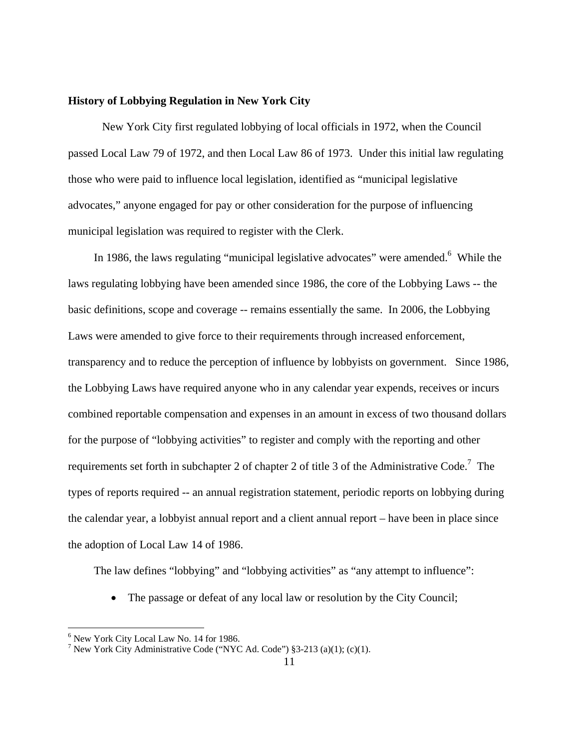**History of Lobbying Regulation in New York City**

New York City first regulated lobbying of local officials in 1972, when the Council passed Local Law 79 of 1972, and then Local Law 86 of 1973. Under this initial law regulating those who were paid to influence local legislation, identified as "municipal legislative advocates," anyone engaged for pay or other consideration for the purpose of influencing municipal legislation was required to register with the Clerk.

In 1986, the laws regulating "municipal legislative advocates" were amended.[6] While the laws regulating lobbying have been amended since 1986, the core of the Lobbying Laws -- the basic definitions, scope and coverage -- remains essentially the same. In 2006, the Lobbying Laws were amended to give force to their requirements through increased enforcement, transparency and to reduce the perception of influence by lobbyists on government. Since 1986, the Lobbying Laws have required anyone who in any calendar year expends, receives or incurs combined reportable compensation and expenses in an amount in excess of two thousand dollars for the purpose of "lobbying activities" to register and comply with the reporting and other requirements set forth in subchapter 2 of chapter 2 of title 3 of the Administrative Code.[7] The types of reports required -- an annual registration statement, periodic reports on lobbying during the calendar year, a lobbyist annual report and a client annual report – have been in place since the adoption of Local Law 14 of 1986.

The law defines "lobbying" and "lobbying activities" as "any attempt to influence":

- The passage or defeat of any local law or resolution by the City Council;

---

[6] New York City Local Law No. 14 for 1986.

[7] New York City Administrative Code ("NYC Ad. Code") §3-213 (a)(1); (c)(1).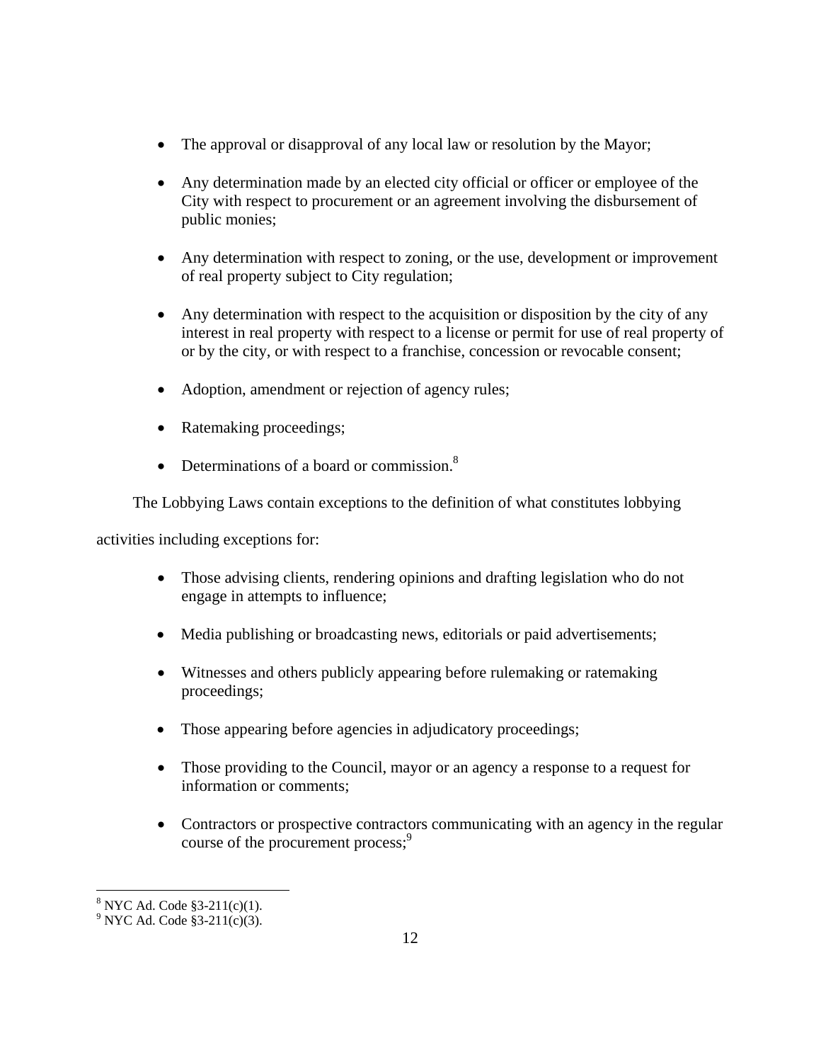- The approval or disapproval of any local law or resolution by the Mayor;
- Any determination made by an elected city official or officer or employee of the City with respect to procurement or an agreement involving the disbursement of public monies;
- Any determination with respect to zoning, or the use, development or improvement of real property subject to City regulation;
- Any determination with respect to the acquisition or disposition by the city of any interest in real property with respect to a license or permit for use of real property of or by the city, or with respect to a franchise, concession or revocable consent;
- Adoption, amendment or rejection of agency rules;
- Ratemaking proceedings;
- Determinations of a board or commission.[8]

The Lobbying Laws contain exceptions to the definition of what constitutes lobbying activities including exceptions for:

- Those advising clients, rendering opinions and drafting legislation who do not engage in attempts to influence;
- Media publishing or broadcasting news, editorials or paid advertisements;
- Witnesses and others publicly appearing before rulemaking or ratemaking proceedings;
- Those appearing before agencies in adjudicatory proceedings;
- Those providing to the Council, mayor or an agency a response to a request for information or comments;
- Contractors or prospective contractors communicating with an agency in the regular course of the procurement process;[9]

---

[8] NYC Ad. Code §3-211(c)(1).

[9] NYC Ad. Code §3-211(c)(3).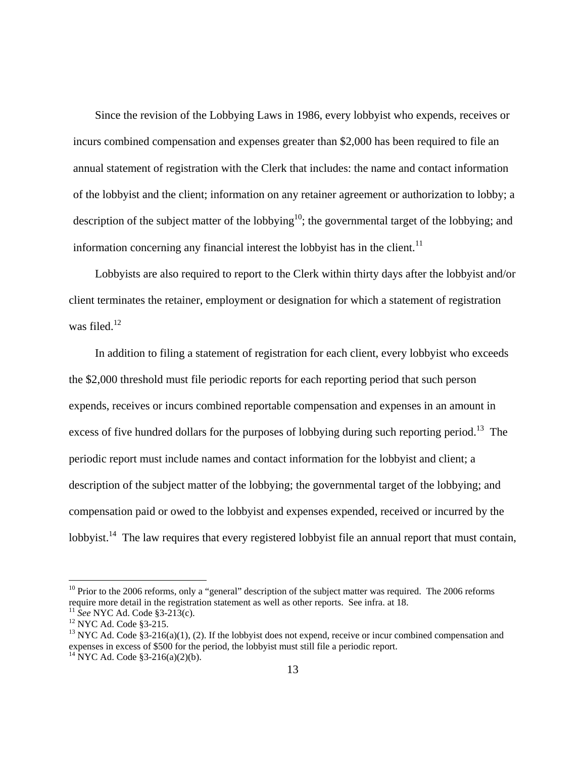Since the revision of the Lobbying Laws in 1986, every lobbyist who expends, receives or incurs combined compensation and expenses greater than $2,000 has been required to file an annual statement of registration with the Clerk that includes: the name and contact information of the lobbyist and the client; information on any retainer agreement or authorization to lobby; a description of the subject matter of the lobbying[10]; the governmental target of the lobbying; and information concerning any financial interest the lobbyist has in the client.[11]

Lobbyists are also required to report to the Clerk within thirty days after the lobbyist and/or client terminates the retainer, employment or designation for which a statement of registration was filed.[12]

In addition to filing a statement of registration for each client, every lobbyist who exceeds the $2,000 threshold must file periodic reports for each reporting period that such person expends, receives or incurs combined reportable compensation and expenses in an amount in excess of five hundred dollars for the purposes of lobbying during such reporting period.[13] The periodic report must include names and contact information for the lobbyist and client; a description of the subject matter of the lobbying; the governmental target of the lobbying; and compensation paid or owed to the lobbyist and expenses expended, received or incurred by the lobbyist.[14] The law requires that every registered lobbyist file an annual report that must contain,

---

[10] Prior to the 2006 reforms, only a "general" description of the subject matter was required. The 2006 reforms require more detail in the registration statement as well as other reports. See infra. at 18.

[11] *See* NYC Ad. Code §3-213(c).

[12] NYC Ad. Code §3-215.

[13] NYC Ad. Code §3-216(a)(1), (2). If the lobbyist does not expend, receive or incur combined compensation and expenses in excess of $500 for the period, the lobbyist must still file a periodic report.

[14] NYC Ad. Code §3-216(a)(2)(b).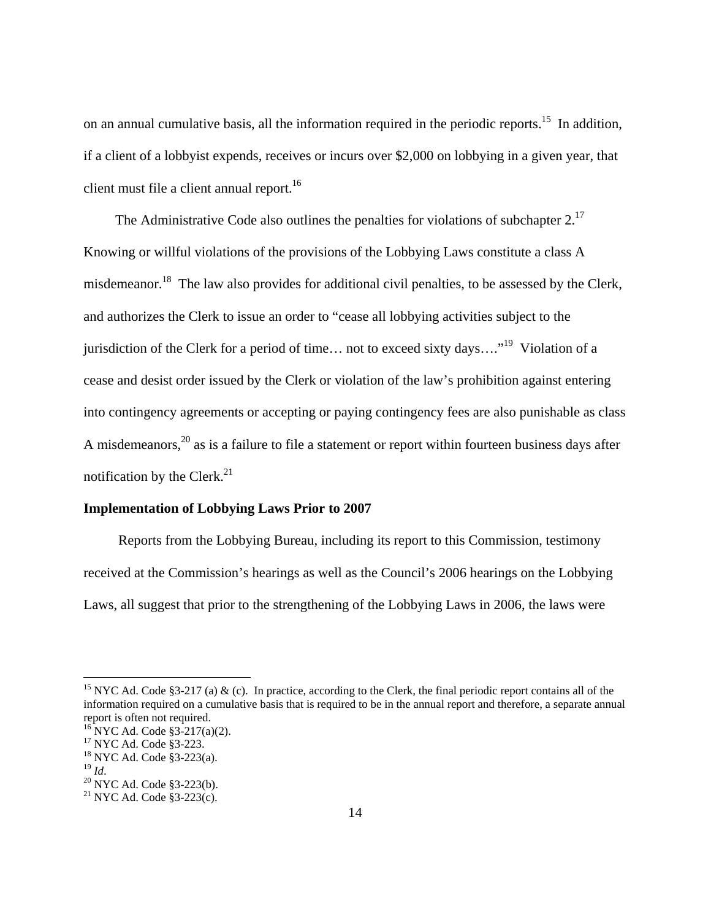on an annual cumulative basis, all the information required in the periodic reports.[15] In addition, if a client of a lobbyist expends, receives or incurs over $2,000 on lobbying in a given year, that client must file a client annual report.[16]

The Administrative Code also outlines the penalties for violations of subchapter 2.[17] Knowing or willful violations of the provisions of the Lobbying Laws constitute a class A misdemeanor.[18] The law also provides for additional civil penalties, to be assessed by the Clerk, and authorizes the Clerk to issue an order to "cease all lobbying activities subject to the jurisdiction of the Clerk for a period of time… not to exceed sixty days…."[19] Violation of a cease and desist order issued by the Clerk or violation of the law's prohibition against entering into contingency agreements or accepting or paying contingency fees are also punishable as class A misdemeanors,[20] as is a failure to file a statement or report within fourteen business days after notification by the Clerk.[21]

**Implementation of Lobbying Laws Prior to 2007**

Reports from the Lobbying Bureau, including its report to this Commission, testimony received at the Commission's hearings as well as the Council's 2006 hearings on the Lobbying Laws, all suggest that prior to the strengthening of the Lobbying Laws in 2006, the laws were

---

[15] NYC Ad. Code §3-217 (a) & (c). In practice, according to the Clerk, the final periodic report contains all of the information required on a cumulative basis that is required to be in the annual report and therefore, a separate annual report is often not required.

[16] NYC Ad. Code §3-217(a)(2).

[17] NYC Ad. Code §3-223.

[18] NYC Ad. Code §3-223(a).

[19] *Id*.

[20] NYC Ad. Code §3-223(b).

[21] NYC Ad. Code §3-223(c).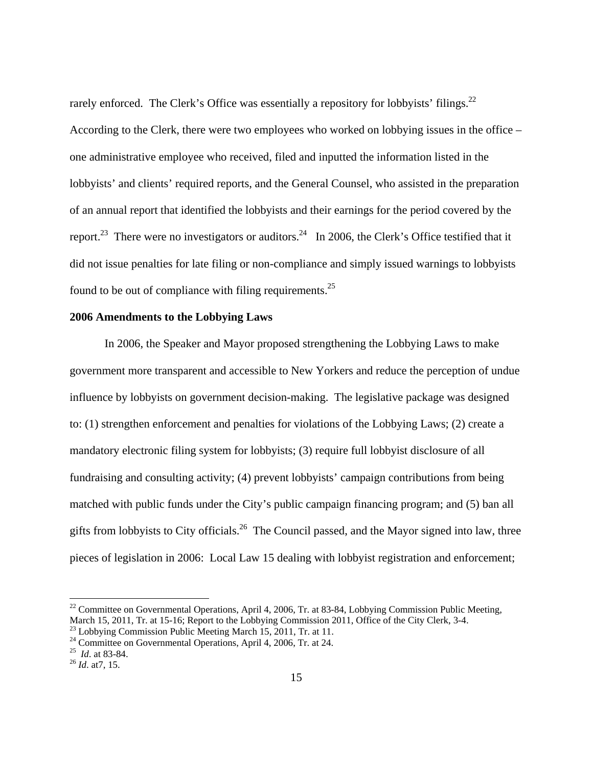rarely enforced. The Clerk's Office was essentially a repository for lobbyists' filings.[22] According to the Clerk, there were two employees who worked on lobbying issues in the office – one administrative employee who received, filed and inputted the information listed in the lobbyists' and clients' required reports, and the General Counsel, who assisted in the preparation of an annual report that identified the lobbyists and their earnings for the period covered by the report.[23] There were no investigators or auditors.[24] In 2006, the Clerk's Office testified that it did not issue penalties for late filing or non-compliance and simply issued warnings to lobbyists found to be out of compliance with filing requirements.[25]

**2006 Amendments to the Lobbying Laws**

In 2006, the Speaker and Mayor proposed strengthening the Lobbying Laws to make government more transparent and accessible to New Yorkers and reduce the perception of undue influence by lobbyists on government decision-making. The legislative package was designed to: (1) strengthen enforcement and penalties for violations of the Lobbying Laws; (2) create a mandatory electronic filing system for lobbyists; (3) require full lobbyist disclosure of all fundraising and consulting activity; (4) prevent lobbyists' campaign contributions from being matched with public funds under the City's public campaign financing program; and (5) ban all gifts from lobbyists to City officials.[26] The Council passed, and the Mayor signed into law, three pieces of legislation in 2006: Local Law 15 dealing with lobbyist registration and enforcement;

---

[22] Committee on Governmental Operations, April 4, 2006, Tr. at 83-84, Lobbying Commission Public Meeting, March 15, 2011, Tr. at 15-16; Report to the Lobbying Commission 2011, Office of the City Clerk, 3-4.
[23] Lobbying Commission Public Meeting March 15, 2011, Tr. at 11.
[24] Committee on Governmental Operations, April 4, 2006, Tr. at 24.
[25] *Id*. at 83-84.
[26] *Id*. at7, 15.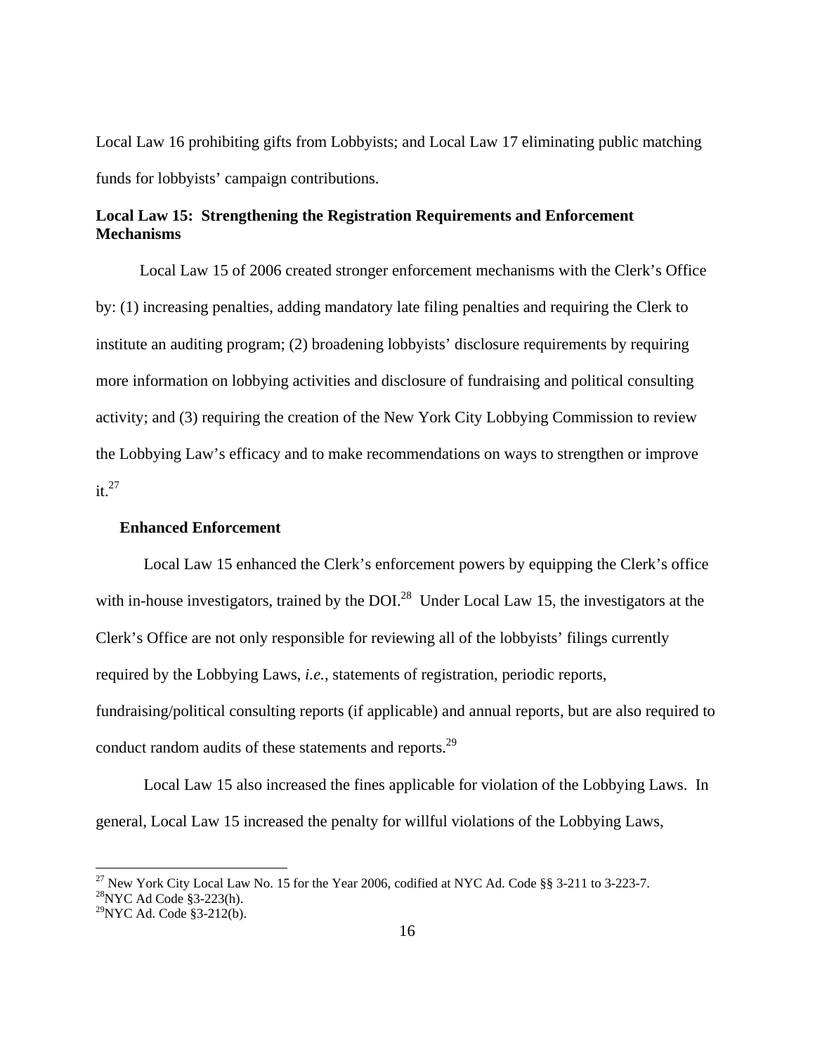Local Law 16 prohibiting gifts from Lobbyists; and Local Law 17 eliminating public matching funds for lobbyists' campaign contributions.

### Local Law 15: Strengthening the Registration Requirements and Enforcement Mechanisms

Local Law 15 of 2006 created stronger enforcement mechanisms with the Clerk's Office by: (1) increasing penalties, adding mandatory late filing penalties and requiring the Clerk to institute an auditing program; (2) broadening lobbyists' disclosure requirements by requiring more information on lobbying activities and disclosure of fundraising and political consulting activity; and (3) requiring the creation of the New York City Lobbying Commission to review the Lobbying Law's efficacy and to make recommendations on ways to strengthen or improve it.[27]

#### Enhanced Enforcement

Local Law 15 enhanced the Clerk's enforcement powers by equipping the Clerk's office with in-house investigators, trained by the DOI.[28] Under Local Law 15, the investigators at the Clerk's Office are not only responsible for reviewing all of the lobbyists' filings currently required by the Lobbying Laws, *i.e.*, statements of registration, periodic reports, fundraising/political consulting reports (if applicable) and annual reports, but are also required to conduct random audits of these statements and reports.[29]

Local Law 15 also increased the fines applicable for violation of the Lobbying Laws. In general, Local Law 15 increased the penalty for willful violations of the Lobbying Laws,

---

[27] New York City Local Law No. 15 for the Year 2006, codified at NYC Ad. Code §§ 3-211 to 3-223-7.

[28] NYC Ad Code §3-223(h).

[29] NYC Ad. Code §3-212(b).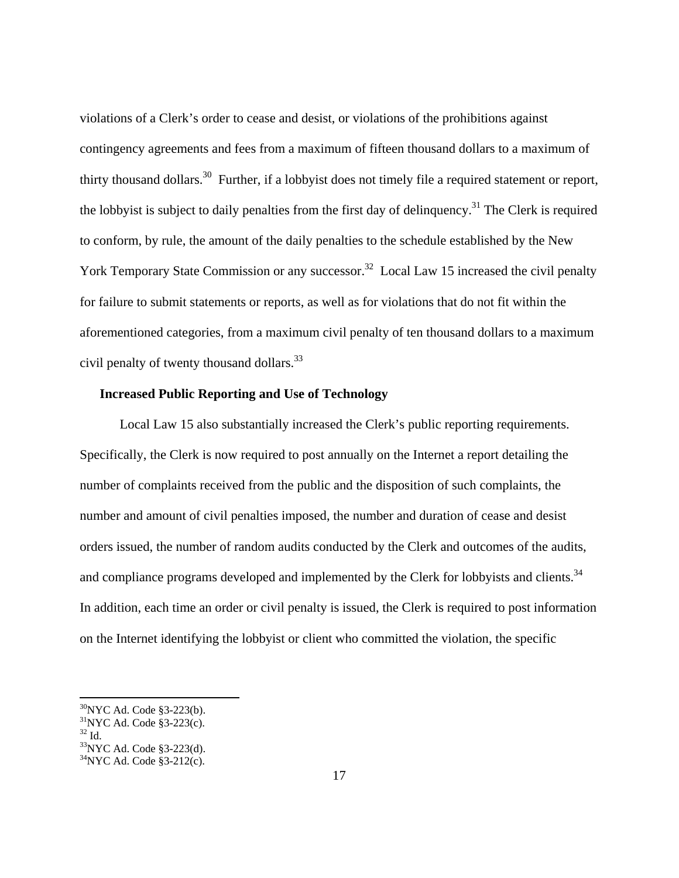violations of a Clerk's order to cease and desist, or violations of the prohibitions against contingency agreements and fees from a maximum of fifteen thousand dollars to a maximum of thirty thousand dollars.[30] Further, if a lobbyist does not timely file a required statement or report, the lobbyist is subject to daily penalties from the first day of delinquency.[31] The Clerk is required to conform, by rule, the amount of the daily penalties to the schedule established by the New York Temporary State Commission or any successor.[32] Local Law 15 increased the civil penalty for failure to submit statements or reports, as well as for violations that do not fit within the aforementioned categories, from a maximum civil penalty of ten thousand dollars to a maximum civil penalty of twenty thousand dollars.[33]

**Increased Public Reporting and Use of Technology**

Local Law 15 also substantially increased the Clerk's public reporting requirements. Specifically, the Clerk is now required to post annually on the Internet a report detailing the number of complaints received from the public and the disposition of such complaints, the number and amount of civil penalties imposed, the number and duration of cease and desist orders issued, the number of random audits conducted by the Clerk and outcomes of the audits, and compliance programs developed and implemented by the Clerk for lobbyists and clients.[34] In addition, each time an order or civil penalty is issued, the Clerk is required to post information on the Internet identifying the lobbyist or client who committed the violation, the specific

---

[30] NYC Ad. Code §3-223(b).
[31] NYC Ad. Code §3-223(c).
[32] Id.
[33] NYC Ad. Code §3-223(d).
[34] NYC Ad. Code §3-212(c).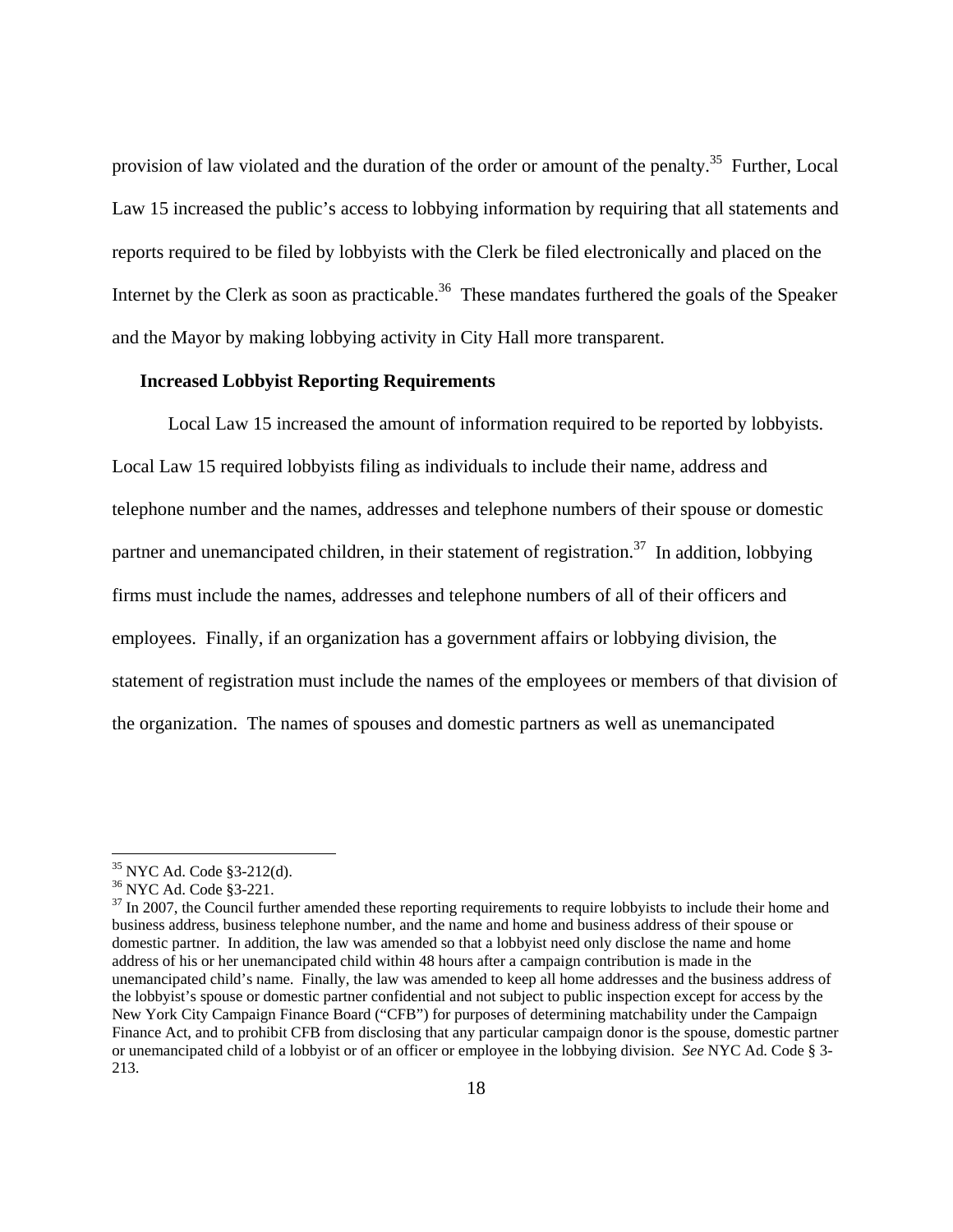provision of law violated and the duration of the order or amount of the penalty.[35] Further, Local Law 15 increased the public's access to lobbying information by requiring that all statements and reports required to be filed by lobbyists with the Clerk be filed electronically and placed on the Internet by the Clerk as soon as practicable.[36] These mandates furthered the goals of the Speaker and the Mayor by making lobbying activity in City Hall more transparent.

**Increased Lobbyist Reporting Requirements**

Local Law 15 increased the amount of information required to be reported by lobbyists. Local Law 15 required lobbyists filing as individuals to include their name, address and telephone number and the names, addresses and telephone numbers of their spouse or domestic partner and unemancipated children, in their statement of registration.[37] In addition, lobbying firms must include the names, addresses and telephone numbers of all of their officers and employees. Finally, if an organization has a government affairs or lobbying division, the statement of registration must include the names of the employees or members of that division of the organization. The names of spouses and domestic partners as well as unemancipated

---

[35] NYC Ad. Code §3-212(d).

[36] NYC Ad. Code §3-221.

[37] In 2007, the Council further amended these reporting requirements to require lobbyists to include their home and business address, business telephone number, and the name and home and business address of their spouse or domestic partner. In addition, the law was amended so that a lobbyist need only disclose the name and home address of his or her unemancipated child within 48 hours after a campaign contribution is made in the unemancipated child's name. Finally, the law was amended to keep all home addresses and the business address of the lobbyist's spouse or domestic partner confidential and not subject to public inspection except for access by the New York City Campaign Finance Board ("CFB") for purposes of determining matchability under the Campaign Finance Act, and to prohibit CFB from disclosing that any particular campaign donor is the spouse, domestic partner or unemancipated child of a lobbyist or of an officer or employee in the lobbying division. *See* NYC Ad. Code § 3-213.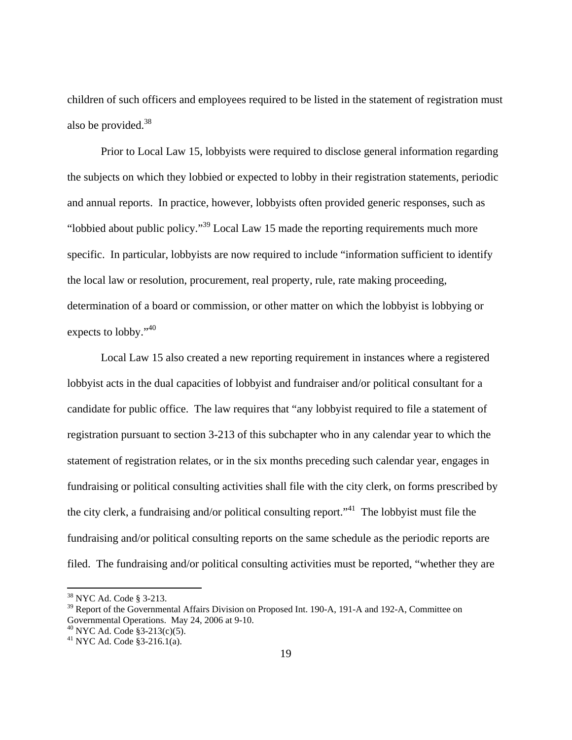children of such officers and employees required to be listed in the statement of registration must also be provided.[38]

Prior to Local Law 15, lobbyists were required to disclose general information regarding the subjects on which they lobbied or expected to lobby in their registration statements, periodic and annual reports. In practice, however, lobbyists often provided generic responses, such as "lobbied about public policy."[39] Local Law 15 made the reporting requirements much more specific. In particular, lobbyists are now required to include "information sufficient to identify the local law or resolution, procurement, real property, rule, rate making proceeding, determination of a board or commission, or other matter on which the lobbyist is lobbying or expects to lobby."[40]

Local Law 15 also created a new reporting requirement in instances where a registered lobbyist acts in the dual capacities of lobbyist and fundraiser and/or political consultant for a candidate for public office. The law requires that "any lobbyist required to file a statement of registration pursuant to section 3-213 of this subchapter who in any calendar year to which the statement of registration relates, or in the six months preceding such calendar year, engages in fundraising or political consulting activities shall file with the city clerk, on forms prescribed by the city clerk, a fundraising and/or political consulting report."[41] The lobbyist must file the fundraising and/or political consulting reports on the same schedule as the periodic reports are filed. The fundraising and/or political consulting activities must be reported, "whether they are

---

[38] NYC Ad. Code § 3-213.

[39] Report of the Governmental Affairs Division on Proposed Int. 190-A, 191-A and 192-A, Committee on Governmental Operations. May 24, 2006 at 9-10.

[40] NYC Ad. Code §3-213(c)(5).

[41] NYC Ad. Code §3-216.1(a).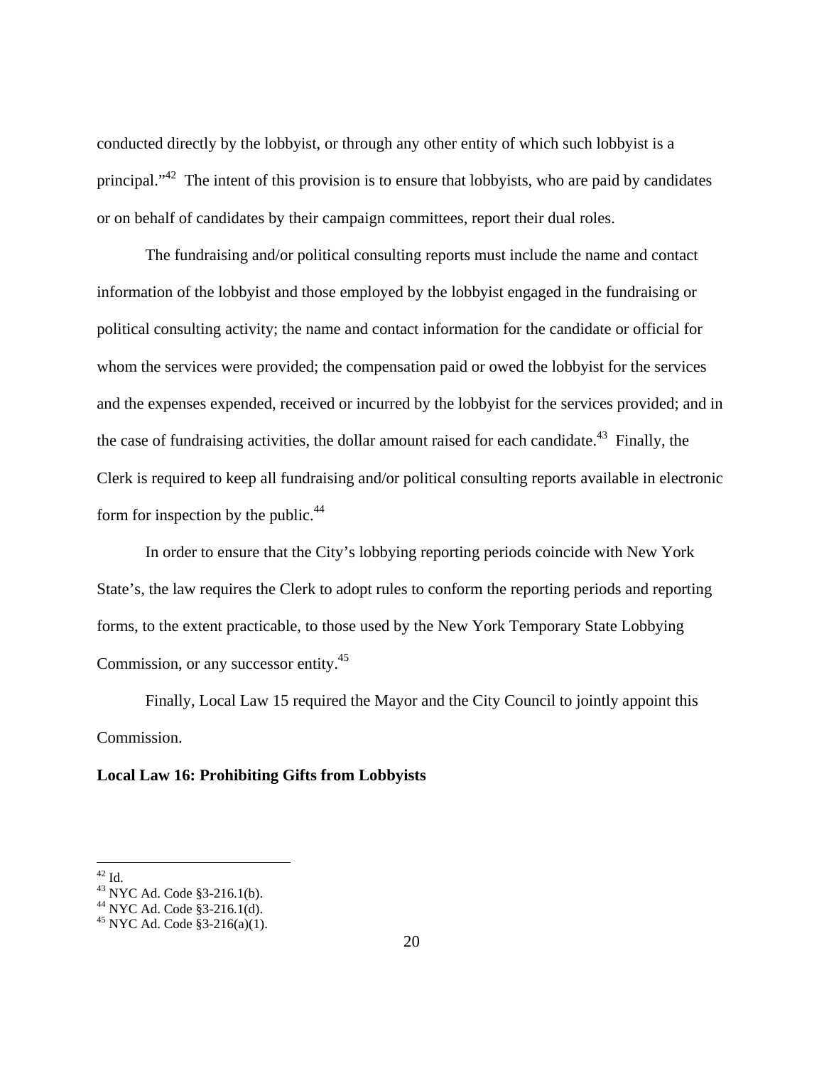conducted directly by the lobbyist, or through any other entity of which such lobbyist is a principal."[42] The intent of this provision is to ensure that lobbyists, who are paid by candidates or on behalf of candidates by their campaign committees, report their dual roles.

The fundraising and/or political consulting reports must include the name and contact information of the lobbyist and those employed by the lobbyist engaged in the fundraising or political consulting activity; the name and contact information for the candidate or official for whom the services were provided; the compensation paid or owed the lobbyist for the services and the expenses expended, received or incurred by the lobbyist for the services provided; and in the case of fundraising activities, the dollar amount raised for each candidate.[43] Finally, the Clerk is required to keep all fundraising and/or political consulting reports available in electronic form for inspection by the public.[44]

In order to ensure that the City's lobbying reporting periods coincide with New York State's, the law requires the Clerk to adopt rules to conform the reporting periods and reporting forms, to the extent practicable, to those used by the New York Temporary State Lobbying Commission, or any successor entity.[45]

Finally, Local Law 15 required the Mayor and the City Council to jointly appoint this Commission.

**Local Law 16: Prohibiting Gifts from Lobbyists**

---

[42] Id.
[43] NYC Ad. Code §3-216.1(b).
[44] NYC Ad. Code §3-216.1(d).
[45] NYC Ad. Code §3-216(a)(1).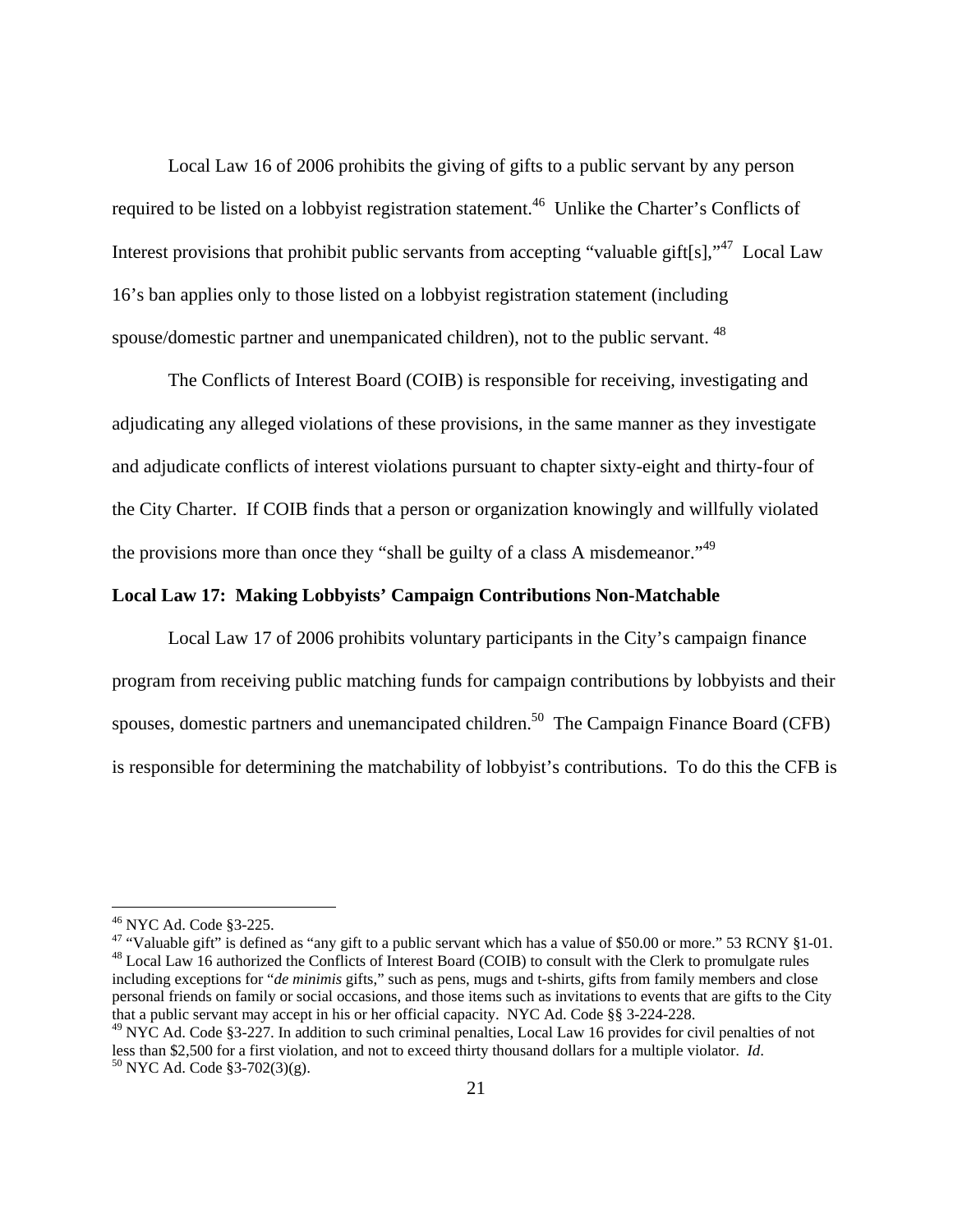Local Law 16 of 2006 prohibits the giving of gifts to a public servant by any person required to be listed on a lobbyist registration statement.[46] Unlike the Charter's Conflicts of Interest provisions that prohibit public servants from accepting "valuable gift[s],"[47] Local Law 16's ban applies only to those listed on a lobbyist registration statement (including spouse/domestic partner and unempanicated children), not to the public servant.[48]

The Conflicts of Interest Board (COIB) is responsible for receiving, investigating and adjudicating any alleged violations of these provisions, in the same manner as they investigate and adjudicate conflicts of interest violations pursuant to chapter sixty-eight and thirty-four of the City Charter. If COIB finds that a person or organization knowingly and willfully violated the provisions more than once they "shall be guilty of a class A misdemeanor."[49]

**Local Law 17: Making Lobbyists' Campaign Contributions Non-Matchable**

Local Law 17 of 2006 prohibits voluntary participants in the City's campaign finance program from receiving public matching funds for campaign contributions by lobbyists and their spouses, domestic partners and unemancipated children.[50] The Campaign Finance Board (CFB) is responsible for determining the matchability of lobbyist's contributions. To do this the CFB is

---

[46] NYC Ad. Code §3-225.

[47] "Valuable gift" is defined as "any gift to a public servant which has a value of $50.00 or more." 53 RCNY §1-01.

[48] Local Law 16 authorized the Conflicts of Interest Board (COIB) to consult with the Clerk to promulgate rules including exceptions for "*de minimis* gifts," such as pens, mugs and t-shirts, gifts from family members and close personal friends on family or social occasions, and those items such as invitations to events that are gifts to the City that a public servant may accept in his or her official capacity. NYC Ad. Code §§ 3-224-228.

[49] NYC Ad. Code §3-227. In addition to such criminal penalties, Local Law 16 provides for civil penalties of not less than $2,500 for a first violation, and not to exceed thirty thousand dollars for a multiple violator. *Id*.

[50] NYC Ad. Code §3-702(3)(g).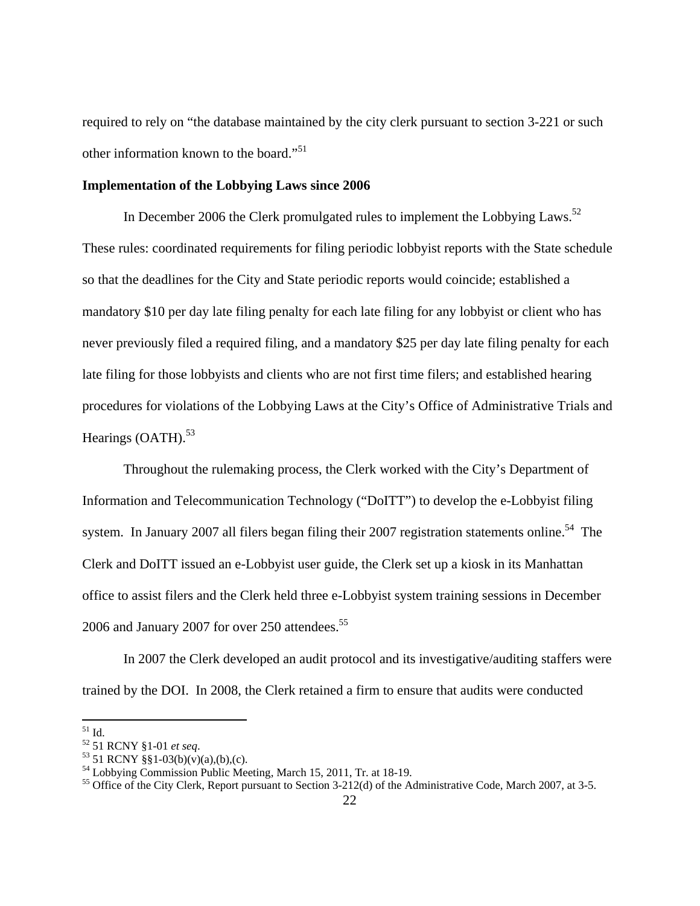required to rely on "the database maintained by the city clerk pursuant to section 3-221 or such other information known to the board."[51]

**Implementation of the Lobbying Laws since 2006**

In December 2006 the Clerk promulgated rules to implement the Lobbying Laws.[52] These rules: coordinated requirements for filing periodic lobbyist reports with the State schedule so that the deadlines for the City and State periodic reports would coincide; established a mandatory $10 per day late filing penalty for each late filing for any lobbyist or client who has never previously filed a required filing, and a mandatory $25 per day late filing penalty for each late filing for those lobbyists and clients who are not first time filers; and established hearing procedures for violations of the Lobbying Laws at the City's Office of Administrative Trials and Hearings (OATH).[53]

Throughout the rulemaking process, the Clerk worked with the City's Department of Information and Telecommunication Technology ("DoITT") to develop the e-Lobbyist filing system. In January 2007 all filers began filing their 2007 registration statements online.[54] The Clerk and DoITT issued an e-Lobbyist user guide, the Clerk set up a kiosk in its Manhattan office to assist filers and the Clerk held three e-Lobbyist system training sessions in December 2006 and January 2007 for over 250 attendees.[55]

In 2007 the Clerk developed an audit protocol and its investigative/auditing staffers were trained by the DOI. In 2008, the Clerk retained a firm to ensure that audits were conducted

---

[51] Id.

[52] 51 RCNY §1-01 *et seq*.

[53] 51 RCNY §§1-03(b)(v)(a),(b),(c).

[54] Lobbying Commission Public Meeting, March 15, 2011, Tr. at 18-19.

[55] Office of the City Clerk, Report pursuant to Section 3-212(d) of the Administrative Code, March 2007, at 3-5.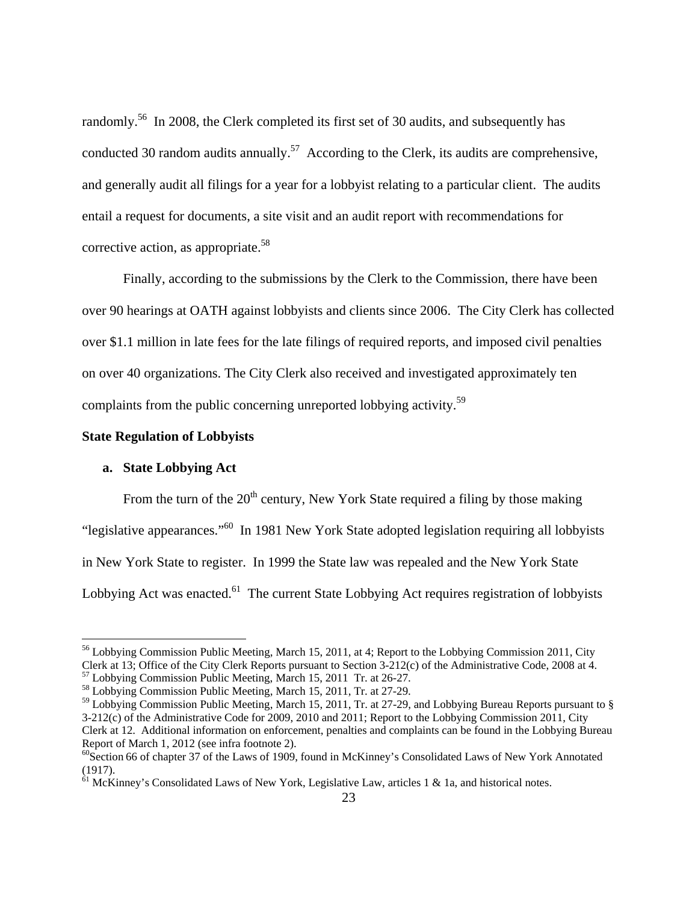randomly.[56] In 2008, the Clerk completed its first set of 30 audits, and subsequently has conducted 30 random audits annually.[57] According to the Clerk, its audits are comprehensive, and generally audit all filings for a year for a lobbyist relating to a particular client. The audits entail a request for documents, a site visit and an audit report with recommendations for corrective action, as appropriate.[58]

Finally, according to the submissions by the Clerk to the Commission, there have been over 90 hearings at OATH against lobbyists and clients since 2006. The City Clerk has collected over $1.1 million in late fees for the late filings of required reports, and imposed civil penalties on over 40 organizations. The City Clerk also received and investigated approximately ten complaints from the public concerning unreported lobbying activity.[59]

### State Regulation of Lobbyists

#### a. State Lobbying Act

From the turn of the 20th century, New York State required a filing by those making "legislative appearances."[60] In 1981 New York State adopted legislation requiring all lobbyists in New York State to register. In 1999 the State law was repealed and the New York State Lobbying Act was enacted.[61] The current State Lobbying Act requires registration of lobbyists

---

[56] Lobbying Commission Public Meeting, March 15, 2011, at 4; Report to the Lobbying Commission 2011, City Clerk at 13; Office of the City Clerk Reports pursuant to Section 3-212(c) of the Administrative Code, 2008 at 4.

[57] Lobbying Commission Public Meeting, March 15, 2011 Tr. at 26-27.

[58] Lobbying Commission Public Meeting, March 15, 2011, Tr. at 27-29.

[59] Lobbying Commission Public Meeting, March 15, 2011, Tr. at 27-29, and Lobbying Bureau Reports pursuant to § 3-212(c) of the Administrative Code for 2009, 2010 and 2011; Report to the Lobbying Commission 2011, City Clerk at 12. Additional information on enforcement, penalties and complaints can be found in the Lobbying Bureau Report of March 1, 2012 (see infra footnote 2).

[60] Section 66 of chapter 37 of the Laws of 1909, found in McKinney's Consolidated Laws of New York Annotated (1917).

[61] McKinney's Consolidated Laws of New York, Legislative Law, articles 1 & 1a, and historical notes.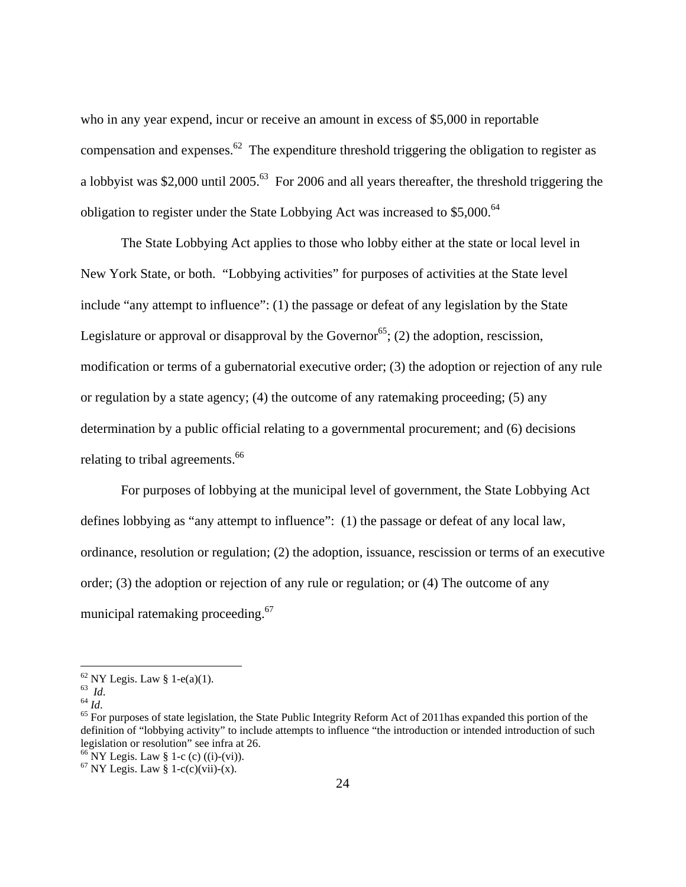who in any year expend, incur or receive an amount in excess of $5,000 in reportable compensation and expenses.[62] The expenditure threshold triggering the obligation to register as a lobbyist was $2,000 until 2005.[63] For 2006 and all years thereafter, the threshold triggering the obligation to register under the State Lobbying Act was increased to $5,000.[64]

The State Lobbying Act applies to those who lobby either at the state or local level in New York State, or both. "Lobbying activities" for purposes of activities at the State level include "any attempt to influence": (1) the passage or defeat of any legislation by the State Legislature or approval or disapproval by the Governor[65]; (2) the adoption, rescission, modification or terms of a gubernatorial executive order; (3) the adoption or rejection of any rule or regulation by a state agency; (4) the outcome of any ratemaking proceeding; (5) any determination by a public official relating to a governmental procurement; and (6) decisions relating to tribal agreements.[66]

For purposes of lobbying at the municipal level of government, the State Lobbying Act defines lobbying as "any attempt to influence": (1) the passage or defeat of any local law, ordinance, resolution or regulation; (2) the adoption, issuance, rescission or terms of an executive order; (3) the adoption or rejection of any rule or regulation; or (4) The outcome of any municipal ratemaking proceeding.[67]

---

[62] NY Legis. Law § 1-e(a)(1).

[63] *Id*.

[64] *Id*.

[65] For purposes of state legislation, the State Public Integrity Reform Act of 2011has expanded this portion of the definition of "lobbying activity" to include attempts to influence "the introduction or intended introduction of such legislation or resolution" see infra at 26.

[66] NY Legis. Law § 1-c (c) ((i)-(vi)).

[67] NY Legis. Law § 1-c(c)(vii)-(x).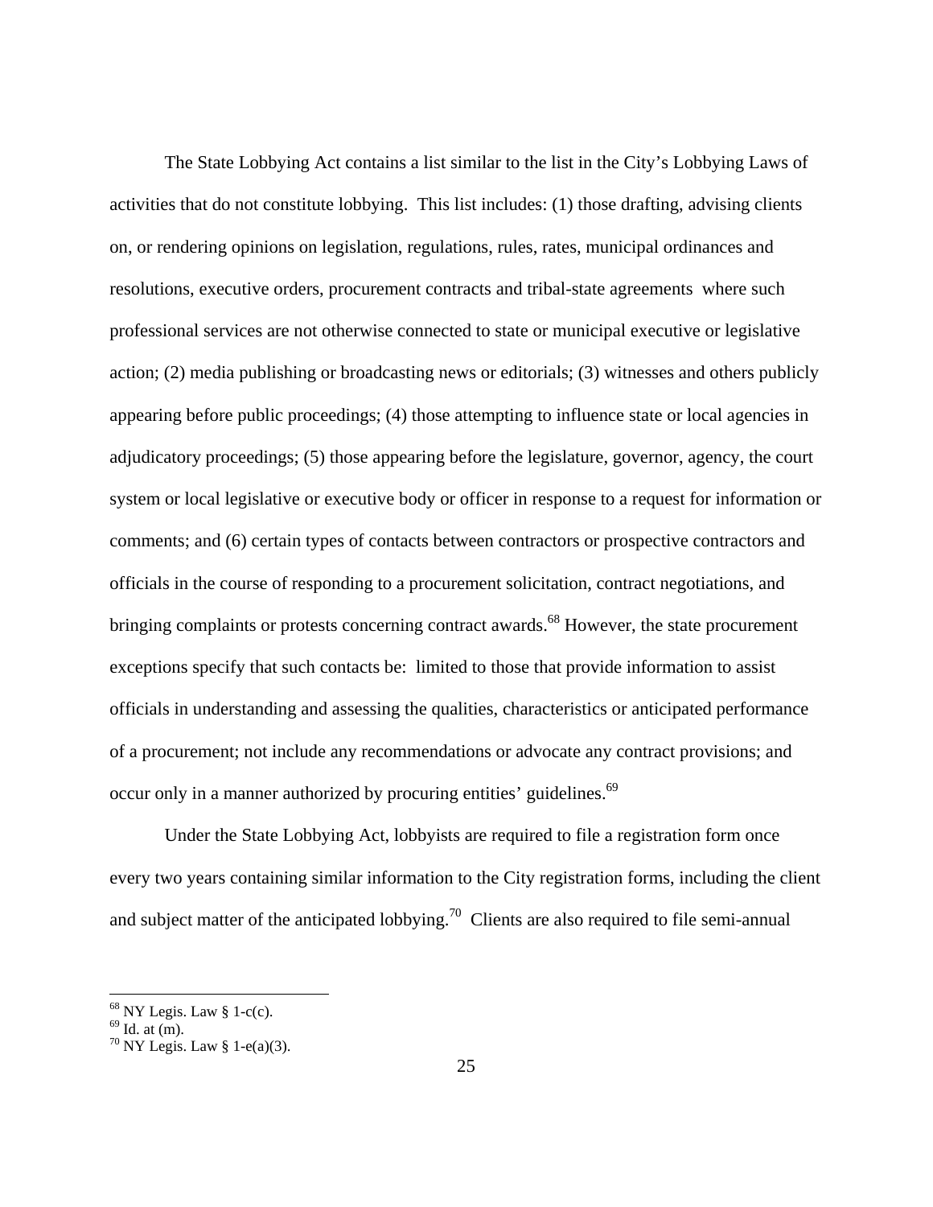The State Lobbying Act contains a list similar to the list in the City's Lobbying Laws of activities that do not constitute lobbying. This list includes: (1) those drafting, advising clients on, or rendering opinions on legislation, regulations, rules, rates, municipal ordinances and resolutions, executive orders, procurement contracts and tribal-state agreements where such professional services are not otherwise connected to state or municipal executive or legislative action; (2) media publishing or broadcasting news or editorials; (3) witnesses and others publicly appearing before public proceedings; (4) those attempting to influence state or local agencies in adjudicatory proceedings; (5) those appearing before the legislature, governor, agency, the court system or local legislative or executive body or officer in response to a request for information or comments; and (6) certain types of contacts between contractors or prospective contractors and officials in the course of responding to a procurement solicitation, contract negotiations, and bringing complaints or protests concerning contract awards.[68] However, the state procurement exceptions specify that such contacts be: limited to those that provide information to assist officials in understanding and assessing the qualities, characteristics or anticipated performance of a procurement; not include any recommendations or advocate any contract provisions; and occur only in a manner authorized by procuring entities' guidelines.[69]

Under the State Lobbying Act, lobbyists are required to file a registration form once every two years containing similar information to the City registration forms, including the client and subject matter of the anticipated lobbying.[70] Clients are also required to file semi-annual

[68] NY Legis. Law § 1-c(c).
[69] Id. at (m).
[70] NY Legis. Law § 1-e(a)(3).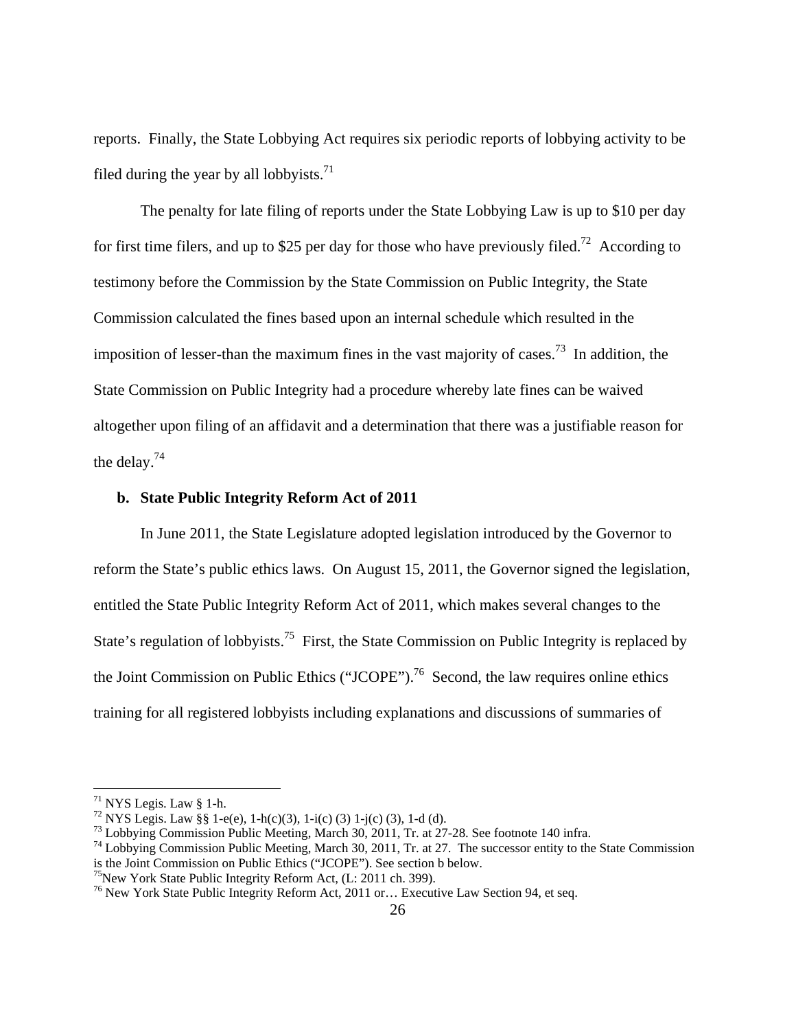reports. Finally, the State Lobbying Act requires six periodic reports of lobbying activity to be filed during the year by all lobbyists.[71]

The penalty for late filing of reports under the State Lobbying Law is up to $10 per day for first time filers, and up to $25 per day for those who have previously filed.[72] According to testimony before the Commission by the State Commission on Public Integrity, the State Commission calculated the fines based upon an internal schedule which resulted in the imposition of lesser-than the maximum fines in the vast majority of cases.[73] In addition, the State Commission on Public Integrity had a procedure whereby late fines can be waived altogether upon filing of an affidavit and a determination that there was a justifiable reason for the delay.[74]

**b. State Public Integrity Reform Act of 2011**

In June 2011, the State Legislature adopted legislation introduced by the Governor to reform the State's public ethics laws. On August 15, 2011, the Governor signed the legislation, entitled the State Public Integrity Reform Act of 2011, which makes several changes to the State's regulation of lobbyists.[75] First, the State Commission on Public Integrity is replaced by the Joint Commission on Public Ethics ("JCOPE").[76] Second, the law requires online ethics training for all registered lobbyists including explanations and discussions of summaries of

---

[71] NYS Legis. Law § 1-h.

[72] NYS Legis. Law §§ 1-e(e), 1-h(c)(3), 1-i(c) (3) 1-j(c) (3), 1-d (d).

[73] Lobbying Commission Public Meeting, March 30, 2011, Tr. at 27-28. See footnote 140 infra.

[74] Lobbying Commission Public Meeting, March 30, 2011, Tr. at 27. The successor entity to the State Commission is the Joint Commission on Public Ethics ("JCOPE"). See section b below.

[75] New York State Public Integrity Reform Act, (L: 2011 ch. 399).

[76] New York State Public Integrity Reform Act, 2011 or… Executive Law Section 94, et seq.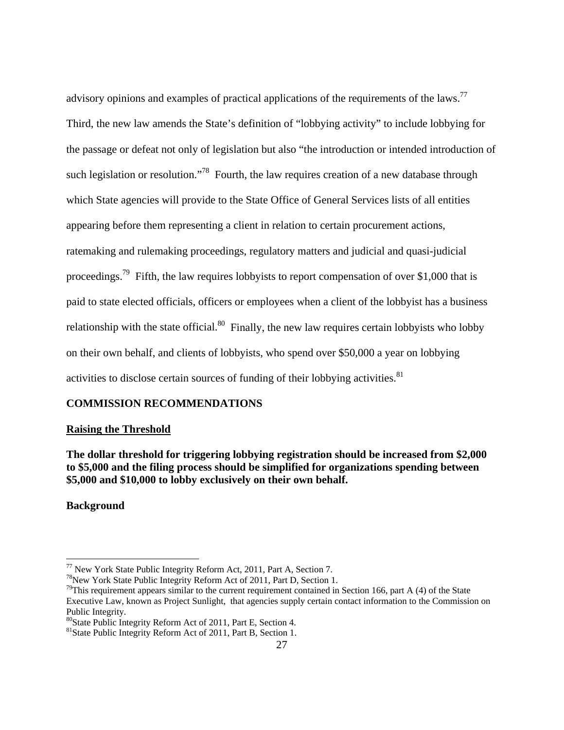advisory opinions and examples of practical applications of the requirements of the laws.[77] Third, the new law amends the State's definition of "lobbying activity" to include lobbying for the passage or defeat not only of legislation but also "the introduction or intended introduction of such legislation or resolution."[78] Fourth, the law requires creation of a new database through which State agencies will provide to the State Office of General Services lists of all entities appearing before them representing a client in relation to certain procurement actions, ratemaking and rulemaking proceedings, regulatory matters and judicial and quasi-judicial proceedings.[79] Fifth, the law requires lobbyists to report compensation of over $1,000 that is paid to state elected officials, officers or employees when a client of the lobbyist has a business relationship with the state official.[80] Finally, the new law requires certain lobbyists who lobby on their own behalf, and clients of lobbyists, who spend over $50,000 a year on lobbying activities to disclose certain sources of funding of their lobbying activities.[81]

## COMMISSION RECOMMENDATIONS

### Raising the Threshold

**The dollar threshold for triggering lobbying registration should be increased from $2,000 to $5,000 and the filing process should be simplified for organizations spending between $5,000 and $10,000 to lobby exclusively on their own behalf.**

**Background**

---

[77] New York State Public Integrity Reform Act, 2011, Part A, Section 7.

[78] New York State Public Integrity Reform Act of 2011, Part D, Section 1.

[79] This requirement appears similar to the current requirement contained in Section 166, part A (4) of the State Executive Law, known as Project Sunlight, that agencies supply certain contact information to the Commission on Public Integrity.

[80] State Public Integrity Reform Act of 2011, Part E, Section 4.

[81] State Public Integrity Reform Act of 2011, Part B, Section 1.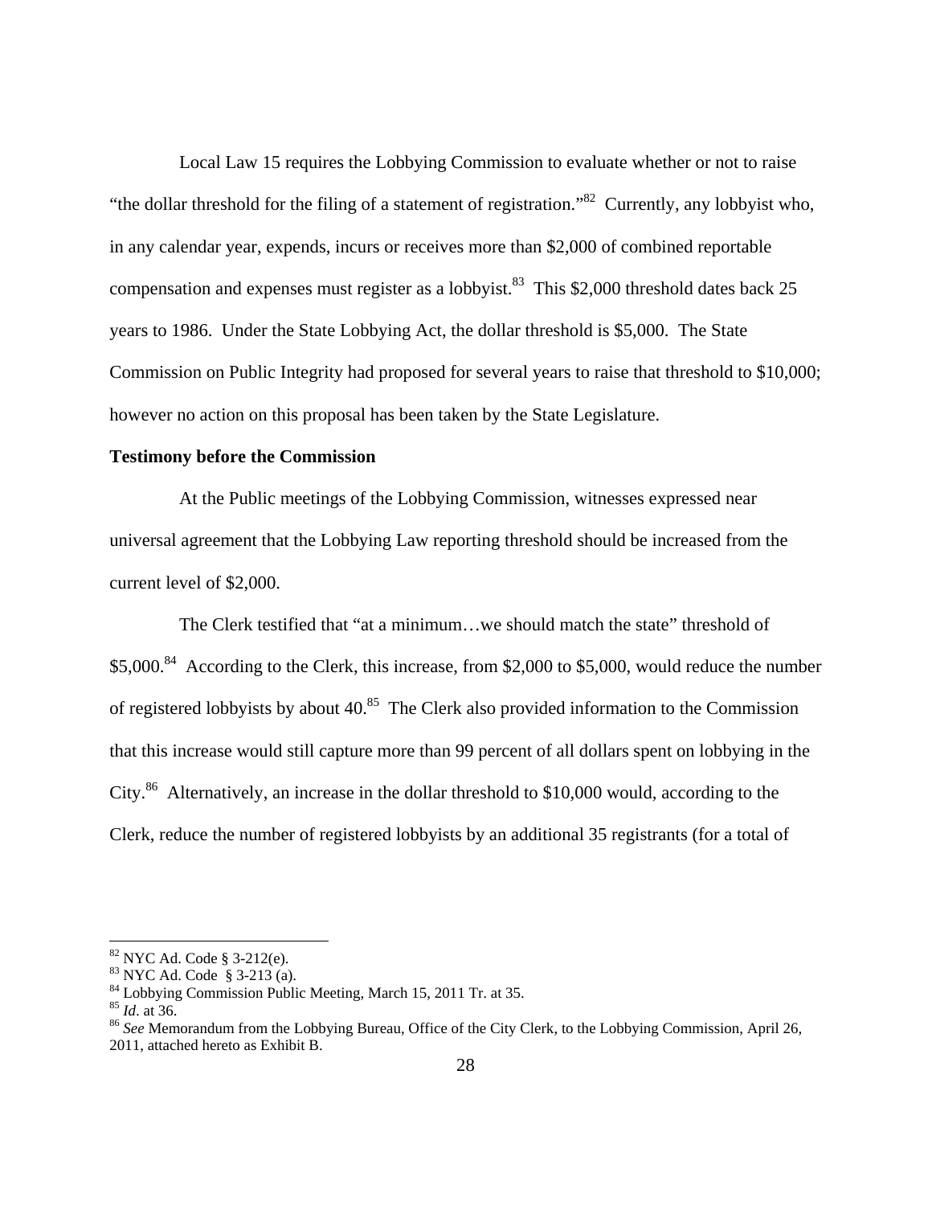Local Law 15 requires the Lobbying Commission to evaluate whether or not to raise "the dollar threshold for the filing of a statement of registration."[82] Currently, any lobbyist who, in any calendar year, expends, incurs or receives more than $2,000 of combined reportable compensation and expenses must register as a lobbyist.[83] This $2,000 threshold dates back 25 years to 1986. Under the State Lobbying Act, the dollar threshold is $5,000. The State Commission on Public Integrity had proposed for several years to raise that threshold to $10,000; however no action on this proposal has been taken by the State Legislature.

**Testimony before the Commission**

At the Public meetings of the Lobbying Commission, witnesses expressed near universal agreement that the Lobbying Law reporting threshold should be increased from the current level of $2,000.

The Clerk testified that "at a minimum…we should match the state" threshold of $5,000.[84] According to the Clerk, this increase, from $2,000 to $5,000, would reduce the number of registered lobbyists by about 40.[85] The Clerk also provided information to the Commission that this increase would still capture more than 99 percent of all dollars spent on lobbying in the City.[86] Alternatively, an increase in the dollar threshold to $10,000 would, according to the Clerk, reduce the number of registered lobbyists by an additional 35 registrants (for a total of

---

[82] NYC Ad. Code § 3-212(e).
[83] NYC Ad. Code § 3-213 (a).
[84] Lobbying Commission Public Meeting, March 15, 2011 Tr. at 35.
[85] *Id*. at 36.
[86] *See* Memorandum from the Lobbying Bureau, Office of the City Clerk, to the Lobbying Commission, April 26, 2011, attached hereto as Exhibit B.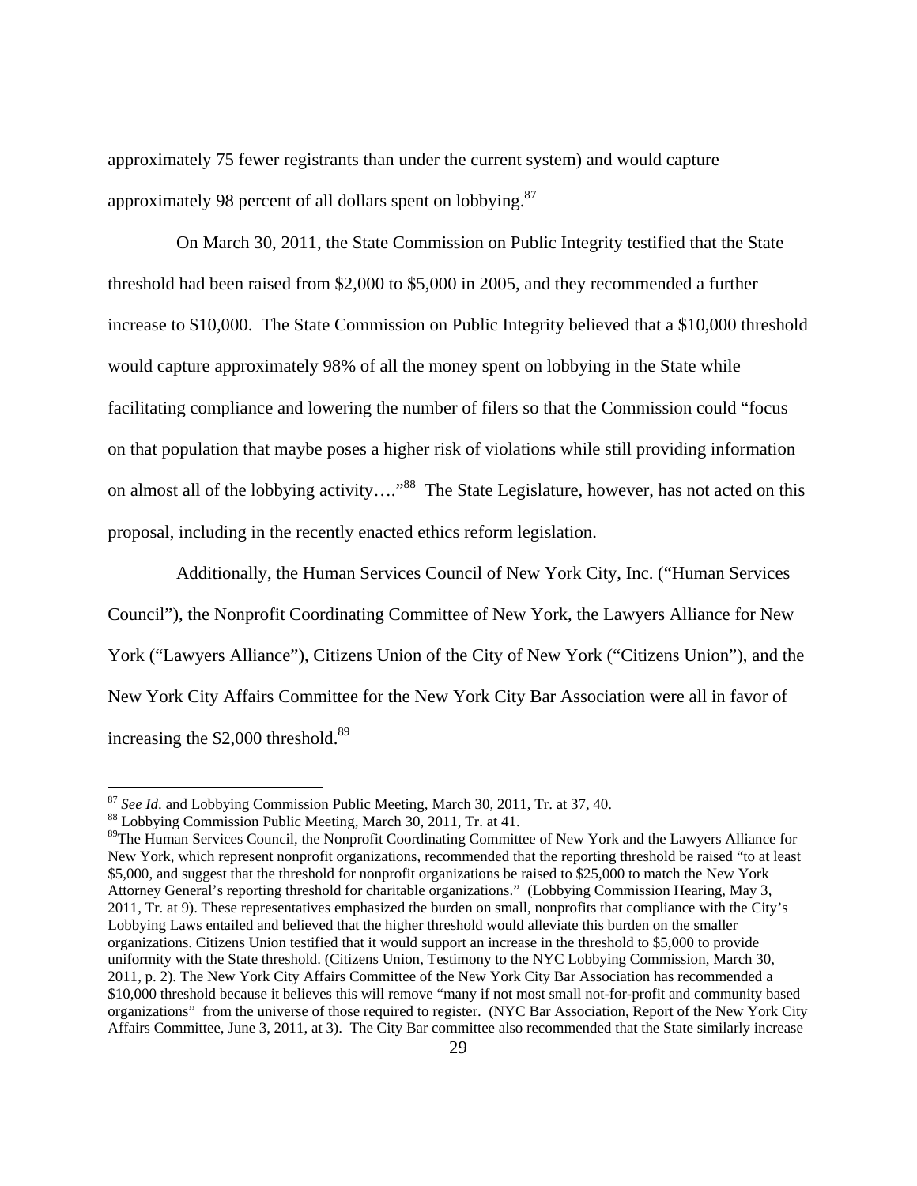approximately 75 fewer registrants than under the current system) and would capture approximately 98 percent of all dollars spent on lobbying.[87]

On March 30, 2011, the State Commission on Public Integrity testified that the State threshold had been raised from $2,000 to $5,000 in 2005, and they recommended a further increase to $10,000. The State Commission on Public Integrity believed that a $10,000 threshold would capture approximately 98% of all the money spent on lobbying in the State while facilitating compliance and lowering the number of filers so that the Commission could "focus on that population that maybe poses a higher risk of violations while still providing information on almost all of the lobbying activity…."[88] The State Legislature, however, has not acted on this proposal, including in the recently enacted ethics reform legislation.

Additionally, the Human Services Council of New York City, Inc. ("Human Services Council"), the Nonprofit Coordinating Committee of New York, the Lawyers Alliance for New York ("Lawyers Alliance"), Citizens Union of the City of New York ("Citizens Union"), and the New York City Affairs Committee for the New York City Bar Association were all in favor of increasing the $2,000 threshold.[89]

---

[87] *See Id*. and Lobbying Commission Public Meeting, March 30, 2011, Tr. at 37, 40.

[88] Lobbying Commission Public Meeting, March 30, 2011, Tr. at 41.

[89] The Human Services Council, the Nonprofit Coordinating Committee of New York and the Lawyers Alliance for New York, which represent nonprofit organizations, recommended that the reporting threshold be raised "to at least $5,000, and suggest that the threshold for nonprofit organizations be raised to $25,000 to match the New York Attorney General's reporting threshold for charitable organizations." (Lobbying Commission Hearing, May 3, 2011, Tr. at 9). These representatives emphasized the burden on small, nonprofits that compliance with the City's Lobbying Laws entailed and believed that the higher threshold would alleviate this burden on the smaller organizations. Citizens Union testified that it would support an increase in the threshold to $5,000 to provide uniformity with the State threshold. (Citizens Union, Testimony to the NYC Lobbying Commission, March 30, 2011, p. 2). The New York City Affairs Committee of the New York City Bar Association has recommended a $10,000 threshold because it believes this will remove "many if not most small not-for-profit and community based organizations" from the universe of those required to register. (NYC Bar Association, Report of the New York City Affairs Committee, June 3, 2011, at 3). The City Bar committee also recommended that the State similarly increase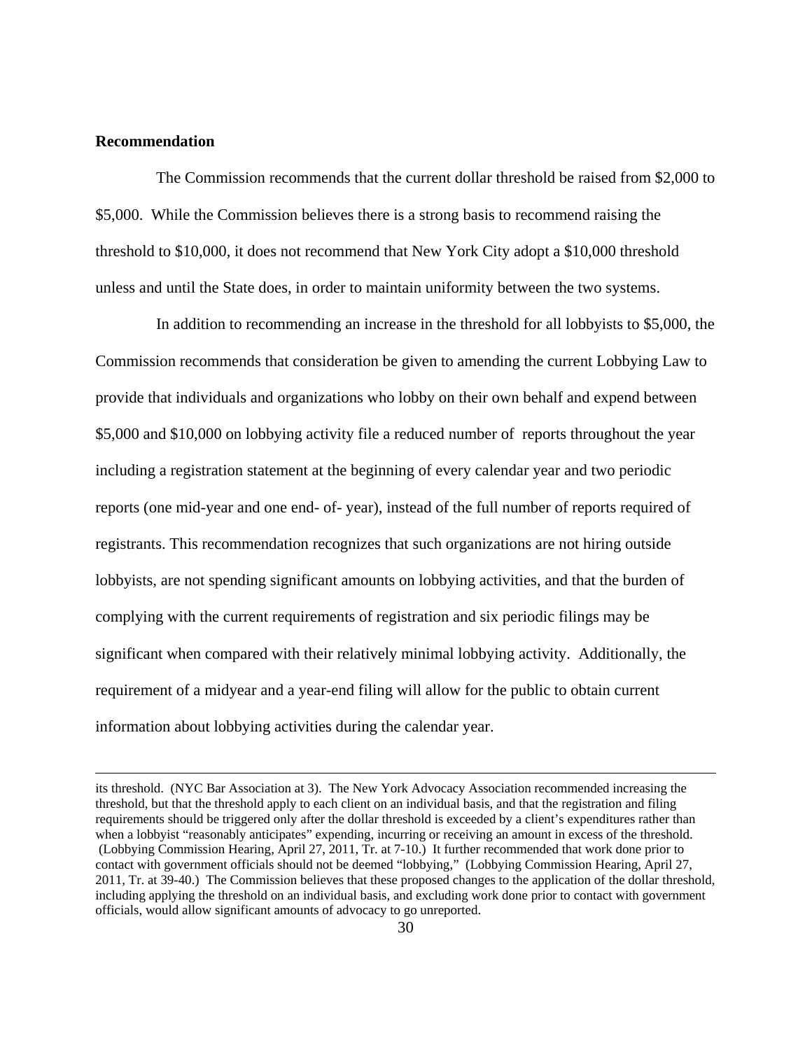**Recommendation**

The Commission recommends that the current dollar threshold be raised from $2,000 to $5,000. While the Commission believes there is a strong basis to recommend raising the threshold to $10,000, it does not recommend that New York City adopt a $10,000 threshold unless and until the State does, in order to maintain uniformity between the two systems.

In addition to recommending an increase in the threshold for all lobbyists to $5,000, the Commission recommends that consideration be given to amending the current Lobbying Law to provide that individuals and organizations who lobby on their own behalf and expend between $5,000 and $10,000 on lobbying activity file a reduced number of reports throughout the year including a registration statement at the beginning of every calendar year and two periodic reports (one mid-year and one end- of- year), instead of the full number of reports required of registrants. This recommendation recognizes that such organizations are not hiring outside lobbyists, are not spending significant amounts on lobbying activities, and that the burden of complying with the current requirements of registration and six periodic filings may be significant when compared with their relatively minimal lobbying activity. Additionally, the requirement of a midyear and a year-end filing will allow for the public to obtain current information about lobbying activities during the calendar year.

---

its threshold. (NYC Bar Association at 3). The New York Advocacy Association recommended increasing the threshold, but that the threshold apply to each client on an individual basis, and that the registration and filing requirements should be triggered only after the dollar threshold is exceeded by a client's expenditures rather than when a lobbyist "reasonably anticipates" expending, incurring or receiving an amount in excess of the threshold. (Lobbying Commission Hearing, April 27, 2011, Tr. at 7-10.) It further recommended that work done prior to contact with government officials should not be deemed "lobbying," (Lobbying Commission Hearing, April 27, 2011, Tr. at 39-40.) The Commission believes that these proposed changes to the application of the dollar threshold, including applying the threshold on an individual basis, and excluding work done prior to contact with government officials, would allow significant amounts of advocacy to go unreported.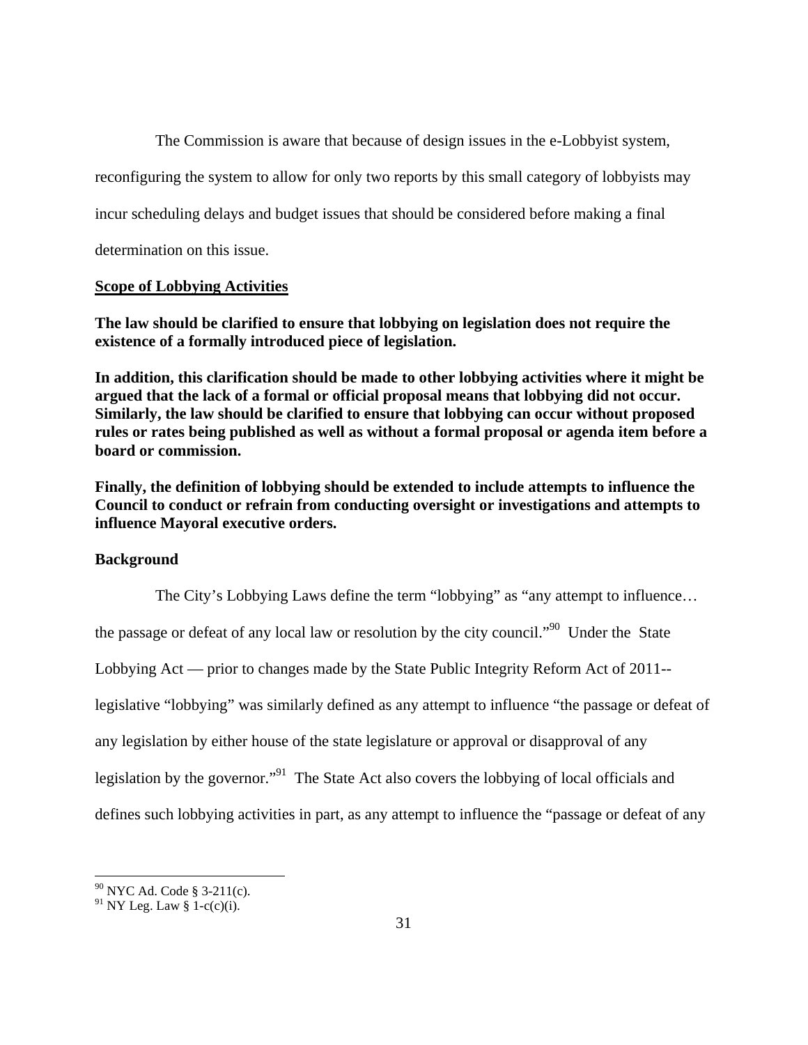The Commission is aware that because of design issues in the e-Lobbyist system, reconfiguring the system to allow for only two reports by this small category of lobbyists may incur scheduling delays and budget issues that should be considered before making a final determination on this issue.

## Scope of Lobbying Activities

**The law should be clarified to ensure that lobbying on legislation does not require the existence of a formally introduced piece of legislation.**

**In addition, this clarification should be made to other lobbying activities where it might be argued that the lack of a formal or official proposal means that lobbying did not occur. Similarly, the law should be clarified to ensure that lobbying can occur without proposed rules or rates being published as well as without a formal proposal or agenda item before a board or commission.**

**Finally, the definition of lobbying should be extended to include attempts to influence the Council to conduct or refrain from conducting oversight or investigations and attempts to influence Mayoral executive orders.**

### Background

The City's Lobbying Laws define the term "lobbying" as "any attempt to influence… the passage or defeat of any local law or resolution by the city council."[90] Under the State Lobbying Act — prior to changes made by the State Public Integrity Reform Act of 2011-- legislative "lobbying" was similarly defined as any attempt to influence "the passage or defeat of any legislation by either house of the state legislature or approval or disapproval of any legislation by the governor."[91] The State Act also covers the lobbying of local officials and defines such lobbying activities in part, as any attempt to influence the "passage or defeat of any

[90] NYC Ad. Code § 3-211(c).
[91] NY Leg. Law § 1-c(c)(i).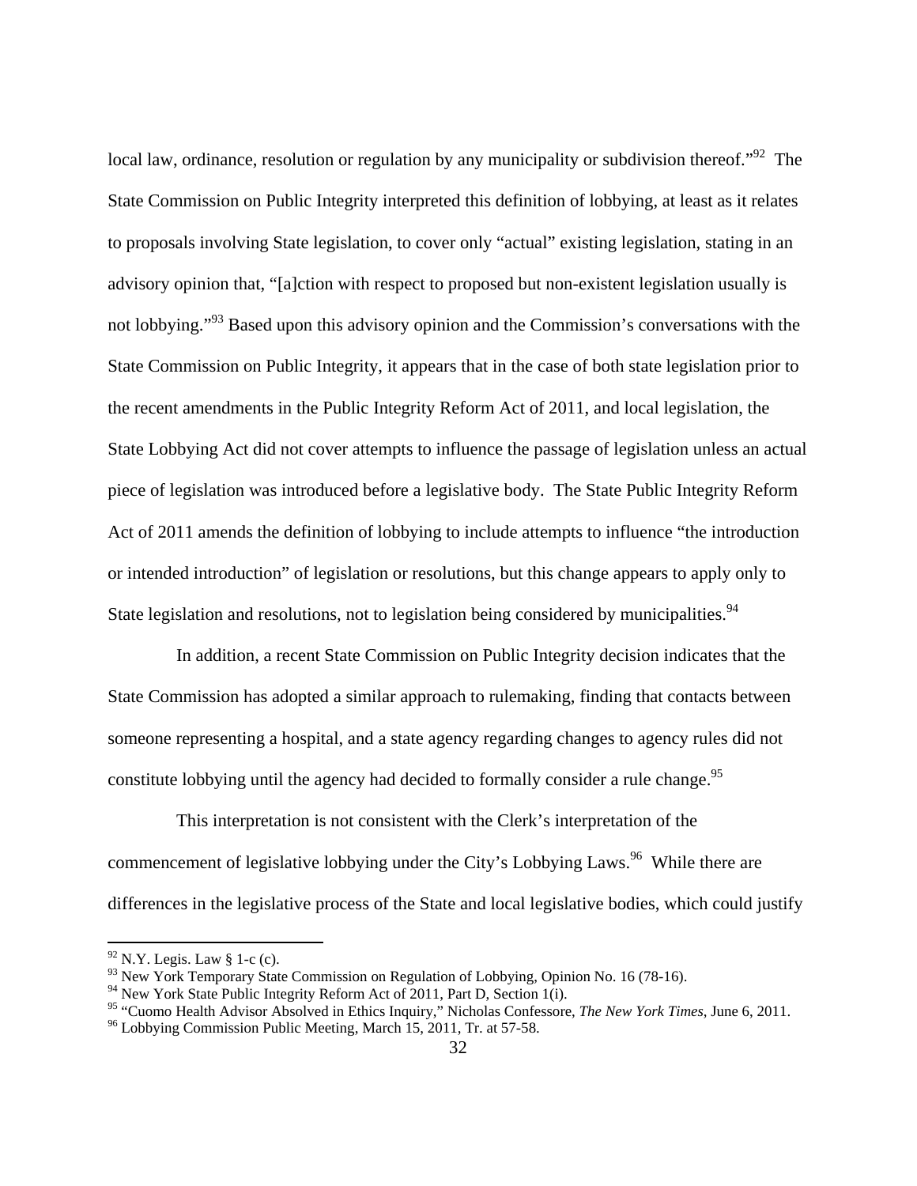local law, ordinance, resolution or regulation by any municipality or subdivision thereof."[92] The State Commission on Public Integrity interpreted this definition of lobbying, at least as it relates to proposals involving State legislation, to cover only "actual" existing legislation, stating in an advisory opinion that, "[a]ction with respect to proposed but non-existent legislation usually is not lobbying."[93] Based upon this advisory opinion and the Commission's conversations with the State Commission on Public Integrity, it appears that in the case of both state legislation prior to the recent amendments in the Public Integrity Reform Act of 2011, and local legislation, the State Lobbying Act did not cover attempts to influence the passage of legislation unless an actual piece of legislation was introduced before a legislative body. The State Public Integrity Reform Act of 2011 amends the definition of lobbying to include attempts to influence "the introduction or intended introduction" of legislation or resolutions, but this change appears to apply only to State legislation and resolutions, not to legislation being considered by municipalities.[94]

In addition, a recent State Commission on Public Integrity decision indicates that the State Commission has adopted a similar approach to rulemaking, finding that contacts between someone representing a hospital, and a state agency regarding changes to agency rules did not constitute lobbying until the agency had decided to formally consider a rule change.[95]

This interpretation is not consistent with the Clerk's interpretation of the commencement of legislative lobbying under the City's Lobbying Laws.[96] While there are differences in the legislative process of the State and local legislative bodies, which could justify

---

[92] N.Y. Legis. Law § 1-c (c).

[93] New York Temporary State Commission on Regulation of Lobbying, Opinion No. 16 (78-16).

[94] New York State Public Integrity Reform Act of 2011, Part D, Section 1(i).

[95] "Cuomo Health Advisor Absolved in Ethics Inquiry," Nicholas Confessore, *The New York Times*, June 6, 2011.

[96] Lobbying Commission Public Meeting, March 15, 2011, Tr. at 57-58.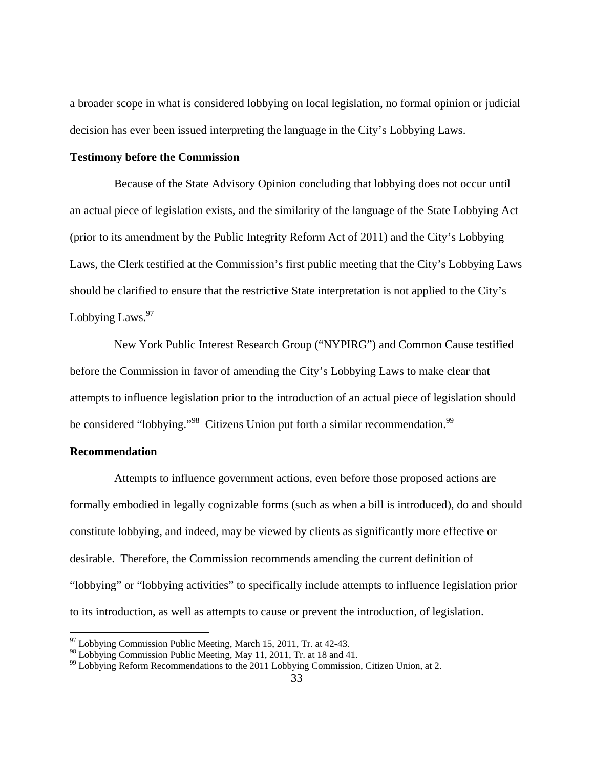a broader scope in what is considered lobbying on local legislation, no formal opinion or judicial decision has ever been issued interpreting the language in the City's Lobbying Laws.

**Testimony before the Commission**

Because of the State Advisory Opinion concluding that lobbying does not occur until an actual piece of legislation exists, and the similarity of the language of the State Lobbying Act (prior to its amendment by the Public Integrity Reform Act of 2011) and the City's Lobbying Laws, the Clerk testified at the Commission's first public meeting that the City's Lobbying Laws should be clarified to ensure that the restrictive State interpretation is not applied to the City's Lobbying Laws.[97]

New York Public Interest Research Group ("NYPIRG") and Common Cause testified before the Commission in favor of amending the City's Lobbying Laws to make clear that attempts to influence legislation prior to the introduction of an actual piece of legislation should be considered "lobbying."[98] Citizens Union put forth a similar recommendation.[99]

**Recommendation**

Attempts to influence government actions, even before those proposed actions are formally embodied in legally cognizable forms (such as when a bill is introduced), do and should constitute lobbying, and indeed, may be viewed by clients as significantly more effective or desirable. Therefore, the Commission recommends amending the current definition of "lobbying" or "lobbying activities" to specifically include attempts to influence legislation prior to its introduction, as well as attempts to cause or prevent the introduction, of legislation.

---

[97] Lobbying Commission Public Meeting, March 15, 2011, Tr. at 42-43.

[98] Lobbying Commission Public Meeting, May 11, 2011, Tr. at 18 and 41.

[99] Lobbying Reform Recommendations to the 2011 Lobbying Commission, Citizen Union, at 2.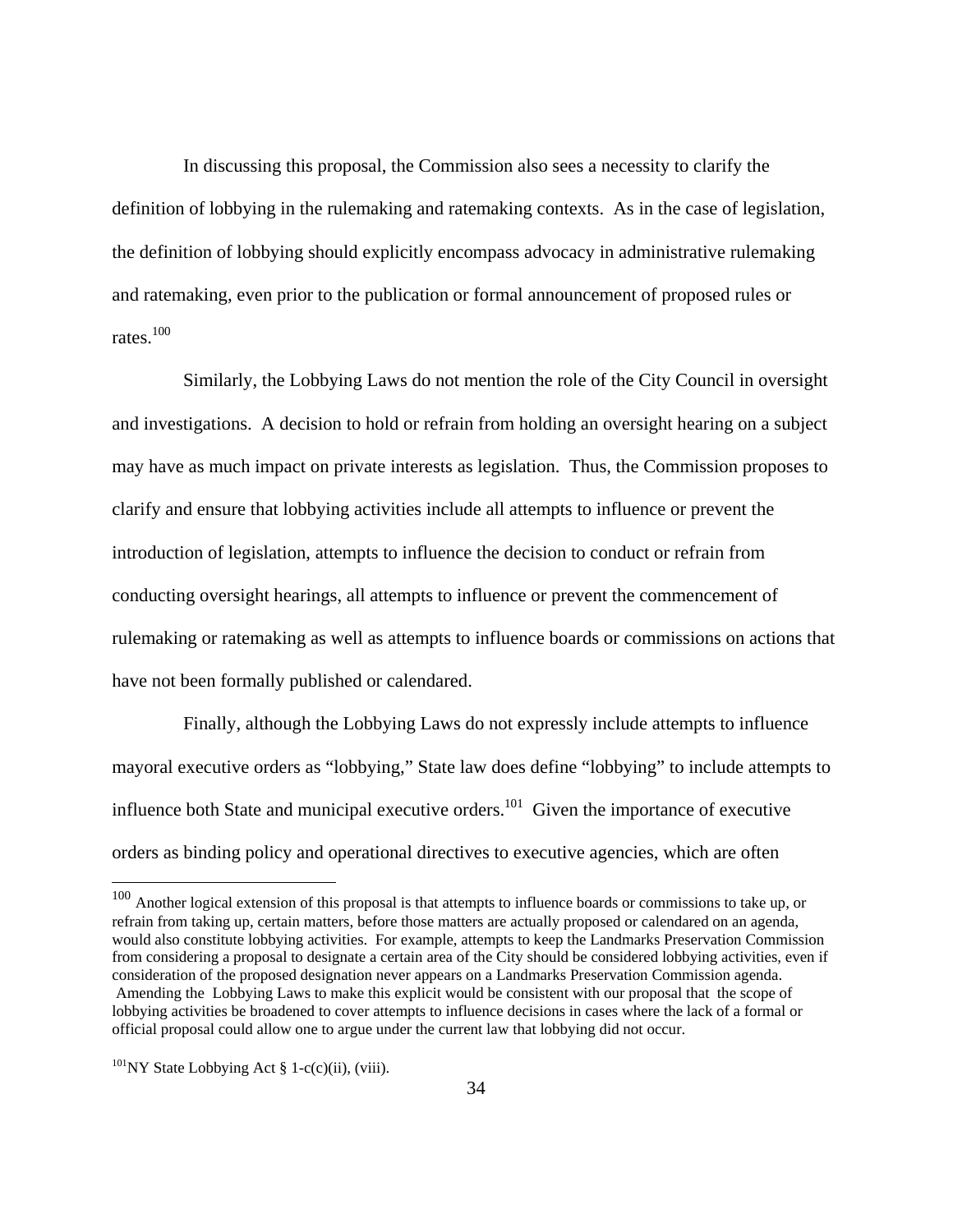In discussing this proposal, the Commission also sees a necessity to clarify the definition of lobbying in the rulemaking and ratemaking contexts. As in the case of legislation, the definition of lobbying should explicitly encompass advocacy in administrative rulemaking and ratemaking, even prior to the publication or formal announcement of proposed rules or rates.[100]

Similarly, the Lobbying Laws do not mention the role of the City Council in oversight and investigations. A decision to hold or refrain from holding an oversight hearing on a subject may have as much impact on private interests as legislation. Thus, the Commission proposes to clarify and ensure that lobbying activities include all attempts to influence or prevent the introduction of legislation, attempts to influence the decision to conduct or refrain from conducting oversight hearings, all attempts to influence or prevent the commencement of rulemaking or ratemaking as well as attempts to influence boards or commissions on actions that have not been formally published or calendared.

Finally, although the Lobbying Laws do not expressly include attempts to influence mayoral executive orders as "lobbying," State law does define "lobbying" to include attempts to influence both State and municipal executive orders.[101] Given the importance of executive orders as binding policy and operational directives to executive agencies, which are often

---

[100] Another logical extension of this proposal is that attempts to influence boards or commissions to take up, or refrain from taking up, certain matters, before those matters are actually proposed or calendared on an agenda, would also constitute lobbying activities. For example, attempts to keep the Landmarks Preservation Commission from considering a proposal to designate a certain area of the City should be considered lobbying activities, even if consideration of the proposed designation never appears on a Landmarks Preservation Commission agenda. Amending the Lobbying Laws to make this explicit would be consistent with our proposal that the scope of lobbying activities be broadened to cover attempts to influence decisions in cases where the lack of a formal or official proposal could allow one to argue under the current law that lobbying did not occur.

[101] NY State Lobbying Act § 1-c(c)(ii), (viii).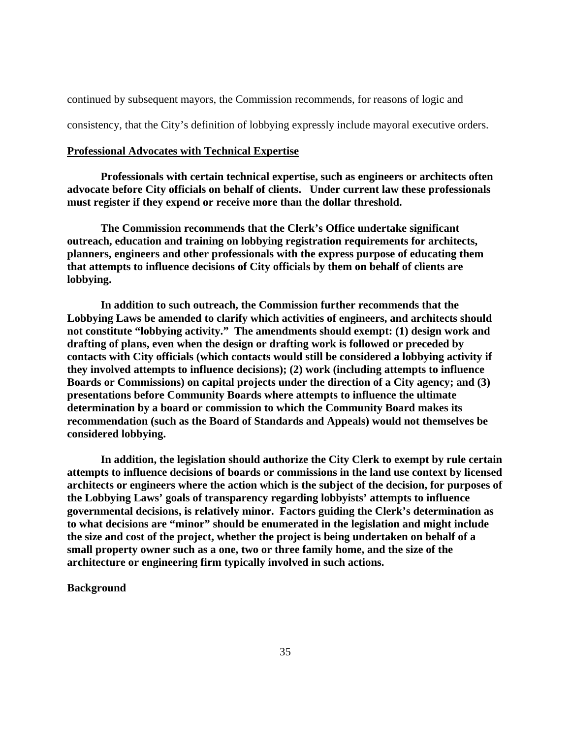continued by subsequent mayors, the Commission recommends, for reasons of logic and consistency, that the City's definition of lobbying expressly include mayoral executive orders.

**Professional Advocates with Technical Expertise**

**Professionals with certain technical expertise, such as engineers or architects often advocate before City officials on behalf of clients. Under current law these professionals must register if they expend or receive more than the dollar threshold.**

**The Commission recommends that the Clerk's Office undertake significant outreach, education and training on lobbying registration requirements for architects, planners, engineers and other professionals with the express purpose of educating them that attempts to influence decisions of City officials by them on behalf of clients are lobbying.**

**In addition to such outreach, the Commission further recommends that the Lobbying Laws be amended to clarify which activities of engineers, and architects should not constitute "lobbying activity." The amendments should exempt: (1) design work and drafting of plans, even when the design or drafting work is followed or preceded by contacts with City officials (which contacts would still be considered a lobbying activity if they involved attempts to influence decisions); (2) work (including attempts to influence Boards or Commissions) on capital projects under the direction of a City agency; and (3) presentations before Community Boards where attempts to influence the ultimate determination by a board or commission to which the Community Board makes its recommendation (such as the Board of Standards and Appeals) would not themselves be considered lobbying.**

**In addition, the legislation should authorize the City Clerk to exempt by rule certain attempts to influence decisions of boards or commissions in the land use context by licensed architects or engineers where the action which is the subject of the decision, for purposes of the Lobbying Laws' goals of transparency regarding lobbyists' attempts to influence governmental decisions, is relatively minor. Factors guiding the Clerk's determination as to what decisions are "minor" should be enumerated in the legislation and might include the size and cost of the project, whether the project is being undertaken on behalf of a small property owner such as a one, two or three family home, and the size of the architecture or engineering firm typically involved in such actions.**

**Background**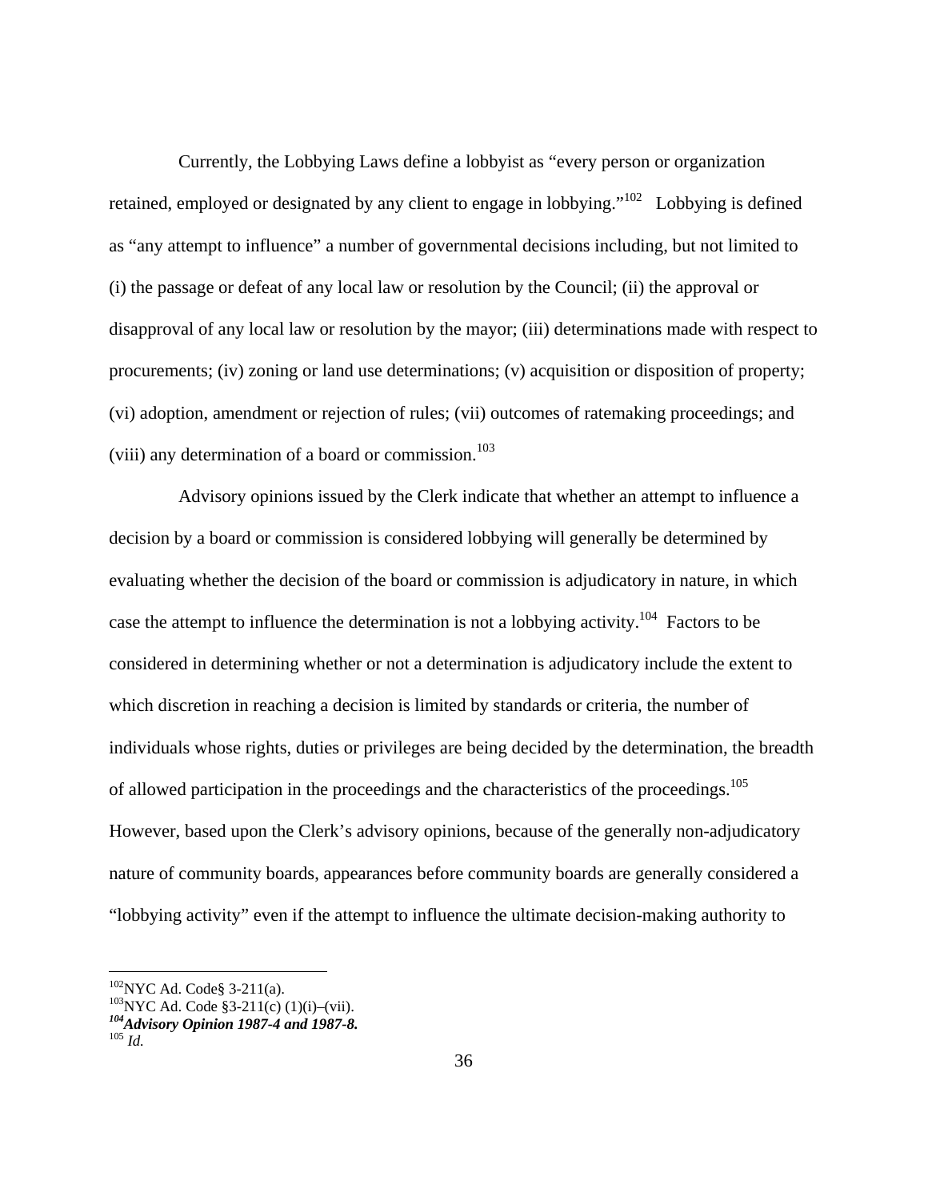Currently, the Lobbying Laws define a lobbyist as "every person or organization retained, employed or designated by any client to engage in lobbying."[102] Lobbying is defined as "any attempt to influence" a number of governmental decisions including, but not limited to (i) the passage or defeat of any local law or resolution by the Council; (ii) the approval or disapproval of any local law or resolution by the mayor; (iii) determinations made with respect to procurements; (iv) zoning or land use determinations; (v) acquisition or disposition of property; (vi) adoption, amendment or rejection of rules; (vii) outcomes of ratemaking proceedings; and (viii) any determination of a board or commission.[103]

Advisory opinions issued by the Clerk indicate that whether an attempt to influence a decision by a board or commission is considered lobbying will generally be determined by evaluating whether the decision of the board or commission is adjudicatory in nature, in which case the attempt to influence the determination is not a lobbying activity.[104] Factors to be considered in determining whether or not a determination is adjudicatory include the extent to which discretion in reaching a decision is limited by standards or criteria, the number of individuals whose rights, duties or privileges are being decided by the determination, the breadth of allowed participation in the proceedings and the characteristics of the proceedings.[105] However, based upon the Clerk's advisory opinions, because of the generally non-adjudicatory nature of community boards, appearances before community boards are generally considered a "lobbying activity" even if the attempt to influence the ultimate decision-making authority to

---

[102] NYC Ad. Code§ 3-211(a).

[103] NYC Ad. Code §3-211(c) (1)(i)–(vii).

***[104] Advisory Opinion 1987-4 and 1987-8.***

[105] *Id.*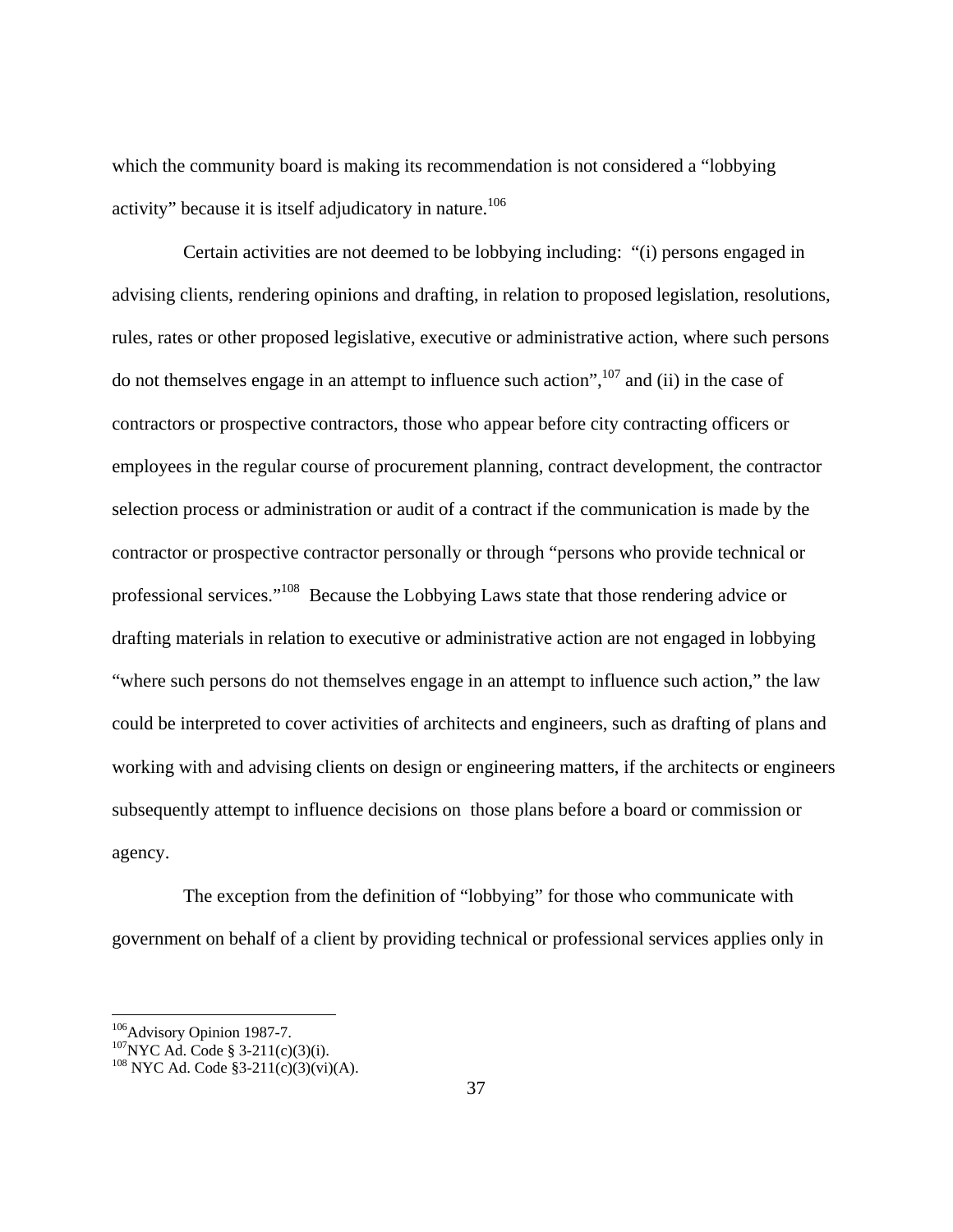which the community board is making its recommendation is not considered a "lobbying activity" because it is itself adjudicatory in nature.[106]

Certain activities are not deemed to be lobbying including: "(i) persons engaged in advising clients, rendering opinions and drafting, in relation to proposed legislation, resolutions, rules, rates or other proposed legislative, executive or administrative action, where such persons do not themselves engage in an attempt to influence such action",[107] and (ii) in the case of contractors or prospective contractors, those who appear before city contracting officers or employees in the regular course of procurement planning, contract development, the contractor selection process or administration or audit of a contract if the communication is made by the contractor or prospective contractor personally or through "persons who provide technical or professional services."[108] Because the Lobbying Laws state that those rendering advice or drafting materials in relation to executive or administrative action are not engaged in lobbying "where such persons do not themselves engage in an attempt to influence such action," the law could be interpreted to cover activities of architects and engineers, such as drafting of plans and working with and advising clients on design or engineering matters, if the architects or engineers subsequently attempt to influence decisions on those plans before a board or commission or agency.

The exception from the definition of "lobbying" for those who communicate with government on behalf of a client by providing technical or professional services applies only in

---

[106] Advisory Opinion 1987-7.
[107] NYC Ad. Code § 3-211(c)(3)(i).
[108] NYC Ad. Code §3-211(c)(3)(vi)(A).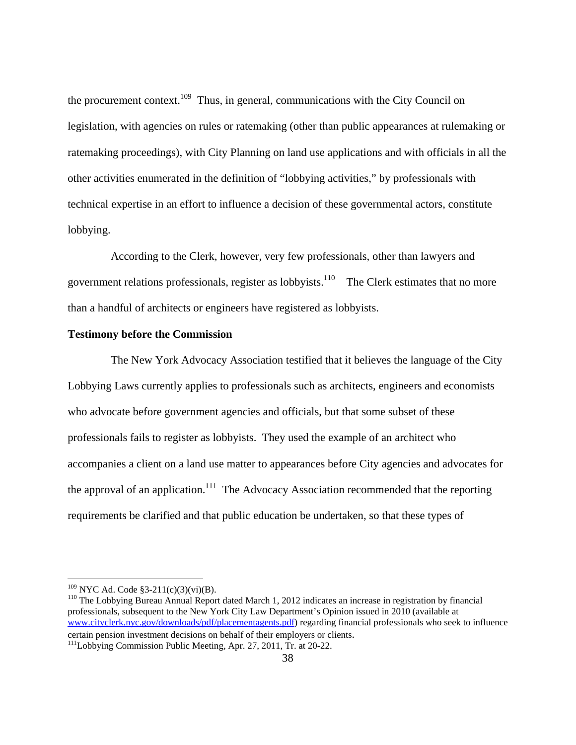the procurement context.[109] Thus, in general, communications with the City Council on legislation, with agencies on rules or ratemaking (other than public appearances at rulemaking or ratemaking proceedings), with City Planning on land use applications and with officials in all the other activities enumerated in the definition of "lobbying activities," by professionals with technical expertise in an effort to influence a decision of these governmental actors, constitute lobbying.

According to the Clerk, however, very few professionals, other than lawyers and government relations professionals, register as lobbyists.[110] The Clerk estimates that no more than a handful of architects or engineers have registered as lobbyists.

**Testimony before the Commission**

The New York Advocacy Association testified that it believes the language of the City Lobbying Laws currently applies to professionals such as architects, engineers and economists who advocate before government agencies and officials, but that some subset of these professionals fails to register as lobbyists. They used the example of an architect who accompanies a client on a land use matter to appearances before City agencies and advocates for the approval of an application.[111] The Advocacy Association recommended that the reporting requirements be clarified and that public education be undertaken, so that these types of

---

[109] NYC Ad. Code §3-211(c)(3)(vi)(B).

[110] The Lobbying Bureau Annual Report dated March 1, 2012 indicates an increase in registration by financial professionals, subsequent to the New York City Law Department's Opinion issued in 2010 (available at www.cityclerk.nyc.gov/downloads/pdf/placementagents.pdf) regarding financial professionals who seek to influence certain pension investment decisions on behalf of their employers or clients.

[111] Lobbying Commission Public Meeting, Apr. 27, 2011, Tr. at 20-22.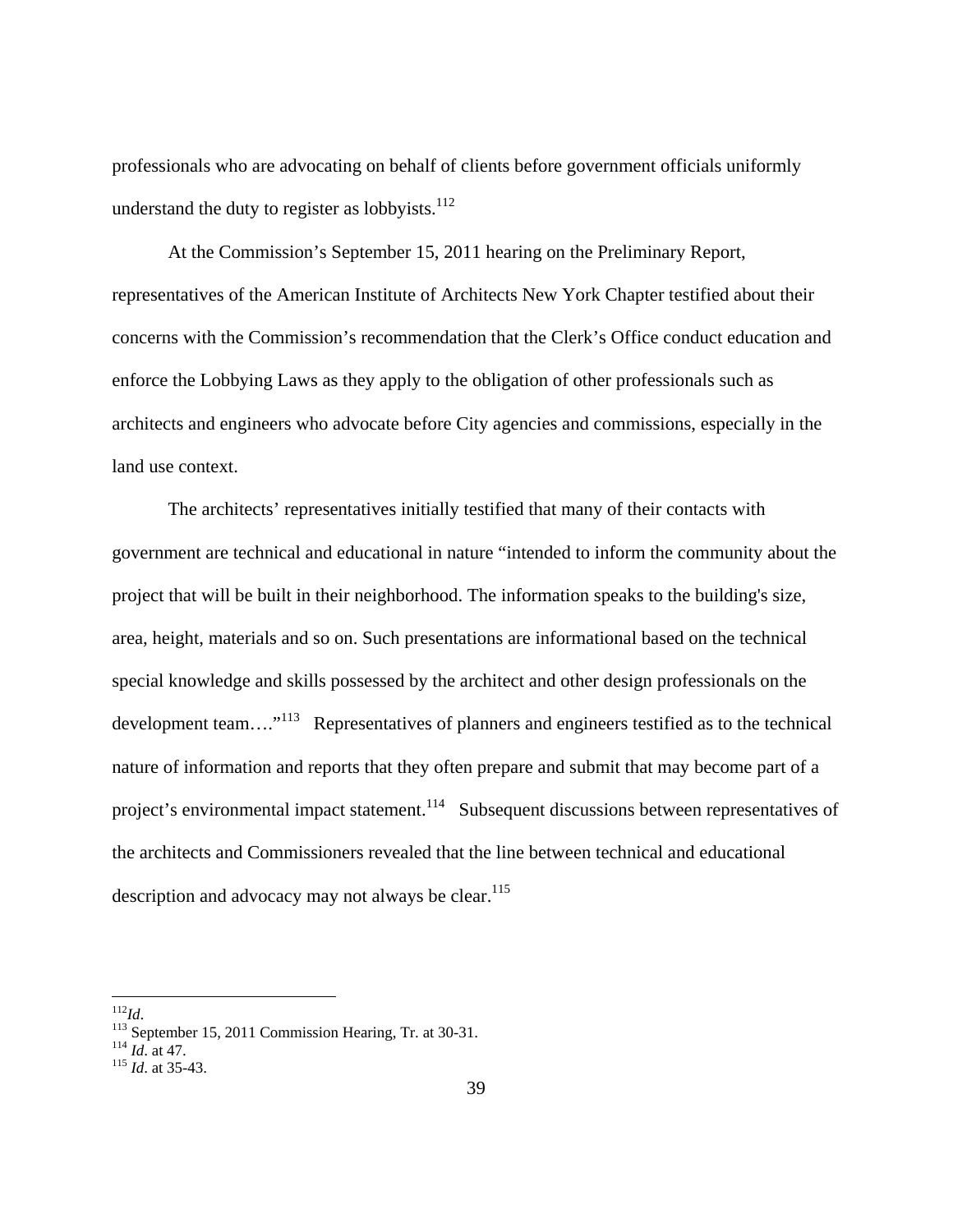professionals who are advocating on behalf of clients before government officials uniformly understand the duty to register as lobbyists.[112]

At the Commission's September 15, 2011 hearing on the Preliminary Report, representatives of the American Institute of Architects New York Chapter testified about their concerns with the Commission's recommendation that the Clerk's Office conduct education and enforce the Lobbying Laws as they apply to the obligation of other professionals such as architects and engineers who advocate before City agencies and commissions, especially in the land use context.

The architects' representatives initially testified that many of their contacts with government are technical and educational in nature "intended to inform the community about the project that will be built in their neighborhood. The information speaks to the building's size, area, height, materials and so on. Such presentations are informational based on the technical special knowledge and skills possessed by the architect and other design professionals on the development team…."[113] Representatives of planners and engineers testified as to the technical nature of information and reports that they often prepare and submit that may become part of a project's environmental impact statement.[114] Subsequent discussions between representatives of the architects and Commissioners revealed that the line between technical and educational description and advocacy may not always be clear.[115]

---

[112] *Id.*

[113] September 15, 2011 Commission Hearing, Tr. at 30-31.

[114] *Id*. at 47.

[115] *Id*. at 35-43.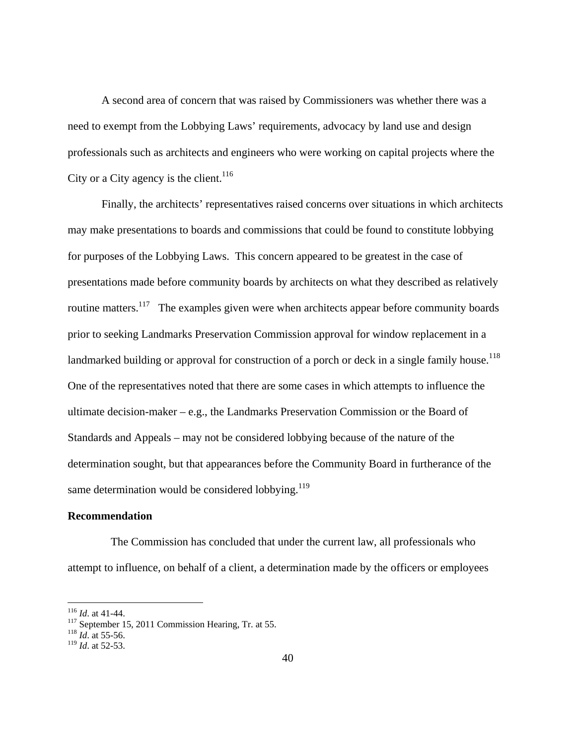A second area of concern that was raised by Commissioners was whether there was a need to exempt from the Lobbying Laws' requirements, advocacy by land use and design professionals such as architects and engineers who were working on capital projects where the City or a City agency is the client.[116]

Finally, the architects' representatives raised concerns over situations in which architects may make presentations to boards and commissions that could be found to constitute lobbying for purposes of the Lobbying Laws. This concern appeared to be greatest in the case of presentations made before community boards by architects on what they described as relatively routine matters.[117] The examples given were when architects appear before community boards prior to seeking Landmarks Preservation Commission approval for window replacement in a landmarked building or approval for construction of a porch or deck in a single family house.[118] One of the representatives noted that there are some cases in which attempts to influence the ultimate decision-maker – e.g., the Landmarks Preservation Commission or the Board of Standards and Appeals – may not be considered lobbying because of the nature of the determination sought, but that appearances before the Community Board in furtherance of the same determination would be considered lobbying.[119]

**Recommendation**

The Commission has concluded that under the current law, all professionals who attempt to influence, on behalf of a client, a determination made by the officers or employees

[116] *Id*. at 41-44.
[117] September 15, 2011 Commission Hearing, Tr. at 55.
[118] *Id*. at 55-56.
[119] *Id*. at 52-53.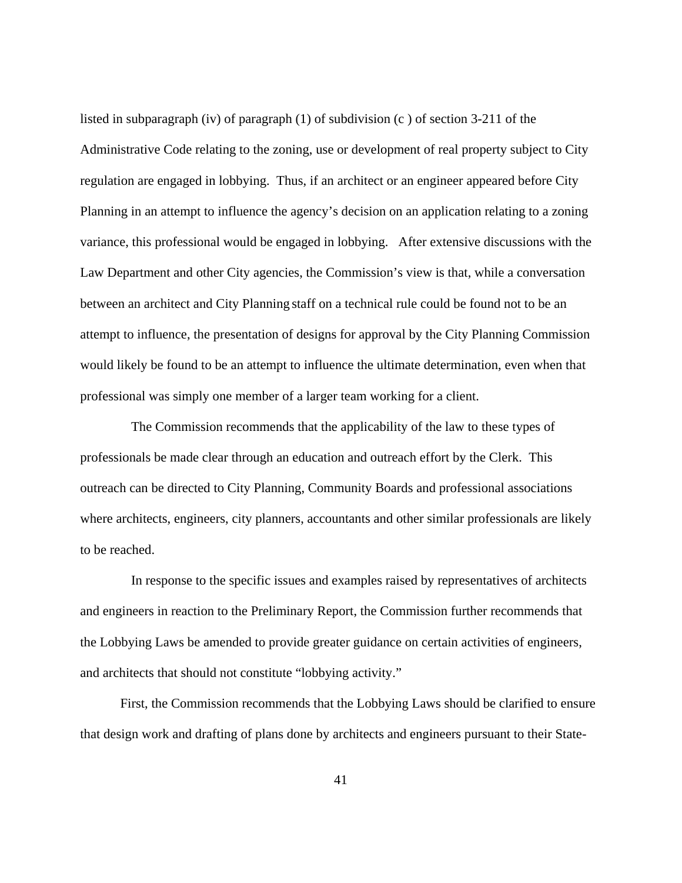listed in subparagraph (iv) of paragraph (1) of subdivision (c ) of section 3-211 of the Administrative Code relating to the zoning, use or development of real property subject to City regulation are engaged in lobbying. Thus, if an architect or an engineer appeared before City Planning in an attempt to influence the agency's decision on an application relating to a zoning variance, this professional would be engaged in lobbying. After extensive discussions with the Law Department and other City agencies, the Commission's view is that, while a conversation between an architect and City Planning staff on a technical rule could be found not to be an attempt to influence, the presentation of designs for approval by the City Planning Commission would likely be found to be an attempt to influence the ultimate determination, even when that professional was simply one member of a larger team working for a client.

The Commission recommends that the applicability of the law to these types of professionals be made clear through an education and outreach effort by the Clerk. This outreach can be directed to City Planning, Community Boards and professional associations where architects, engineers, city planners, accountants and other similar professionals are likely to be reached.

In response to the specific issues and examples raised by representatives of architects and engineers in reaction to the Preliminary Report, the Commission further recommends that the Lobbying Laws be amended to provide greater guidance on certain activities of engineers, and architects that should not constitute "lobbying activity."

First, the Commission recommends that the Lobbying Laws should be clarified to ensure that design work and drafting of plans done by architects and engineers pursuant to their State-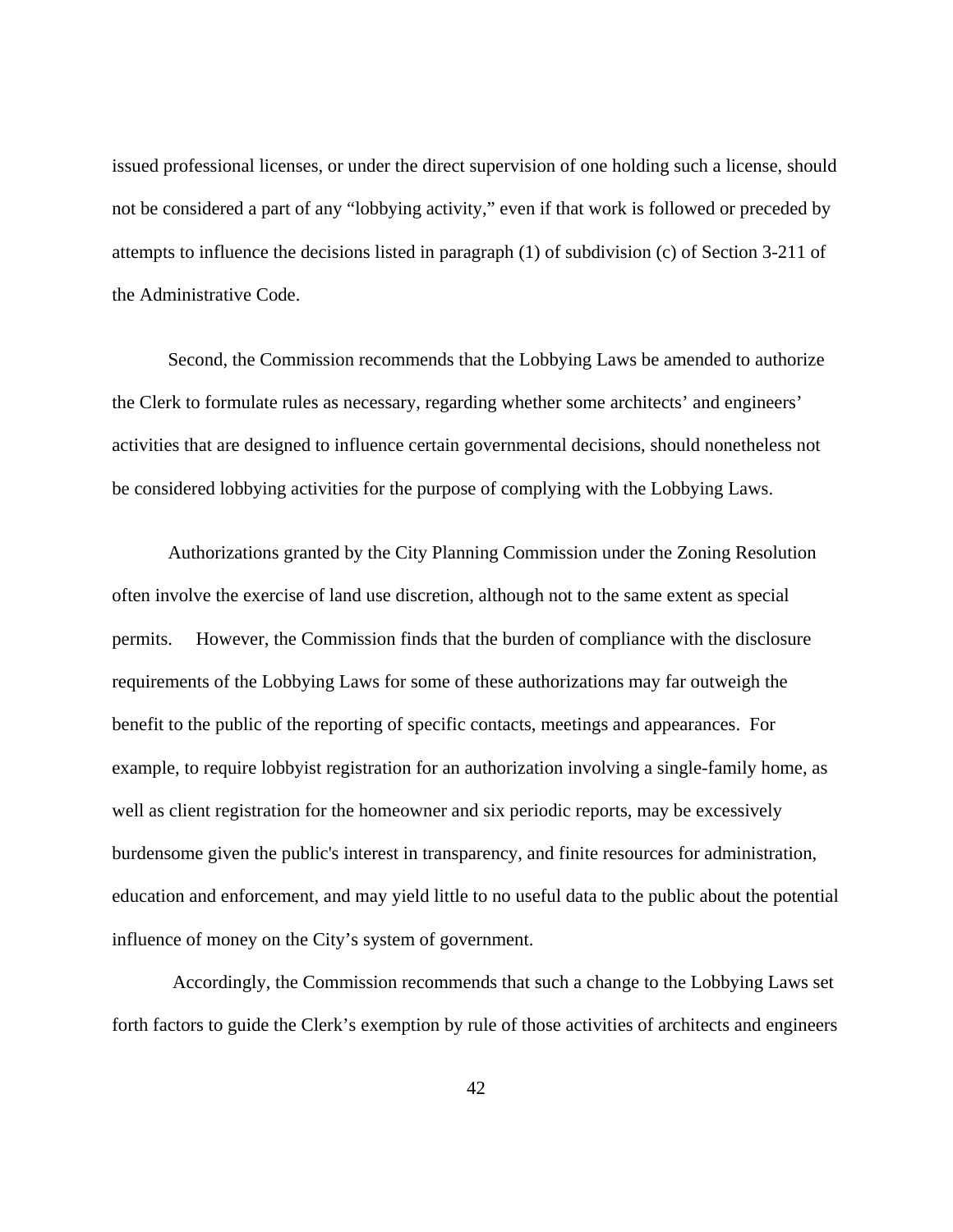issued professional licenses, or under the direct supervision of one holding such a license, should not be considered a part of any "lobbying activity," even if that work is followed or preceded by attempts to influence the decisions listed in paragraph (1) of subdivision (c) of Section 3-211 of the Administrative Code.

Second, the Commission recommends that the Lobbying Laws be amended to authorize the Clerk to formulate rules as necessary, regarding whether some architects' and engineers' activities that are designed to influence certain governmental decisions, should nonetheless not be considered lobbying activities for the purpose of complying with the Lobbying Laws.

Authorizations granted by the City Planning Commission under the Zoning Resolution often involve the exercise of land use discretion, although not to the same extent as special permits. However, the Commission finds that the burden of compliance with the disclosure requirements of the Lobbying Laws for some of these authorizations may far outweigh the benefit to the public of the reporting of specific contacts, meetings and appearances. For example, to require lobbyist registration for an authorization involving a single-family home, as well as client registration for the homeowner and six periodic reports, may be excessively burdensome given the public's interest in transparency, and finite resources for administration, education and enforcement, and may yield little to no useful data to the public about the potential influence of money on the City's system of government.

Accordingly, the Commission recommends that such a change to the Lobbying Laws set forth factors to guide the Clerk's exemption by rule of those activities of architects and engineers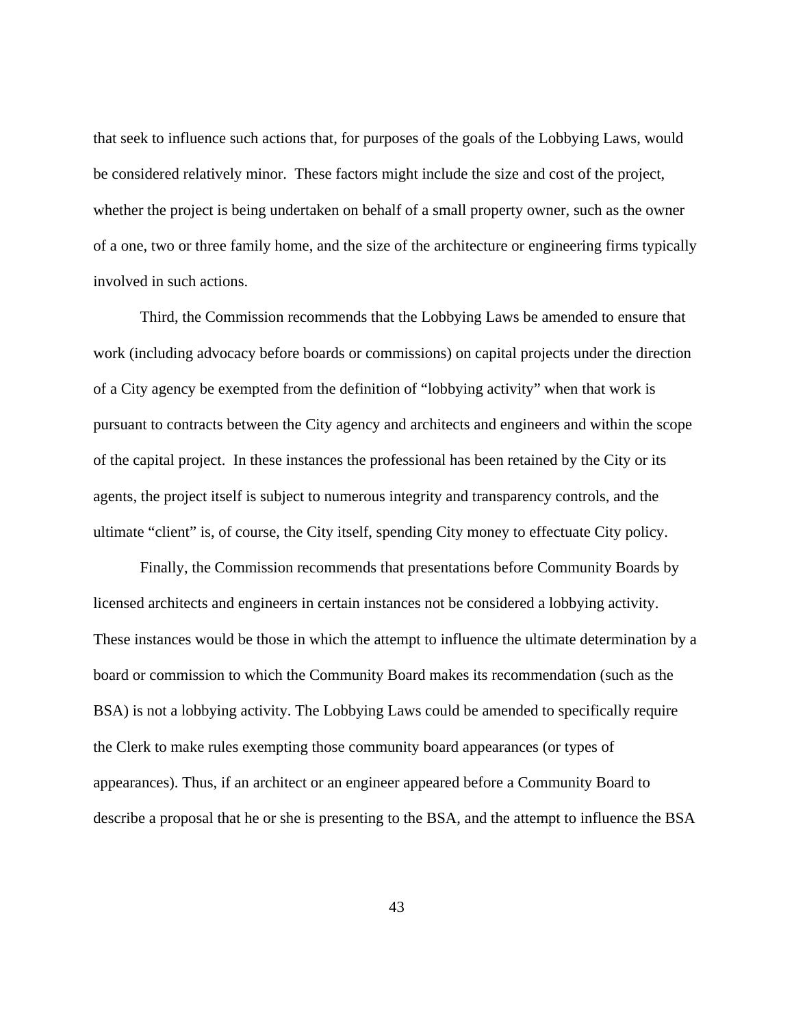that seek to influence such actions that, for purposes of the goals of the Lobbying Laws, would be considered relatively minor. These factors might include the size and cost of the project, whether the project is being undertaken on behalf of a small property owner, such as the owner of a one, two or three family home, and the size of the architecture or engineering firms typically involved in such actions.

Third, the Commission recommends that the Lobbying Laws be amended to ensure that work (including advocacy before boards or commissions) on capital projects under the direction of a City agency be exempted from the definition of "lobbying activity" when that work is pursuant to contracts between the City agency and architects and engineers and within the scope of the capital project. In these instances the professional has been retained by the City or its agents, the project itself is subject to numerous integrity and transparency controls, and the ultimate "client" is, of course, the City itself, spending City money to effectuate City policy.

Finally, the Commission recommends that presentations before Community Boards by licensed architects and engineers in certain instances not be considered a lobbying activity. These instances would be those in which the attempt to influence the ultimate determination by a board or commission to which the Community Board makes its recommendation (such as the BSA) is not a lobbying activity. The Lobbying Laws could be amended to specifically require the Clerk to make rules exempting those community board appearances (or types of appearances). Thus, if an architect or an engineer appeared before a Community Board to describe a proposal that he or she is presenting to the BSA, and the attempt to influence the BSA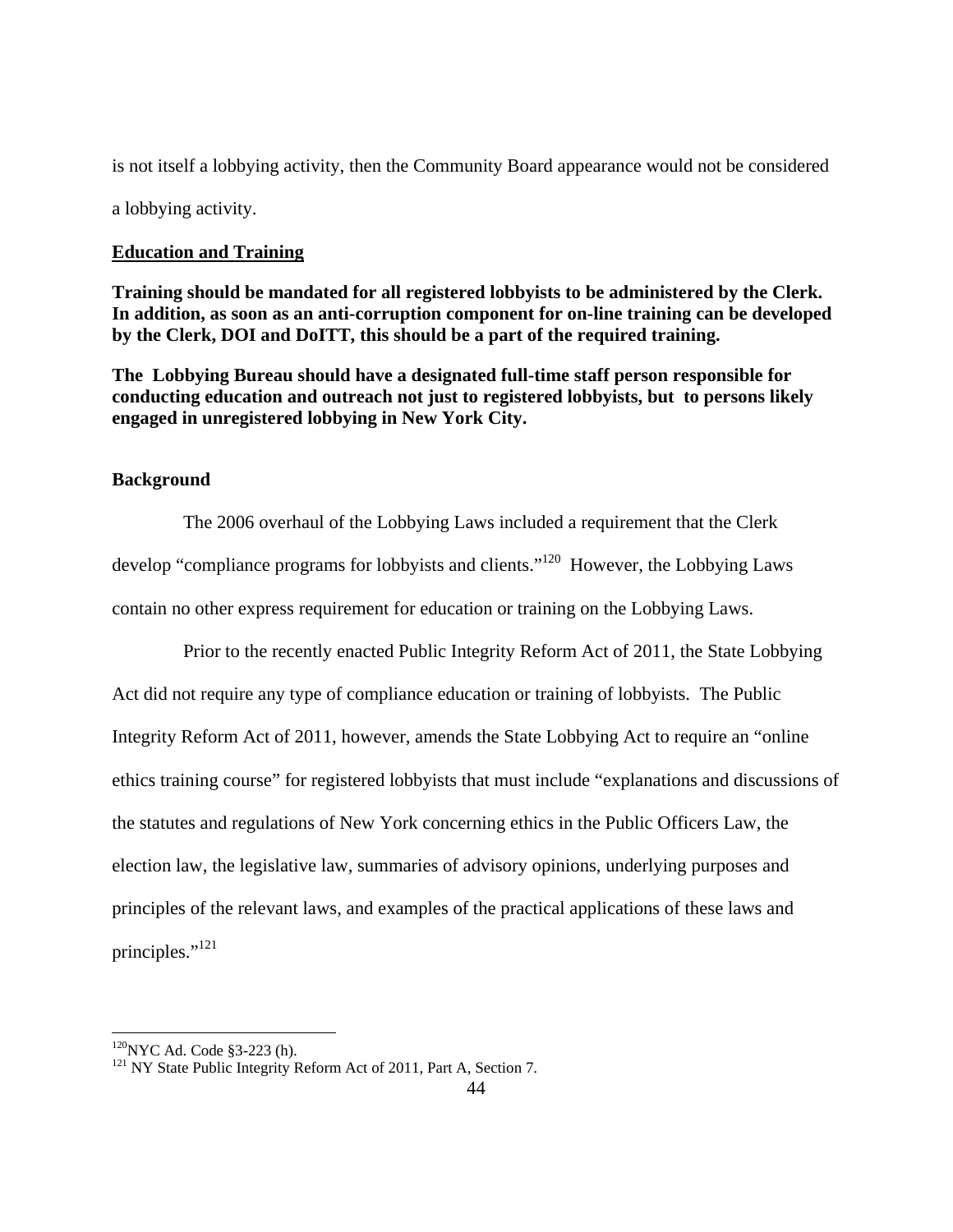is not itself a lobbying activity, then the Community Board appearance would not be considered a lobbying activity.

## Education and Training

**Training should be mandated for all registered lobbyists to be administered by the Clerk. In addition, as soon as an anti-corruption component for on-line training can be developed by the Clerk, DOI and DoITT, this should be a part of the required training.**

**The Lobbying Bureau should have a designated full-time staff person responsible for conducting education and outreach not just to registered lobbyists, but to persons likely engaged in unregistered lobbying in New York City.**

### Background

The 2006 overhaul of the Lobbying Laws included a requirement that the Clerk develop "compliance programs for lobbyists and clients."[120] However, the Lobbying Laws contain no other express requirement for education or training on the Lobbying Laws.

Prior to the recently enacted Public Integrity Reform Act of 2011, the State Lobbying Act did not require any type of compliance education or training of lobbyists. The Public Integrity Reform Act of 2011, however, amends the State Lobbying Act to require an "online ethics training course" for registered lobbyists that must include "explanations and discussions of the statutes and regulations of New York concerning ethics in the Public Officers Law, the election law, the legislative law, summaries of advisory opinions, underlying purposes and principles of the relevant laws, and examples of the practical applications of these laws and principles."[121]

[120] NYC Ad. Code §3-223 (h).

[121] NY State Public Integrity Reform Act of 2011, Part A, Section 7.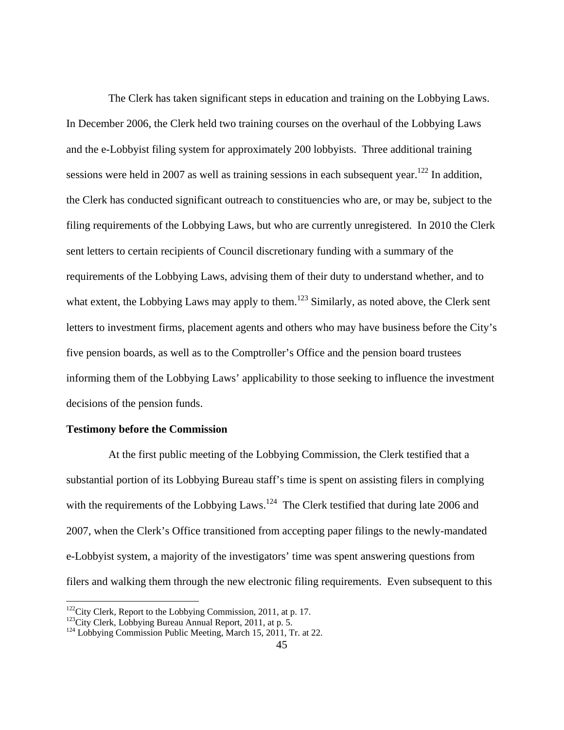The Clerk has taken significant steps in education and training on the Lobbying Laws. In December 2006, the Clerk held two training courses on the overhaul of the Lobbying Laws and the e-Lobbyist filing system for approximately 200 lobbyists. Three additional training sessions were held in 2007 as well as training sessions in each subsequent year.[122] In addition, the Clerk has conducted significant outreach to constituencies who are, or may be, subject to the filing requirements of the Lobbying Laws, but who are currently unregistered. In 2010 the Clerk sent letters to certain recipients of Council discretionary funding with a summary of the requirements of the Lobbying Laws, advising them of their duty to understand whether, and to what extent, the Lobbying Laws may apply to them.[123] Similarly, as noted above, the Clerk sent letters to investment firms, placement agents and others who may have business before the City's five pension boards, as well as to the Comptroller's Office and the pension board trustees informing them of the Lobbying Laws' applicability to those seeking to influence the investment decisions of the pension funds.

**Testimony before the Commission**

At the first public meeting of the Lobbying Commission, the Clerk testified that a substantial portion of its Lobbying Bureau staff's time is spent on assisting filers in complying with the requirements of the Lobbying Laws.[124] The Clerk testified that during late 2006 and 2007, when the Clerk's Office transitioned from accepting paper filings to the newly-mandated e-Lobbyist system, a majority of the investigators' time was spent answering questions from filers and walking them through the new electronic filing requirements. Even subsequent to this

[122] City Clerk, Report to the Lobbying Commission, 2011, at p. 17.
[123] City Clerk, Lobbying Bureau Annual Report, 2011, at p. 5.
[124] Lobbying Commission Public Meeting, March 15, 2011, Tr. at 22.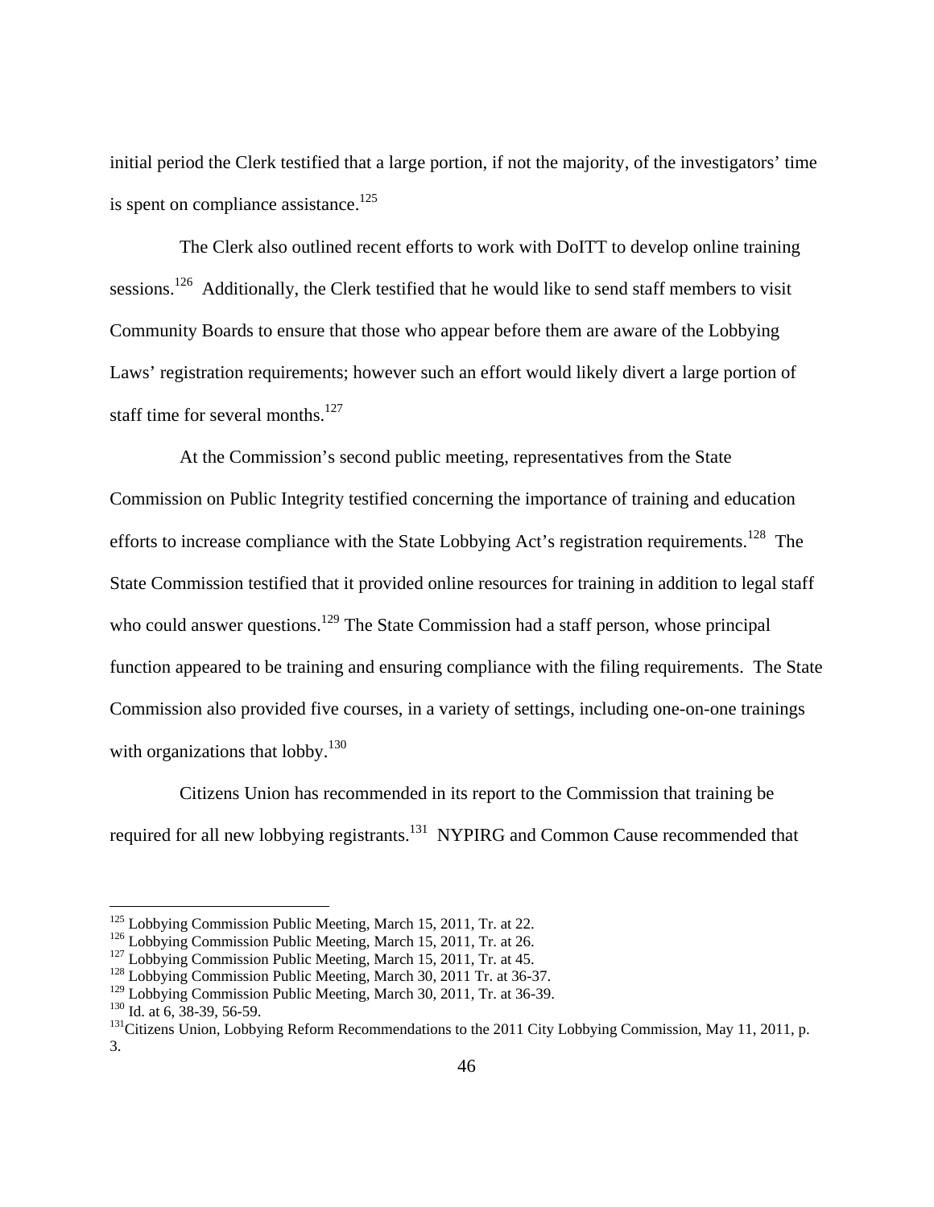initial period the Clerk testified that a large portion, if not the majority, of the investigators' time is spent on compliance assistance.[125]

The Clerk also outlined recent efforts to work with DoITT to develop online training sessions.[126] Additionally, the Clerk testified that he would like to send staff members to visit Community Boards to ensure that those who appear before them are aware of the Lobbying Laws' registration requirements; however such an effort would likely divert a large portion of staff time for several months.[127]

At the Commission's second public meeting, representatives from the State Commission on Public Integrity testified concerning the importance of training and education efforts to increase compliance with the State Lobbying Act's registration requirements.[128] The State Commission testified that it provided online resources for training in addition to legal staff who could answer questions.[129] The State Commission had a staff person, whose principal function appeared to be training and ensuring compliance with the filing requirements. The State Commission also provided five courses, in a variety of settings, including one-on-one trainings with organizations that lobby.[130]

Citizens Union has recommended in its report to the Commission that training be required for all new lobbying registrants.[131] NYPIRG and Common Cause recommended that

---

[125] Lobbying Commission Public Meeting, March 15, 2011, Tr. at 22.
[126] Lobbying Commission Public Meeting, March 15, 2011, Tr. at 26.
[127] Lobbying Commission Public Meeting, March 15, 2011, Tr. at 45.
[128] Lobbying Commission Public Meeting, March 30, 2011 Tr. at 36-37.
[129] Lobbying Commission Public Meeting, March 30, 2011, Tr. at 36-39.
[130] Id. at 6, 38-39, 56-59.
[131] Citizens Union, Lobbying Reform Recommendations to the 2011 City Lobbying Commission, May 11, 2011, p. 3.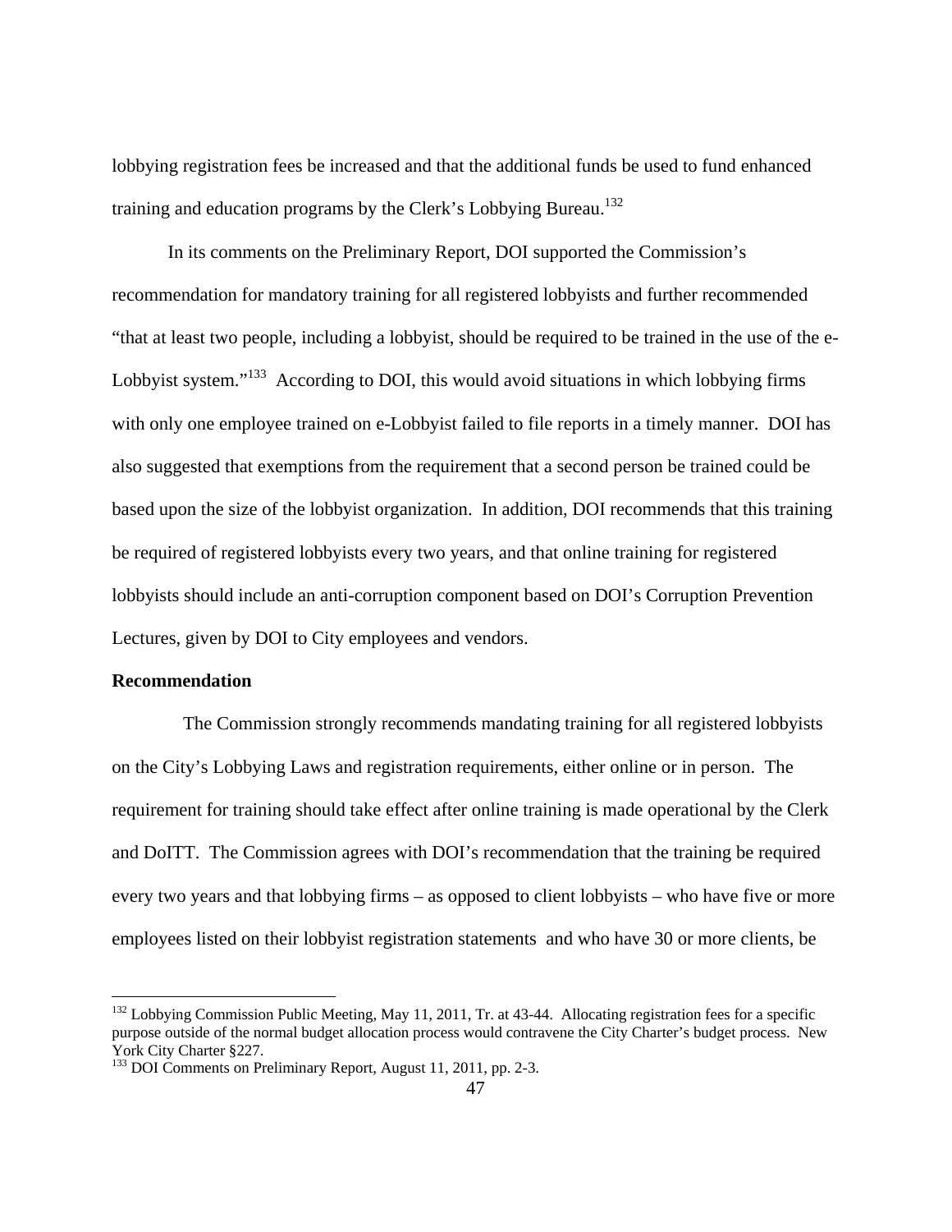lobbying registration fees be increased and that the additional funds be used to fund enhanced training and education programs by the Clerk's Lobbying Bureau.[132]

In its comments on the Preliminary Report, DOI supported the Commission's recommendation for mandatory training for all registered lobbyists and further recommended "that at least two people, including a lobbyist, should be required to be trained in the use of the e-Lobbyist system."[133] According to DOI, this would avoid situations in which lobbying firms with only one employee trained on e-Lobbyist failed to file reports in a timely manner. DOI has also suggested that exemptions from the requirement that a second person be trained could be based upon the size of the lobbyist organization. In addition, DOI recommends that this training be required of registered lobbyists every two years, and that online training for registered lobbyists should include an anti-corruption component based on DOI's Corruption Prevention Lectures, given by DOI to City employees and vendors.

**Recommendation**

The Commission strongly recommends mandating training for all registered lobbyists on the City's Lobbying Laws and registration requirements, either online or in person. The requirement for training should take effect after online training is made operational by the Clerk and DoITT. The Commission agrees with DOI's recommendation that the training be required every two years and that lobbying firms – as opposed to client lobbyists – who have five or more employees listed on their lobbyist registration statements and who have 30 or more clients, be

---

[132] Lobbying Commission Public Meeting, May 11, 2011, Tr. at 43-44. Allocating registration fees for a specific purpose outside of the normal budget allocation process would contravene the City Charter's budget process. New York City Charter §227.

[133] DOI Comments on Preliminary Report, August 11, 2011, pp. 2-3.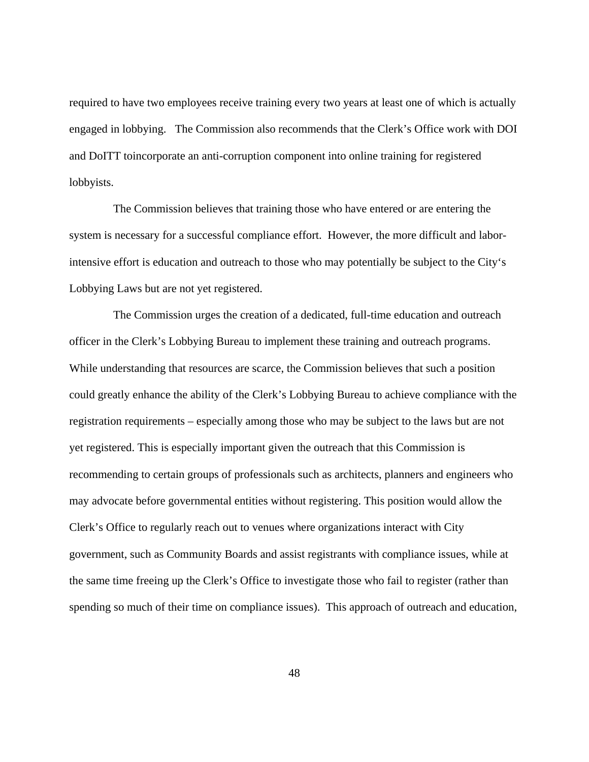required to have two employees receive training every two years at least one of which is actually engaged in lobbying.   The Commission also recommends that the Clerk's Office work with DOI and DoITT toincorporate an anti-corruption component into online training for registered lobbyists.

The Commission believes that training those who have entered or are entering the system is necessary for a successful compliance effort.  However, the more difficult and labor-intensive effort is education and outreach to those who may potentially be subject to the City's Lobbying Laws but are not yet registered.

The Commission urges the creation of a dedicated, full-time education and outreach officer in the Clerk's Lobbying Bureau to implement these training and outreach programs. While understanding that resources are scarce, the Commission believes that such a position could greatly enhance the ability of the Clerk's Lobbying Bureau to achieve compliance with the registration requirements – especially among those who may be subject to the laws but are not yet registered. This is especially important given the outreach that this Commission is recommending to certain groups of professionals such as architects, planners and engineers who may advocate before governmental entities without registering. This position would allow the Clerk's Office to regularly reach out to venues where organizations interact with City government, such as Community Boards and assist registrants with compliance issues, while at the same time freeing up the Clerk's Office to investigate those who fail to register (rather than spending so much of their time on compliance issues).  This approach of outreach and education,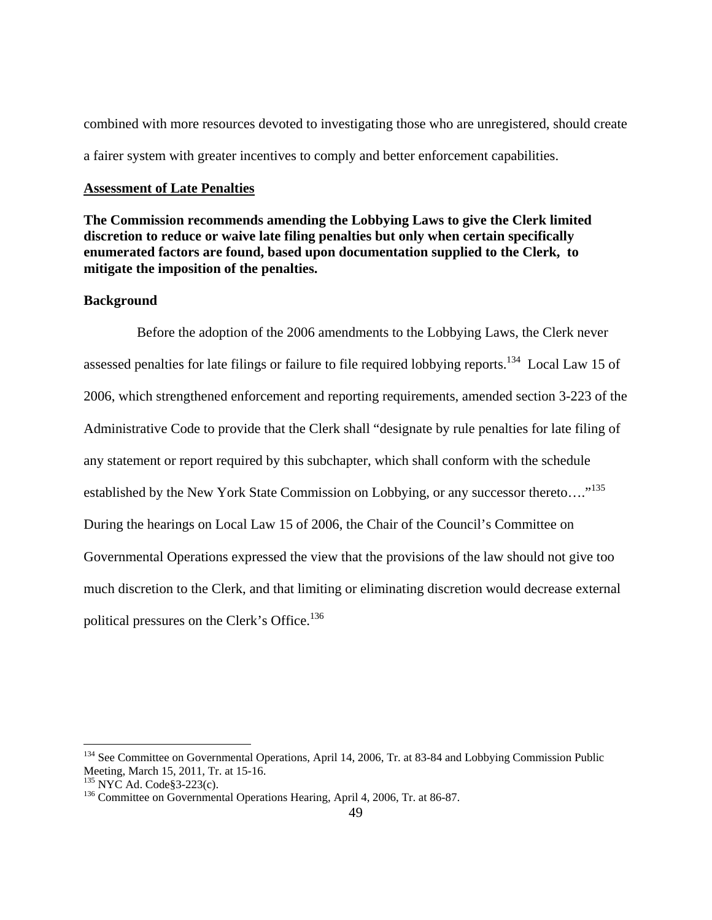combined with more resources devoted to investigating those who are unregistered, should create a fairer system with greater incentives to comply and better enforcement capabilities.

**Assessment of Late Penalties**

**The Commission recommends amending the Lobbying Laws to give the Clerk limited discretion to reduce or waive late filing penalties but only when certain specifically enumerated factors are found, based upon documentation supplied to the Clerk, to mitigate the imposition of the penalties.**

**Background**

Before the adoption of the 2006 amendments to the Lobbying Laws, the Clerk never assessed penalties for late filings or failure to file required lobbying reports.[134] Local Law 15 of 2006, which strengthened enforcement and reporting requirements, amended section 3-223 of the Administrative Code to provide that the Clerk shall "designate by rule penalties for late filing of any statement or report required by this subchapter, which shall conform with the schedule established by the New York State Commission on Lobbying, or any successor thereto…."[135] During the hearings on Local Law 15 of 2006, the Chair of the Council's Committee on Governmental Operations expressed the view that the provisions of the law should not give too much discretion to the Clerk, and that limiting or eliminating discretion would decrease external political pressures on the Clerk's Office.[136]

---

[134] See Committee on Governmental Operations, April 14, 2006, Tr. at 83-84 and Lobbying Commission Public Meeting, March 15, 2011, Tr. at 15-16.

[135] NYC Ad. Code§3-223(c).

[136] Committee on Governmental Operations Hearing, April 4, 2006, Tr. at 86-87.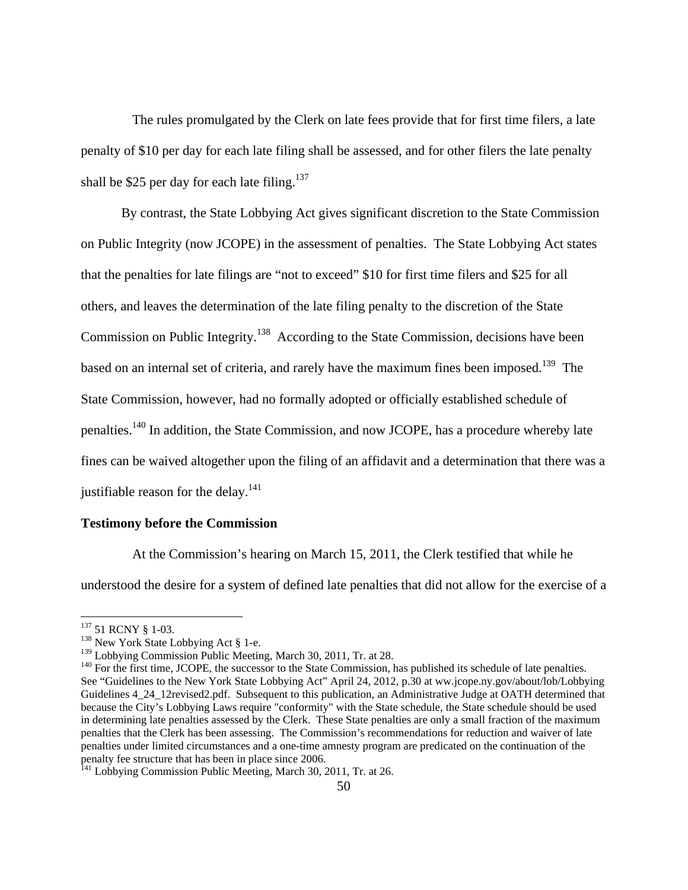The rules promulgated by the Clerk on late fees provide that for first time filers, a late penalty of $10 per day for each late filing shall be assessed, and for other filers the late penalty shall be $25 per day for each late filing.[137]

By contrast, the State Lobbying Act gives significant discretion to the State Commission on Public Integrity (now JCOPE) in the assessment of penalties. The State Lobbying Act states that the penalties for late filings are "not to exceed" $10 for first time filers and $25 for all others, and leaves the determination of the late filing penalty to the discretion of the State Commission on Public Integrity.[138] According to the State Commission, decisions have been based on an internal set of criteria, and rarely have the maximum fines been imposed.[139] The State Commission, however, had no formally adopted or officially established schedule of penalties.[140] In addition, the State Commission, and now JCOPE, has a procedure whereby late fines can be waived altogether upon the filing of an affidavit and a determination that there was a justifiable reason for the delay.[141]

**Testimony before the Commission**

At the Commission's hearing on March 15, 2011, the Clerk testified that while he understood the desire for a system of defined late penalties that did not allow for the exercise of a

---

[137] 51 RCNY § 1-03.

[138] New York State Lobbying Act § 1-e.

[139] Lobbying Commission Public Meeting, March 30, 2011, Tr. at 28.

[140] For the first time, JCOPE, the successor to the State Commission, has published its schedule of late penalties. See "Guidelines to the New York State Lobbying Act" April 24, 2012, p.30 at ww.jcope.ny.gov/about/lob/Lobbying Guidelines 4_24_12revised2.pdf. Subsequent to this publication, an Administrative Judge at OATH determined that because the City's Lobbying Laws require "conformity" with the State schedule, the State schedule should be used in determining late penalties assessed by the Clerk. These State penalties are only a small fraction of the maximum penalties that the Clerk has been assessing. The Commission's recommendations for reduction and waiver of late penalties under limited circumstances and a one-time amnesty program are predicated on the continuation of the penalty fee structure that has been in place since 2006.

[141] Lobbying Commission Public Meeting, March 30, 2011, Tr. at 26.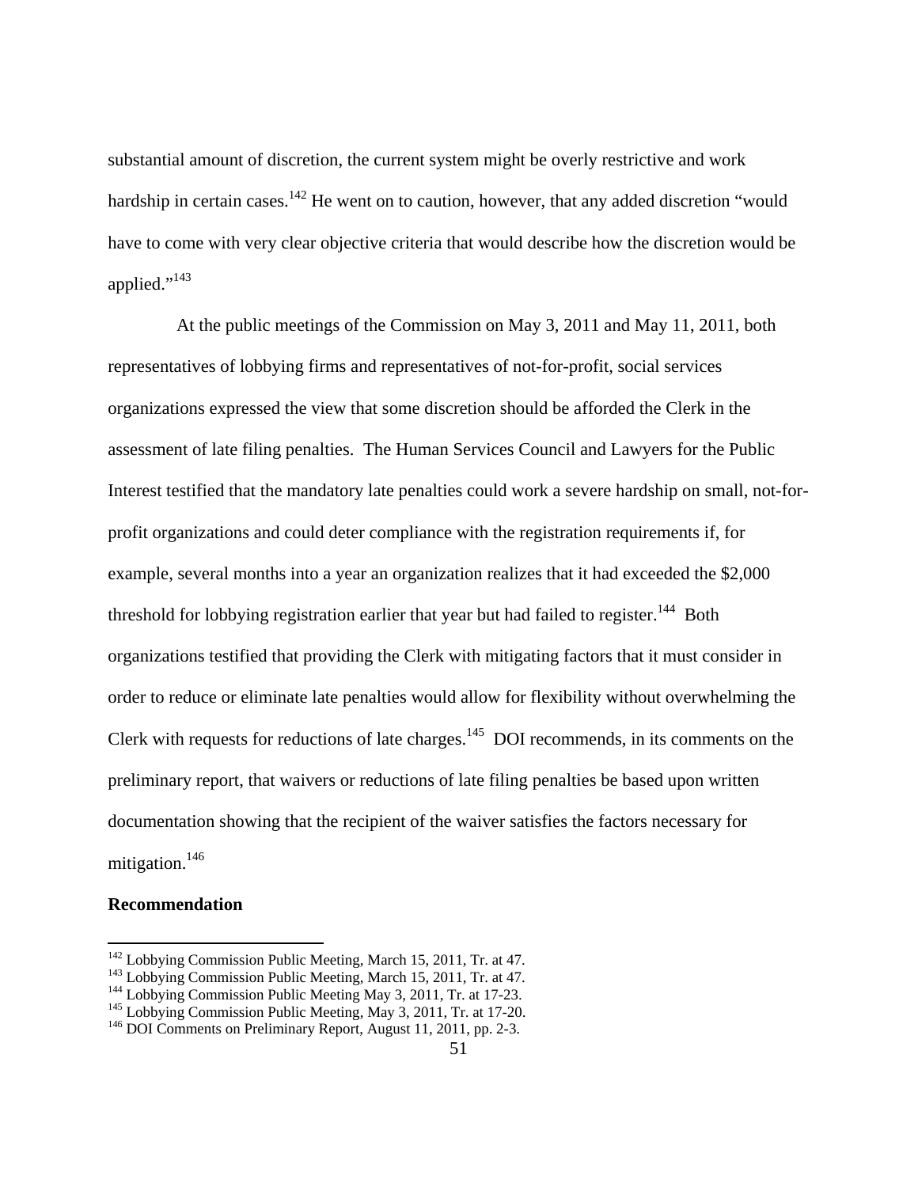substantial amount of discretion, the current system might be overly restrictive and work hardship in certain cases.[142] He went on to caution, however, that any added discretion "would have to come with very clear objective criteria that would describe how the discretion would be applied."[143]

At the public meetings of the Commission on May 3, 2011 and May 11, 2011, both representatives of lobbying firms and representatives of not-for-profit, social services organizations expressed the view that some discretion should be afforded the Clerk in the assessment of late filing penalties. The Human Services Council and Lawyers for the Public Interest testified that the mandatory late penalties could work a severe hardship on small, not-for-profit organizations and could deter compliance with the registration requirements if, for example, several months into a year an organization realizes that it had exceeded the $2,000 threshold for lobbying registration earlier that year but had failed to register.[144] Both organizations testified that providing the Clerk with mitigating factors that it must consider in order to reduce or eliminate late penalties would allow for flexibility without overwhelming the Clerk with requests for reductions of late charges.[145] DOI recommends, in its comments on the preliminary report, that waivers or reductions of late filing penalties be based upon written documentation showing that the recipient of the waiver satisfies the factors necessary for mitigation.[146]

**Recommendation**

---

[142] Lobbying Commission Public Meeting, March 15, 2011, Tr. at 47.
[143] Lobbying Commission Public Meeting, March 15, 2011, Tr. at 47.
[144] Lobbying Commission Public Meeting May 3, 2011, Tr. at 17-23.
[145] Lobbying Commission Public Meeting, May 3, 2011, Tr. at 17-20.
[146] DOI Comments on Preliminary Report, August 11, 2011, pp. 2-3.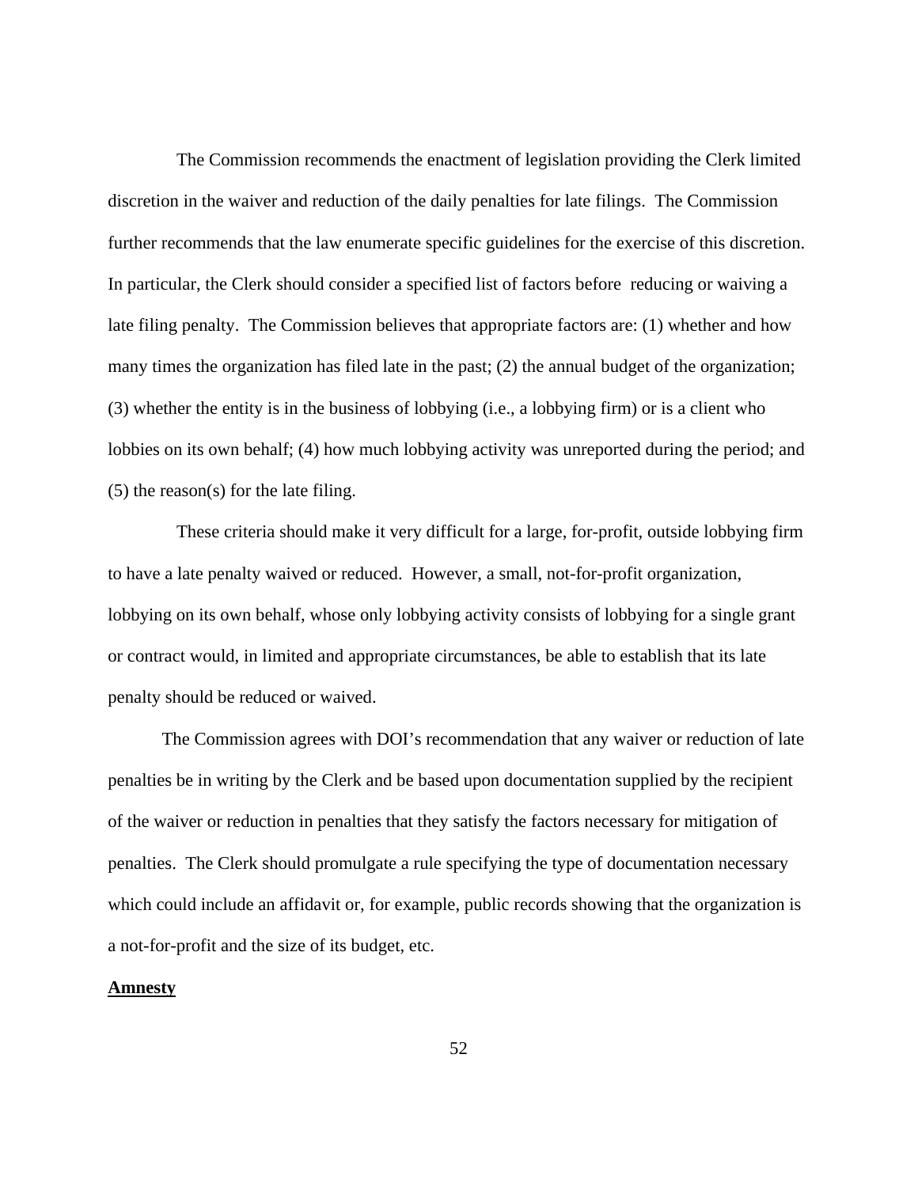The Commission recommends the enactment of legislation providing the Clerk limited discretion in the waiver and reduction of the daily penalties for late filings. The Commission further recommends that the law enumerate specific guidelines for the exercise of this discretion. In particular, the Clerk should consider a specified list of factors before reducing or waiving a late filing penalty. The Commission believes that appropriate factors are: (1) whether and how many times the organization has filed late in the past; (2) the annual budget of the organization; (3) whether the entity is in the business of lobbying (i.e., a lobbying firm) or is a client who lobbies on its own behalf; (4) how much lobbying activity was unreported during the period; and (5) the reason(s) for the late filing.

These criteria should make it very difficult for a large, for-profit, outside lobbying firm to have a late penalty waived or reduced. However, a small, not-for-profit organization, lobbying on its own behalf, whose only lobbying activity consists of lobbying for a single grant or contract would, in limited and appropriate circumstances, be able to establish that its late penalty should be reduced or waived.

The Commission agrees with DOI's recommendation that any waiver or reduction of late penalties be in writing by the Clerk and be based upon documentation supplied by the recipient of the waiver or reduction in penalties that they satisfy the factors necessary for mitigation of penalties. The Clerk should promulgate a rule specifying the type of documentation necessary which could include an affidavit or, for example, public records showing that the organization is a not-for-profit and the size of its budget, etc.

**Amnesty**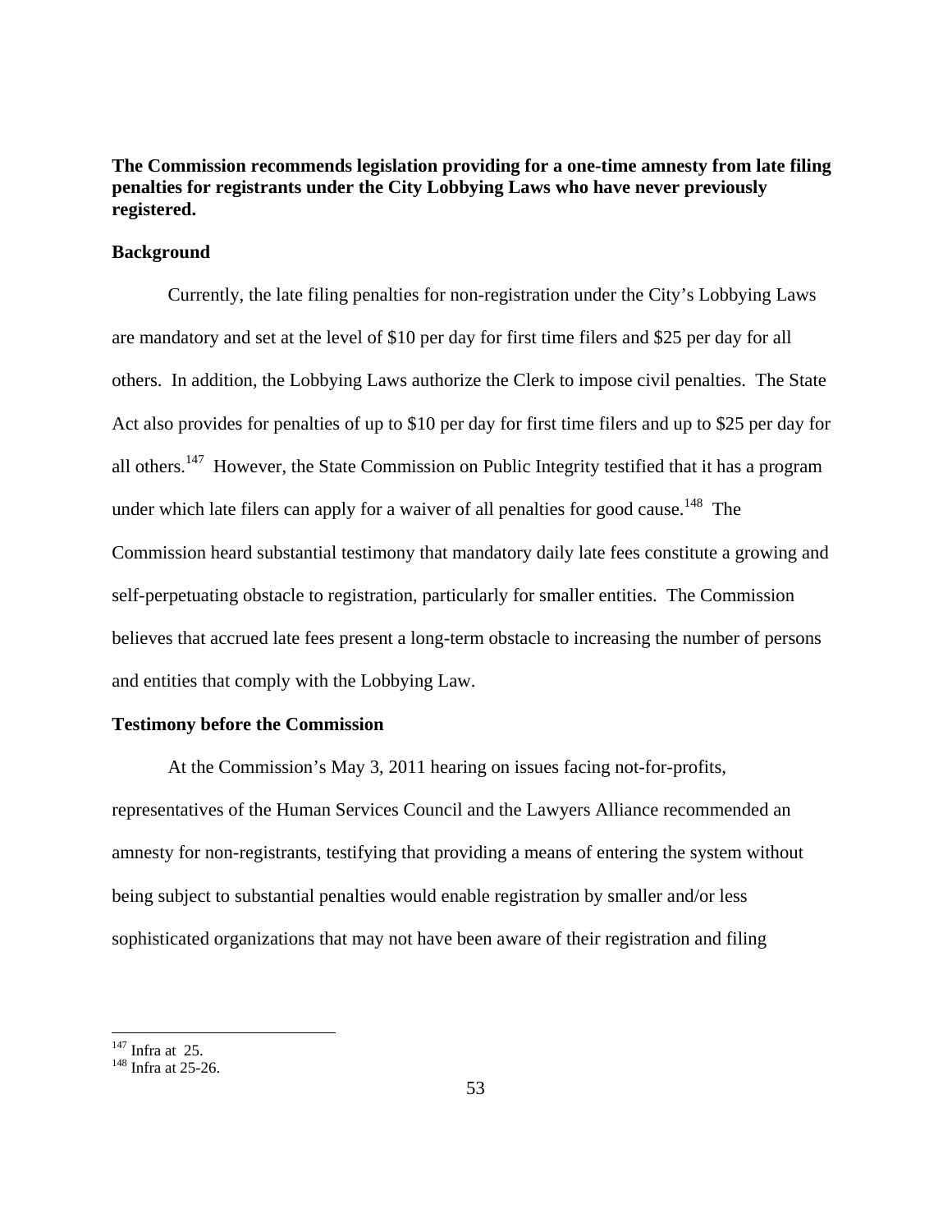**The Commission recommends legislation providing for a one-time amnesty from late filing penalties for registrants under the City Lobbying Laws who have never previously registered.**

**Background**

Currently, the late filing penalties for non-registration under the City's Lobbying Laws are mandatory and set at the level of $10 per day for first time filers and $25 per day for all others. In addition, the Lobbying Laws authorize the Clerk to impose civil penalties. The State Act also provides for penalties of up to $10 per day for first time filers and up to $25 per day for all others.[147] However, the State Commission on Public Integrity testified that it has a program under which late filers can apply for a waiver of all penalties for good cause.[148] The Commission heard substantial testimony that mandatory daily late fees constitute a growing and self-perpetuating obstacle to registration, particularly for smaller entities. The Commission believes that accrued late fees present a long-term obstacle to increasing the number of persons and entities that comply with the Lobbying Law.

**Testimony before the Commission**

At the Commission's May 3, 2011 hearing on issues facing not-for-profits, representatives of the Human Services Council and the Lawyers Alliance recommended an amnesty for non-registrants, testifying that providing a means of entering the system without being subject to substantial penalties would enable registration by smaller and/or less sophisticated organizations that may not have been aware of their registration and filing

---

[147] Infra at 25.

[148] Infra at 25-26.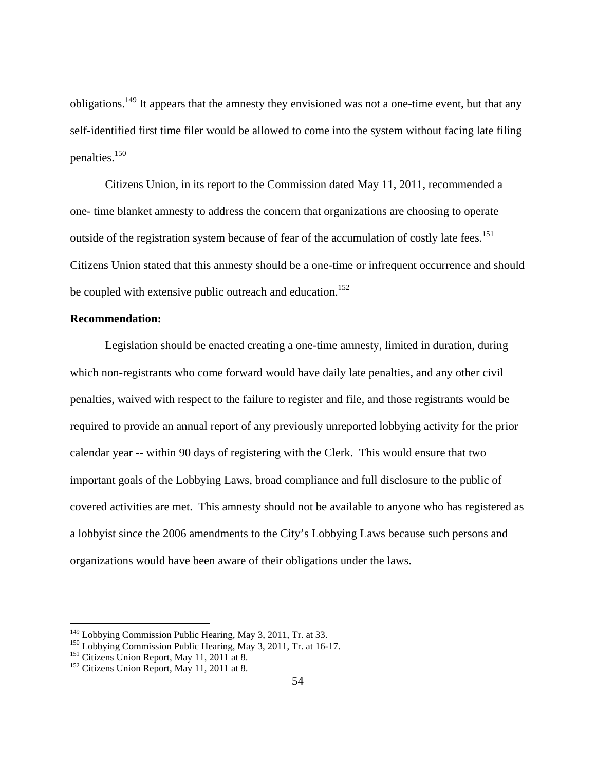obligations.[149] It appears that the amnesty they envisioned was not a one-time event, but that any self-identified first time filer would be allowed to come into the system without facing late filing penalties.[150]

Citizens Union, in its report to the Commission dated May 11, 2011, recommended a one- time blanket amnesty to address the concern that organizations are choosing to operate outside of the registration system because of fear of the accumulation of costly late fees.[151] Citizens Union stated that this amnesty should be a one-time or infrequent occurrence and should be coupled with extensive public outreach and education.[152]

**Recommendation:**

Legislation should be enacted creating a one-time amnesty, limited in duration, during which non-registrants who come forward would have daily late penalties, and any other civil penalties, waived with respect to the failure to register and file, and those registrants would be required to provide an annual report of any previously unreported lobbying activity for the prior calendar year -- within 90 days of registering with the Clerk. This would ensure that two important goals of the Lobbying Laws, broad compliance and full disclosure to the public of covered activities are met. This amnesty should not be available to anyone who has registered as a lobbyist since the 2006 amendments to the City's Lobbying Laws because such persons and organizations would have been aware of their obligations under the laws.

---

[149] Lobbying Commission Public Hearing, May 3, 2011, Tr. at 33.
[150] Lobbying Commission Public Hearing, May 3, 2011, Tr. at 16-17.
[151] Citizens Union Report, May 11, 2011 at 8.
[152] Citizens Union Report, May 11, 2011 at 8.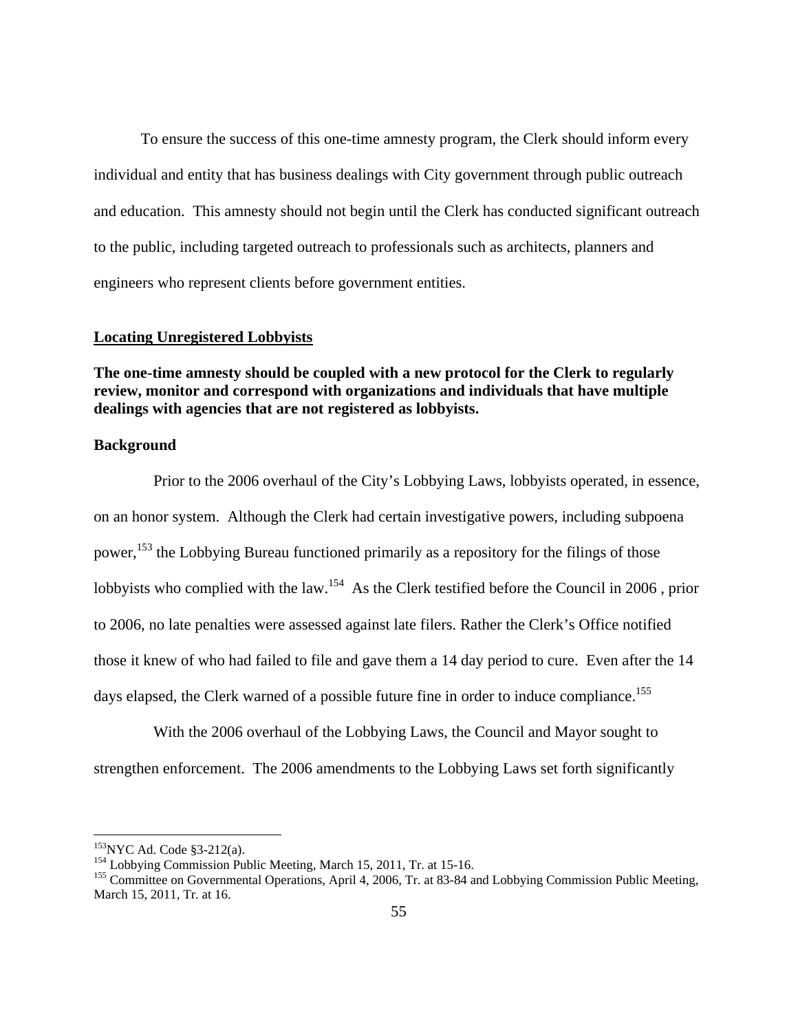To ensure the success of this one-time amnesty program, the Clerk should inform every individual and entity that has business dealings with City government through public outreach and education. This amnesty should not begin until the Clerk has conducted significant outreach to the public, including targeted outreach to professionals such as architects, planners and engineers who represent clients before government entities.

**Locating Unregistered Lobbyists**

**The one-time amnesty should be coupled with a new protocol for the Clerk to regularly review, monitor and correspond with organizations and individuals that have multiple dealings with agencies that are not registered as lobbyists.**

**Background**

Prior to the 2006 overhaul of the City's Lobbying Laws, lobbyists operated, in essence, on an honor system. Although the Clerk had certain investigative powers, including subpoena power,[153] the Lobbying Bureau functioned primarily as a repository for the filings of those lobbyists who complied with the law.[154] As the Clerk testified before the Council in 2006 , prior to 2006, no late penalties were assessed against late filers. Rather the Clerk's Office notified those it knew of who had failed to file and gave them a 14 day period to cure. Even after the 14 days elapsed, the Clerk warned of a possible future fine in order to induce compliance.[155]

With the 2006 overhaul of the Lobbying Laws, the Council and Mayor sought to strengthen enforcement. The 2006 amendments to the Lobbying Laws set forth significantly

---

[153] NYC Ad. Code §3-212(a).

[154] Lobbying Commission Public Meeting, March 15, 2011, Tr. at 15-16.

[155] Committee on Governmental Operations, April 4, 2006, Tr. at 83-84 and Lobbying Commission Public Meeting, March 15, 2011, Tr. at 16.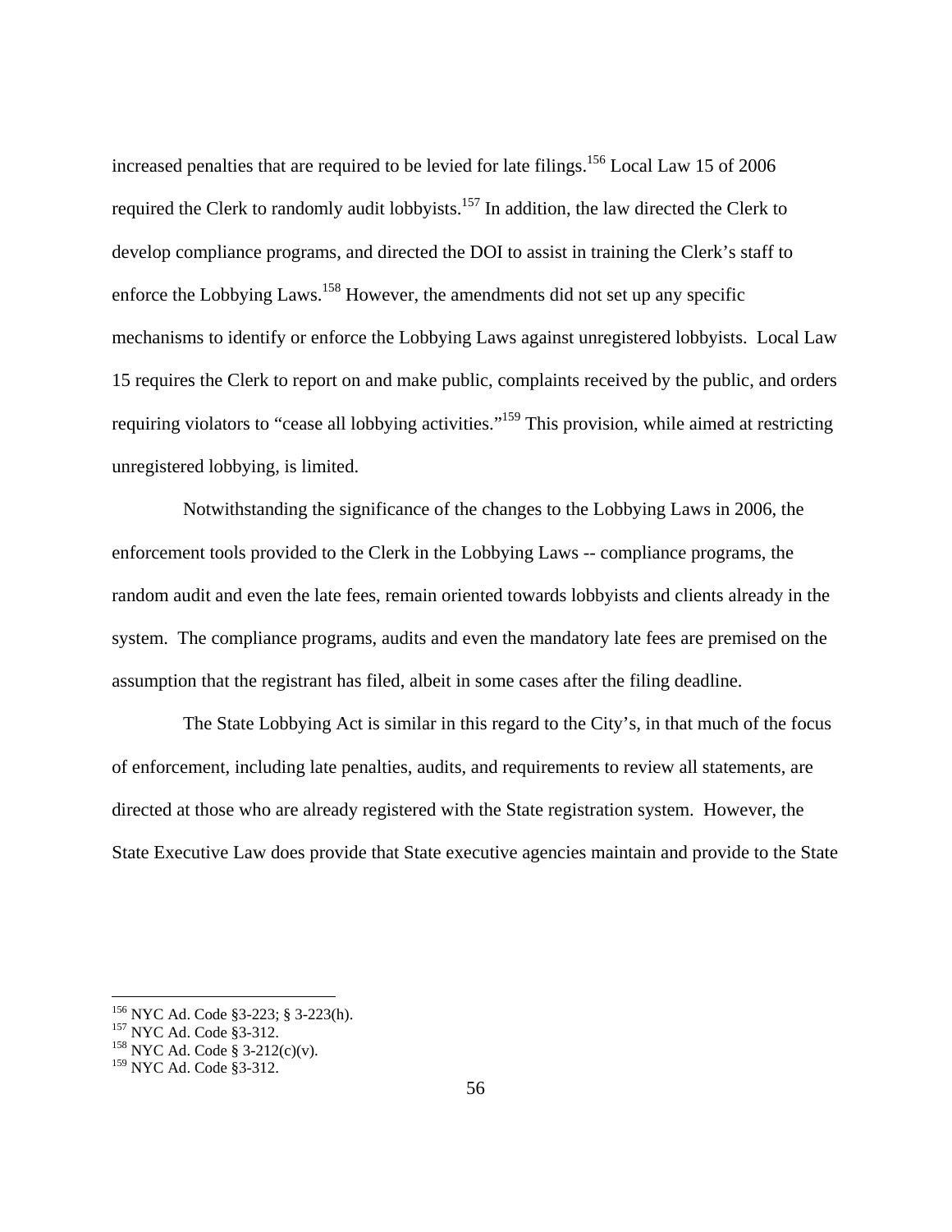increased penalties that are required to be levied for late filings.[156] Local Law 15 of 2006 required the Clerk to randomly audit lobbyists.[157] In addition, the law directed the Clerk to develop compliance programs, and directed the DOI to assist in training the Clerk's staff to enforce the Lobbying Laws.[158] However, the amendments did not set up any specific mechanisms to identify or enforce the Lobbying Laws against unregistered lobbyists. Local Law 15 requires the Clerk to report on and make public, complaints received by the public, and orders requiring violators to "cease all lobbying activities."[159] This provision, while aimed at restricting unregistered lobbying, is limited.

Notwithstanding the significance of the changes to the Lobbying Laws in 2006, the enforcement tools provided to the Clerk in the Lobbying Laws -- compliance programs, the random audit and even the late fees, remain oriented towards lobbyists and clients already in the system. The compliance programs, audits and even the mandatory late fees are premised on the assumption that the registrant has filed, albeit in some cases after the filing deadline.

The State Lobbying Act is similar in this regard to the City's, in that much of the focus of enforcement, including late penalties, audits, and requirements to review all statements, are directed at those who are already registered with the State registration system. However, the State Executive Law does provide that State executive agencies maintain and provide to the State

---

[156] NYC Ad. Code §3-223; § 3-223(h).
[157] NYC Ad. Code §3-312.
[158] NYC Ad. Code § 3-212(c)(v).
[159] NYC Ad. Code §3-312.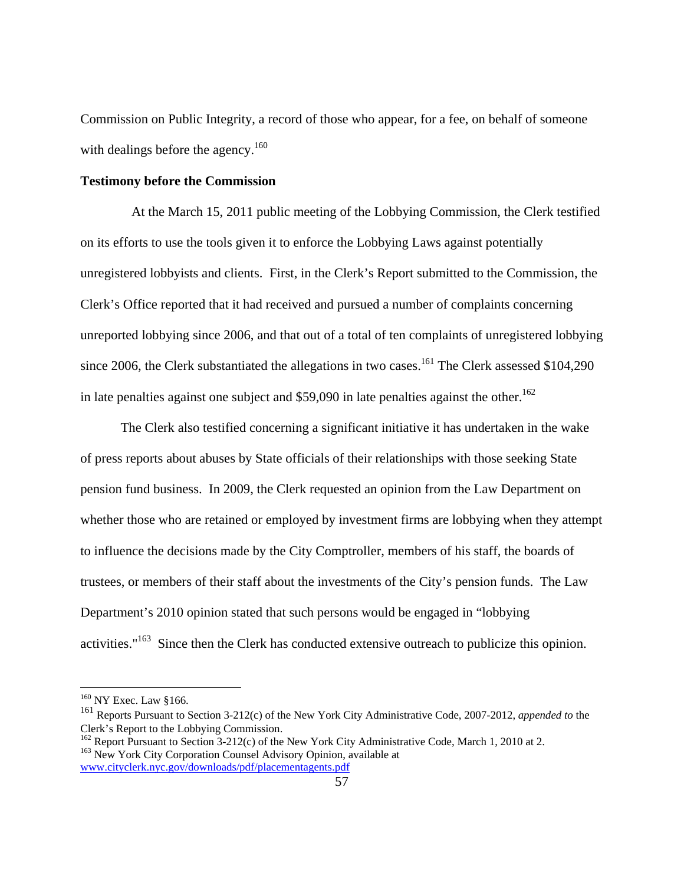Commission on Public Integrity, a record of those who appear, for a fee, on behalf of someone with dealings before the agency.[160]

**Testimony before the Commission**

At the March 15, 2011 public meeting of the Lobbying Commission, the Clerk testified on its efforts to use the tools given it to enforce the Lobbying Laws against potentially unregistered lobbyists and clients. First, in the Clerk's Report submitted to the Commission, the Clerk's Office reported that it had received and pursued a number of complaints concerning unreported lobbying since 2006, and that out of a total of ten complaints of unregistered lobbying since 2006, the Clerk substantiated the allegations in two cases.[161] The Clerk assessed $104,290 in late penalties against one subject and $59,090 in late penalties against the other.[162]

The Clerk also testified concerning a significant initiative it has undertaken in the wake of press reports about abuses by State officials of their relationships with those seeking State pension fund business. In 2009, the Clerk requested an opinion from the Law Department on whether those who are retained or employed by investment firms are lobbying when they attempt to influence the decisions made by the City Comptroller, members of his staff, the boards of trustees, or members of their staff about the investments of the City's pension funds. The Law Department's 2010 opinion stated that such persons would be engaged in "lobbying activities."[163] Since then the Clerk has conducted extensive outreach to publicize this opinion.

---

[160] NY Exec. Law §166.

[161] Reports Pursuant to Section 3-212(c) of the New York City Administrative Code, 2007-2012, *appended to* the Clerk's Report to the Lobbying Commission.

[162] Report Pursuant to Section 3-212(c) of the New York City Administrative Code, March 1, 2010 at 2.

[163] New York City Corporation Counsel Advisory Opinion, available at www.cityclerk.nyc.gov/downloads/pdf/placementagents.pdf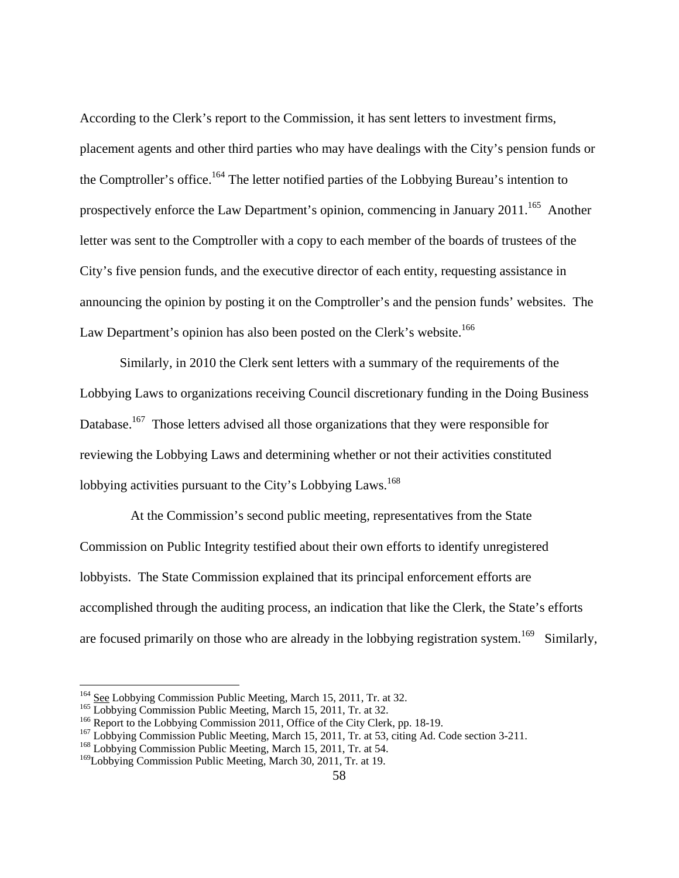According to the Clerk's report to the Commission, it has sent letters to investment firms, placement agents and other third parties who may have dealings with the City's pension funds or the Comptroller's office.[164] The letter notified parties of the Lobbying Bureau's intention to prospectively enforce the Law Department's opinion, commencing in January 2011.[165] Another letter was sent to the Comptroller with a copy to each member of the boards of trustees of the City's five pension funds, and the executive director of each entity, requesting assistance in announcing the opinion by posting it on the Comptroller's and the pension funds' websites. The Law Department's opinion has also been posted on the Clerk's website.[166]

Similarly, in 2010 the Clerk sent letters with a summary of the requirements of the Lobbying Laws to organizations receiving Council discretionary funding in the Doing Business Database.[167] Those letters advised all those organizations that they were responsible for reviewing the Lobbying Laws and determining whether or not their activities constituted lobbying activities pursuant to the City's Lobbying Laws.[168]

At the Commission's second public meeting, representatives from the State Commission on Public Integrity testified about their own efforts to identify unregistered lobbyists. The State Commission explained that its principal enforcement efforts are accomplished through the auditing process, an indication that like the Clerk, the State's efforts are focused primarily on those who are already in the lobbying registration system.[169] Similarly,

---

[164] See Lobbying Commission Public Meeting, March 15, 2011, Tr. at 32.
[165] Lobbying Commission Public Meeting, March 15, 2011, Tr. at 32.
[166] Report to the Lobbying Commission 2011, Office of the City Clerk, pp. 18-19.
[167] Lobbying Commission Public Meeting, March 15, 2011, Tr. at 53, citing Ad. Code section 3-211.
[168] Lobbying Commission Public Meeting, March 15, 2011, Tr. at 54.
[169] Lobbying Commission Public Meeting, March 30, 2011, Tr. at 19.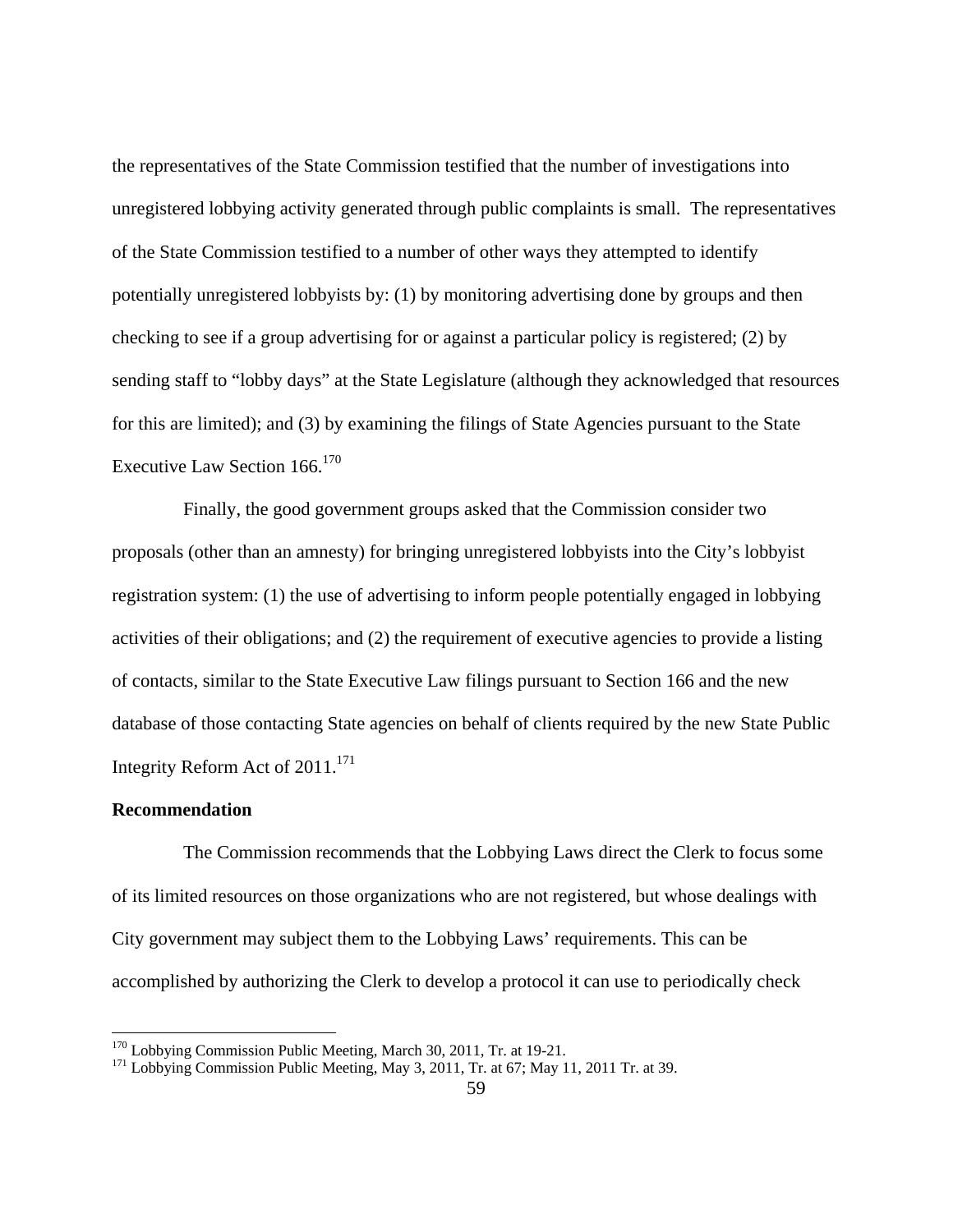the representatives of the State Commission testified that the number of investigations into unregistered lobbying activity generated through public complaints is small. The representatives of the State Commission testified to a number of other ways they attempted to identify potentially unregistered lobbyists by: (1) by monitoring advertising done by groups and then checking to see if a group advertising for or against a particular policy is registered; (2) by sending staff to "lobby days" at the State Legislature (although they acknowledged that resources for this are limited); and (3) by examining the filings of State Agencies pursuant to the State Executive Law Section 166.[170]

Finally, the good government groups asked that the Commission consider two proposals (other than an amnesty) for bringing unregistered lobbyists into the City's lobbyist registration system: (1) the use of advertising to inform people potentially engaged in lobbying activities of their obligations; and (2) the requirement of executive agencies to provide a listing of contacts, similar to the State Executive Law filings pursuant to Section 166 and the new database of those contacting State agencies on behalf of clients required by the new State Public Integrity Reform Act of 2011.[171]

**Recommendation**

The Commission recommends that the Lobbying Laws direct the Clerk to focus some of its limited resources on those organizations who are not registered, but whose dealings with City government may subject them to the Lobbying Laws' requirements. This can be accomplished by authorizing the Clerk to develop a protocol it can use to periodically check

---

[170] Lobbying Commission Public Meeting, March 30, 2011, Tr. at 19-21.

[171] Lobbying Commission Public Meeting, May 3, 2011, Tr. at 67; May 11, 2011 Tr. at 39.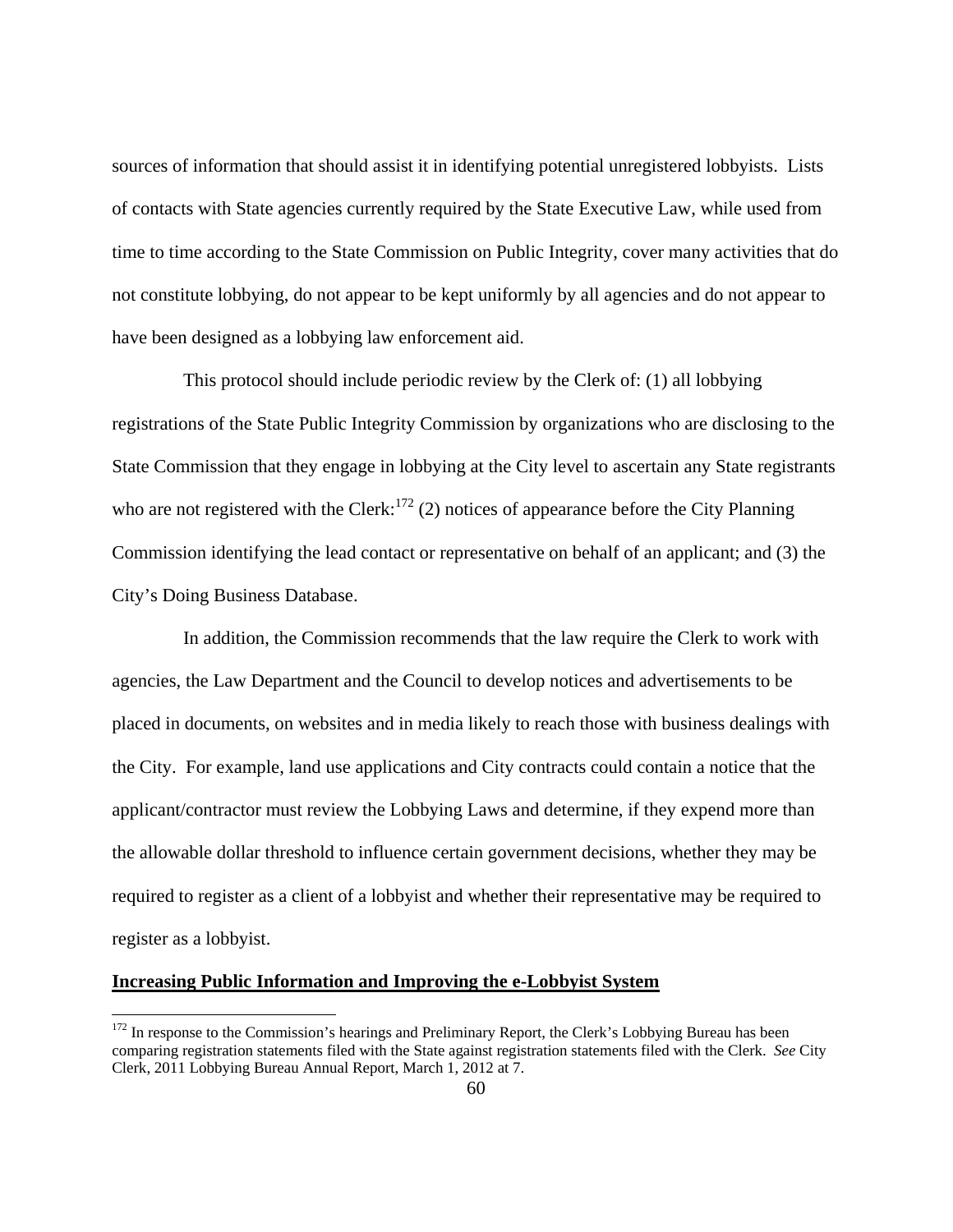sources of information that should assist it in identifying potential unregistered lobbyists. Lists of contacts with State agencies currently required by the State Executive Law, while used from time to time according to the State Commission on Public Integrity, cover many activities that do not constitute lobbying, do not appear to be kept uniformly by all agencies and do not appear to have been designed as a lobbying law enforcement aid.

This protocol should include periodic review by the Clerk of: (1) all lobbying registrations of the State Public Integrity Commission by organizations who are disclosing to the State Commission that they engage in lobbying at the City level to ascertain any State registrants who are not registered with the Clerk:[172] (2) notices of appearance before the City Planning Commission identifying the lead contact or representative on behalf of an applicant; and (3) the City's Doing Business Database.

In addition, the Commission recommends that the law require the Clerk to work with agencies, the Law Department and the Council to develop notices and advertisements to be placed in documents, on websites and in media likely to reach those with business dealings with the City. For example, land use applications and City contracts could contain a notice that the applicant/contractor must review the Lobbying Laws and determine, if they expend more than the allowable dollar threshold to influence certain government decisions, whether they may be required to register as a client of a lobbyist and whether their representative may be required to register as a lobbyist.

**<u>Increasing Public Information and Improving the e-Lobbyist System</u>**

---

[172] In response to the Commission's hearings and Preliminary Report, the Clerk's Lobbying Bureau has been comparing registration statements filed with the State against registration statements filed with the Clerk. *See* City Clerk, 2011 Lobbying Bureau Annual Report, March 1, 2012 at 7.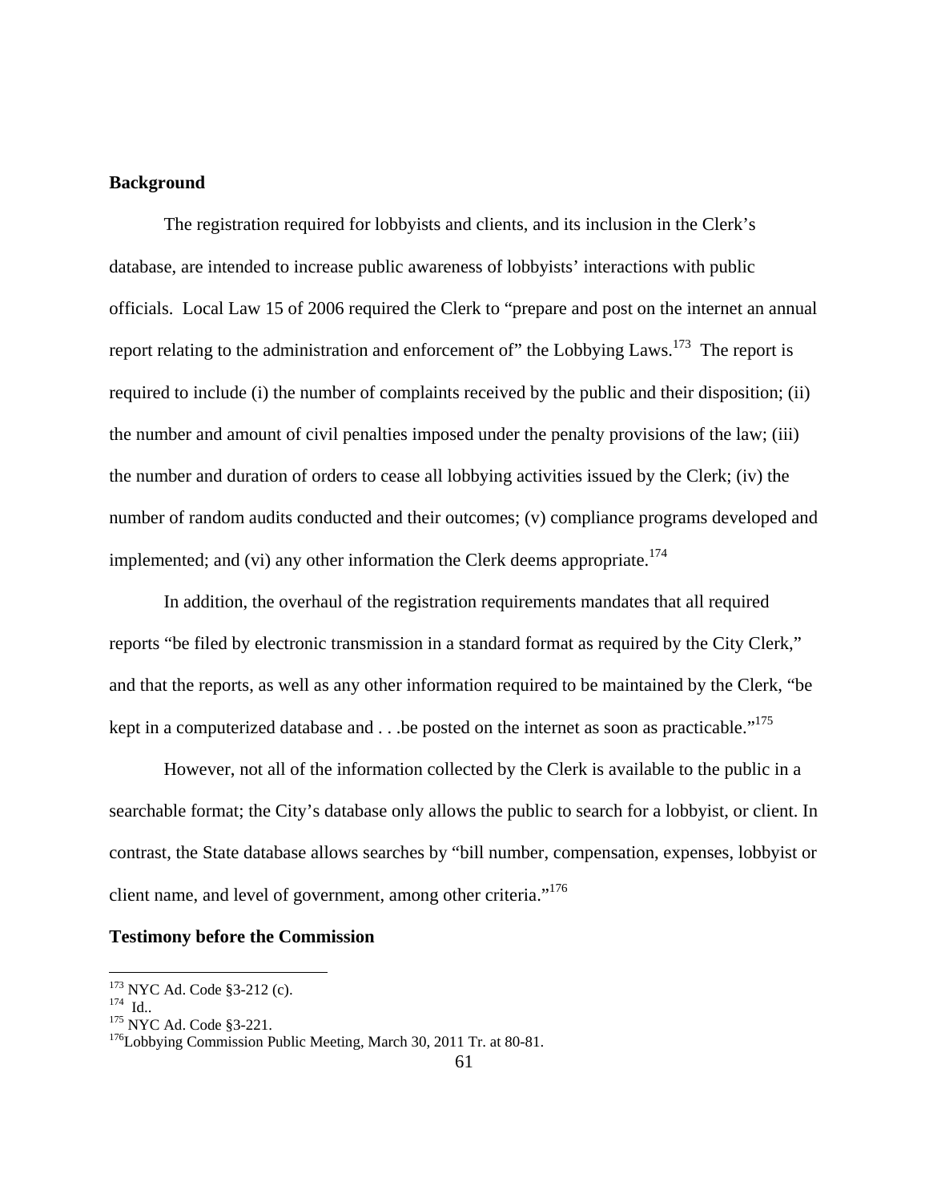**Background**

The registration required for lobbyists and clients, and its inclusion in the Clerk's database, are intended to increase public awareness of lobbyists' interactions with public officials. Local Law 15 of 2006 required the Clerk to "prepare and post on the internet an annual report relating to the administration and enforcement of" the Lobbying Laws.[173] The report is required to include (i) the number of complaints received by the public and their disposition; (ii) the number and amount of civil penalties imposed under the penalty provisions of the law; (iii) the number and duration of orders to cease all lobbying activities issued by the Clerk; (iv) the number of random audits conducted and their outcomes; (v) compliance programs developed and implemented; and (vi) any other information the Clerk deems appropriate.[174]

In addition, the overhaul of the registration requirements mandates that all required reports "be filed by electronic transmission in a standard format as required by the City Clerk," and that the reports, as well as any other information required to be maintained by the Clerk, "be kept in a computerized database and . . .be posted on the internet as soon as practicable."[175]

However, not all of the information collected by the Clerk is available to the public in a searchable format; the City's database only allows the public to search for a lobbyist, or client. In contrast, the State database allows searches by "bill number, compensation, expenses, lobbyist or client name, and level of government, among other criteria."[176]

**Testimony before the Commission**

---

[173] NYC Ad. Code §3-212 (c).
[174] Id..
[175] NYC Ad. Code §3-221.
[176] Lobbying Commission Public Meeting, March 30, 2011 Tr. at 80-81.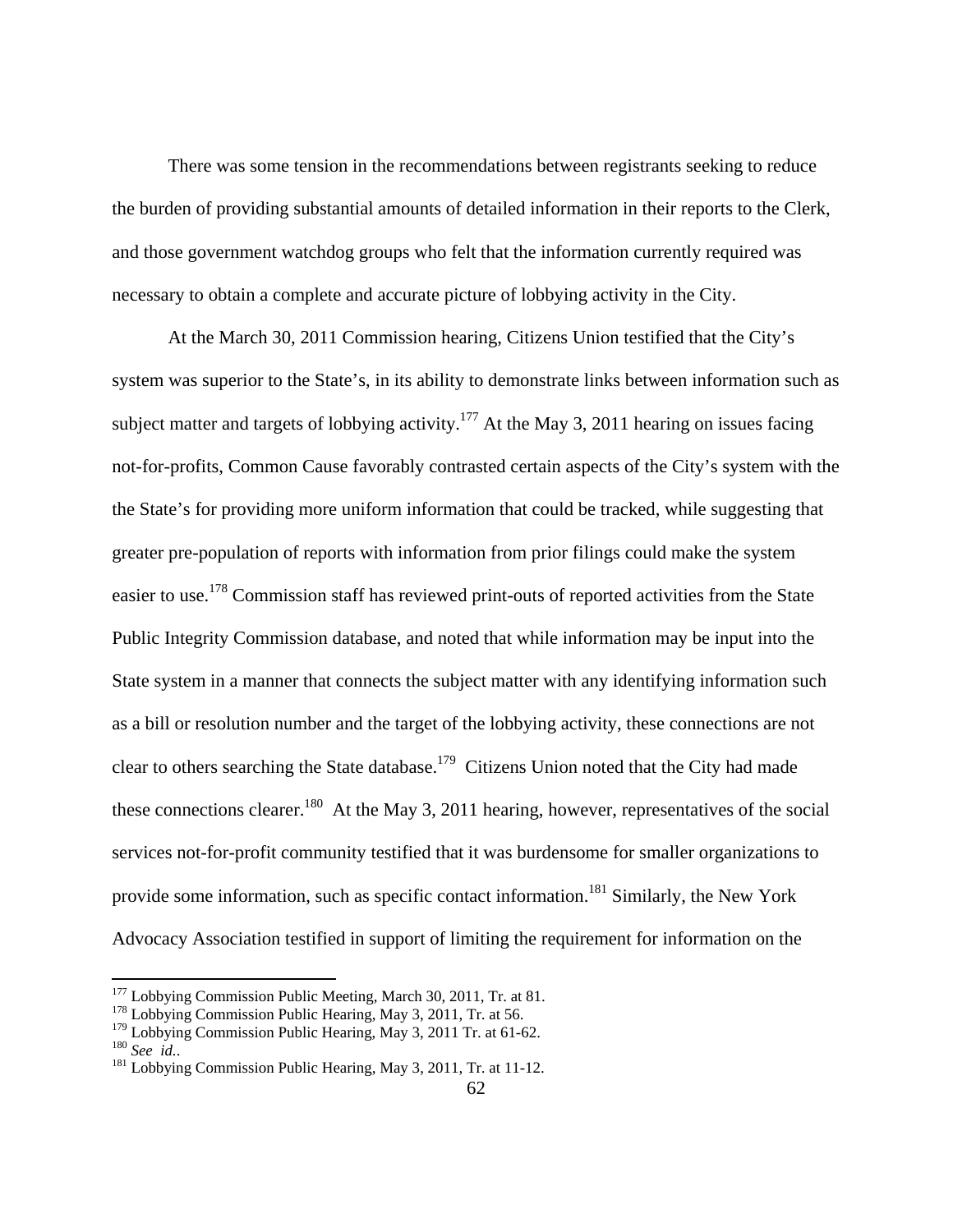There was some tension in the recommendations between registrants seeking to reduce the burden of providing substantial amounts of detailed information in their reports to the Clerk, and those government watchdog groups who felt that the information currently required was necessary to obtain a complete and accurate picture of lobbying activity in the City.

At the March 30, 2011 Commission hearing, Citizens Union testified that the City's system was superior to the State's, in its ability to demonstrate links between information such as subject matter and targets of lobbying activity.[177] At the May 3, 2011 hearing on issues facing not-for-profits, Common Cause favorably contrasted certain aspects of the City's system with the the State's for providing more uniform information that could be tracked, while suggesting that greater pre-population of reports with information from prior filings could make the system easier to use.[178] Commission staff has reviewed print-outs of reported activities from the State Public Integrity Commission database, and noted that while information may be input into the State system in a manner that connects the subject matter with any identifying information such as a bill or resolution number and the target of the lobbying activity, these connections are not clear to others searching the State database.[179] Citizens Union noted that the City had made these connections clearer.[180] At the May 3, 2011 hearing, however, representatives of the social services not-for-profit community testified that it was burdensome for smaller organizations to provide some information, such as specific contact information.[181] Similarly, the New York Advocacy Association testified in support of limiting the requirement for information on the

---

[177] Lobbying Commission Public Meeting, March 30, 2011, Tr. at 81.
[178] Lobbying Commission Public Hearing, May 3, 2011, Tr. at 56.
[179] Lobbying Commission Public Hearing, May 3, 2011 Tr. at 61-62.
[180] *See id.*.
[181] Lobbying Commission Public Hearing, May 3, 2011, Tr. at 11-12.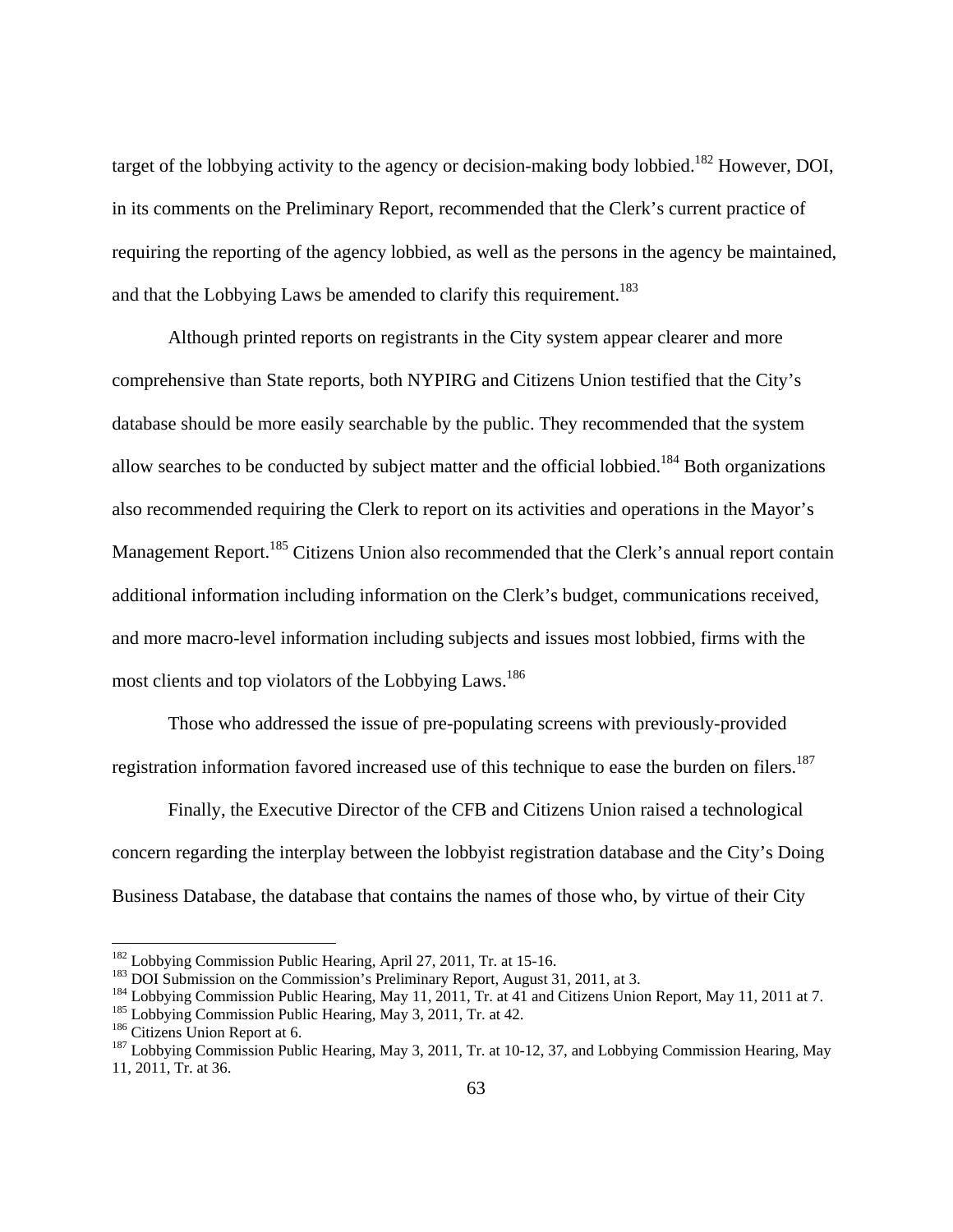target of the lobbying activity to the agency or decision-making body lobbied.[182] However, DOI, in its comments on the Preliminary Report, recommended that the Clerk's current practice of requiring the reporting of the agency lobbied, as well as the persons in the agency be maintained, and that the Lobbying Laws be amended to clarify this requirement.[183]

Although printed reports on registrants in the City system appear clearer and more comprehensive than State reports, both NYPIRG and Citizens Union testified that the City's database should be more easily searchable by the public. They recommended that the system allow searches to be conducted by subject matter and the official lobbied.[184] Both organizations also recommended requiring the Clerk to report on its activities and operations in the Mayor's Management Report.[185] Citizens Union also recommended that the Clerk's annual report contain additional information including information on the Clerk's budget, communications received, and more macro-level information including subjects and issues most lobbied, firms with the most clients and top violators of the Lobbying Laws.[186]

Those who addressed the issue of pre-populating screens with previously-provided registration information favored increased use of this technique to ease the burden on filers.[187]

Finally, the Executive Director of the CFB and Citizens Union raised a technological concern regarding the interplay between the lobbyist registration database and the City's Doing Business Database, the database that contains the names of those who, by virtue of their City

---

[182] Lobbying Commission Public Hearing, April 27, 2011, Tr. at 15-16.
[183] DOI Submission on the Commission's Preliminary Report, August 31, 2011, at 3.
[184] Lobbying Commission Public Hearing, May 11, 2011, Tr. at 41 and Citizens Union Report, May 11, 2011 at 7.
[185] Lobbying Commission Public Hearing, May 3, 2011, Tr. at 42.
[186] Citizens Union Report at 6.
[187] Lobbying Commission Public Hearing, May 3, 2011, Tr. at 10-12, 37, and Lobbying Commission Hearing, May 11, 2011, Tr. at 36.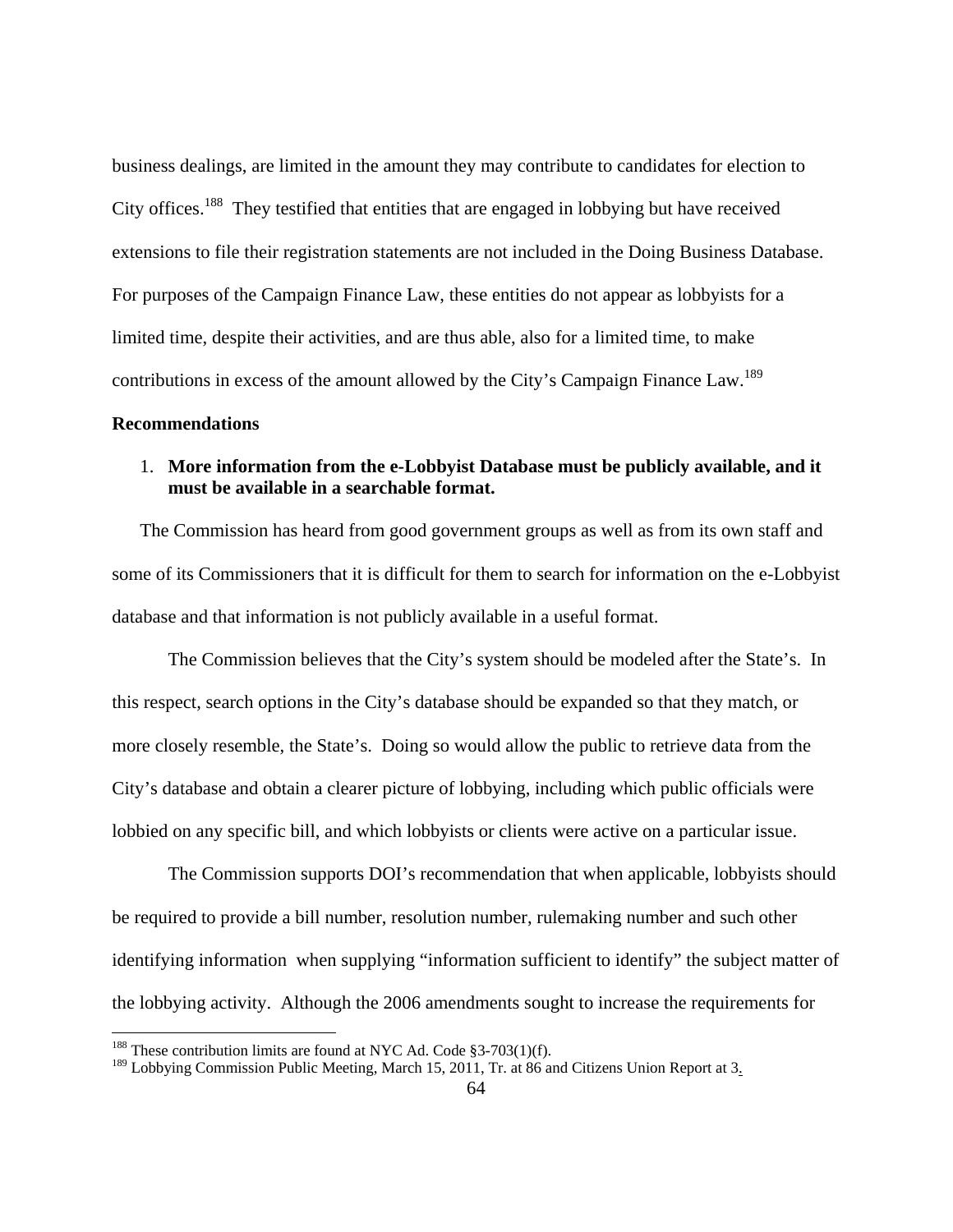business dealings, are limited in the amount they may contribute to candidates for election to City offices.[188] They testified that entities that are engaged in lobbying but have received extensions to file their registration statements are not included in the Doing Business Database. For purposes of the Campaign Finance Law, these entities do not appear as lobbyists for a limited time, despite their activities, and are thus able, also for a limited time, to make contributions in excess of the amount allowed by the City's Campaign Finance Law.[189]

**Recommendations**

1. **More information from the e-Lobbyist Database must be publicly available, and it must be available in a searchable format.**

The Commission has heard from good government groups as well as from its own staff and some of its Commissioners that it is difficult for them to search for information on the e-Lobbyist database and that information is not publicly available in a useful format.

The Commission believes that the City's system should be modeled after the State's. In this respect, search options in the City's database should be expanded so that they match, or more closely resemble, the State's. Doing so would allow the public to retrieve data from the City's database and obtain a clearer picture of lobbying, including which public officials were lobbied on any specific bill, and which lobbyists or clients were active on a particular issue.

The Commission supports DOI's recommendation that when applicable, lobbyists should be required to provide a bill number, resolution number, rulemaking number and such other identifying information when supplying "information sufficient to identify" the subject matter of the lobbying activity. Although the 2006 amendments sought to increase the requirements for

---

[188] These contribution limits are found at NYC Ad. Code §3-703(1)(f).

[189] Lobbying Commission Public Meeting, March 15, 2011, Tr. at 86 and Citizens Union Report at 3.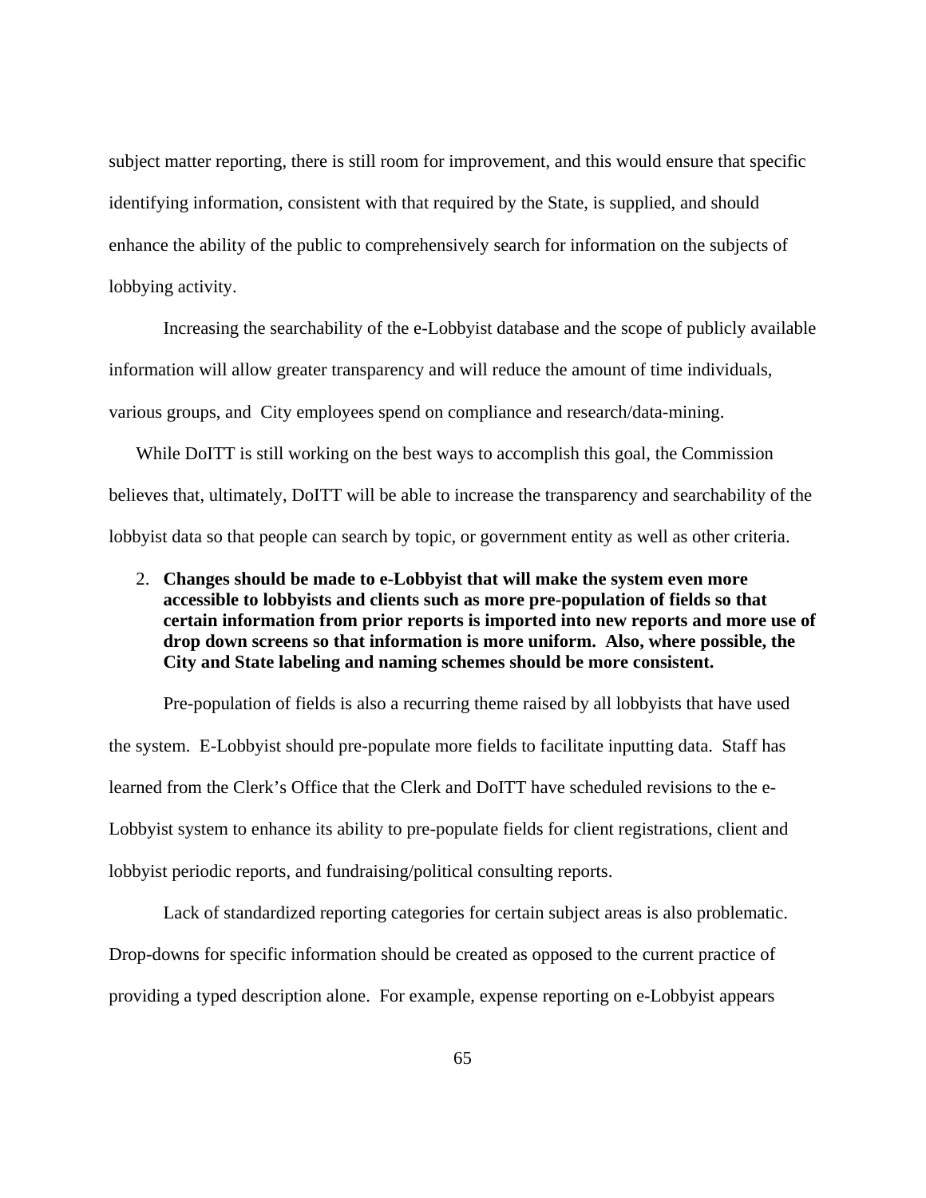subject matter reporting, there is still room for improvement, and this would ensure that specific identifying information, consistent with that required by the State, is supplied, and should enhance the ability of the public to comprehensively search for information on the subjects of lobbying activity.

Increasing the searchability of the e-Lobbyist database and the scope of publicly available information will allow greater transparency and will reduce the amount of time individuals, various groups, and City employees spend on compliance and research/data-mining.

While DoITT is still working on the best ways to accomplish this goal, the Commission believes that, ultimately, DoITT will be able to increase the transparency and searchability of the lobbyist data so that people can search by topic, or government entity as well as other criteria.

2. **Changes should be made to e-Lobbyist that will make the system even more accessible to lobbyists and clients such as more pre-population of fields so that certain information from prior reports is imported into new reports and more use of drop down screens so that information is more uniform. Also, where possible, the City and State labeling and naming schemes should be more consistent.**

Pre-population of fields is also a recurring theme raised by all lobbyists that have used the system. E-Lobbyist should pre-populate more fields to facilitate inputting data. Staff has learned from the Clerk's Office that the Clerk and DoITT have scheduled revisions to the e-Lobbyist system to enhance its ability to pre-populate fields for client registrations, client and lobbyist periodic reports, and fundraising/political consulting reports.

Lack of standardized reporting categories for certain subject areas is also problematic. Drop-downs for specific information should be created as opposed to the current practice of providing a typed description alone. For example, expense reporting on e-Lobbyist appears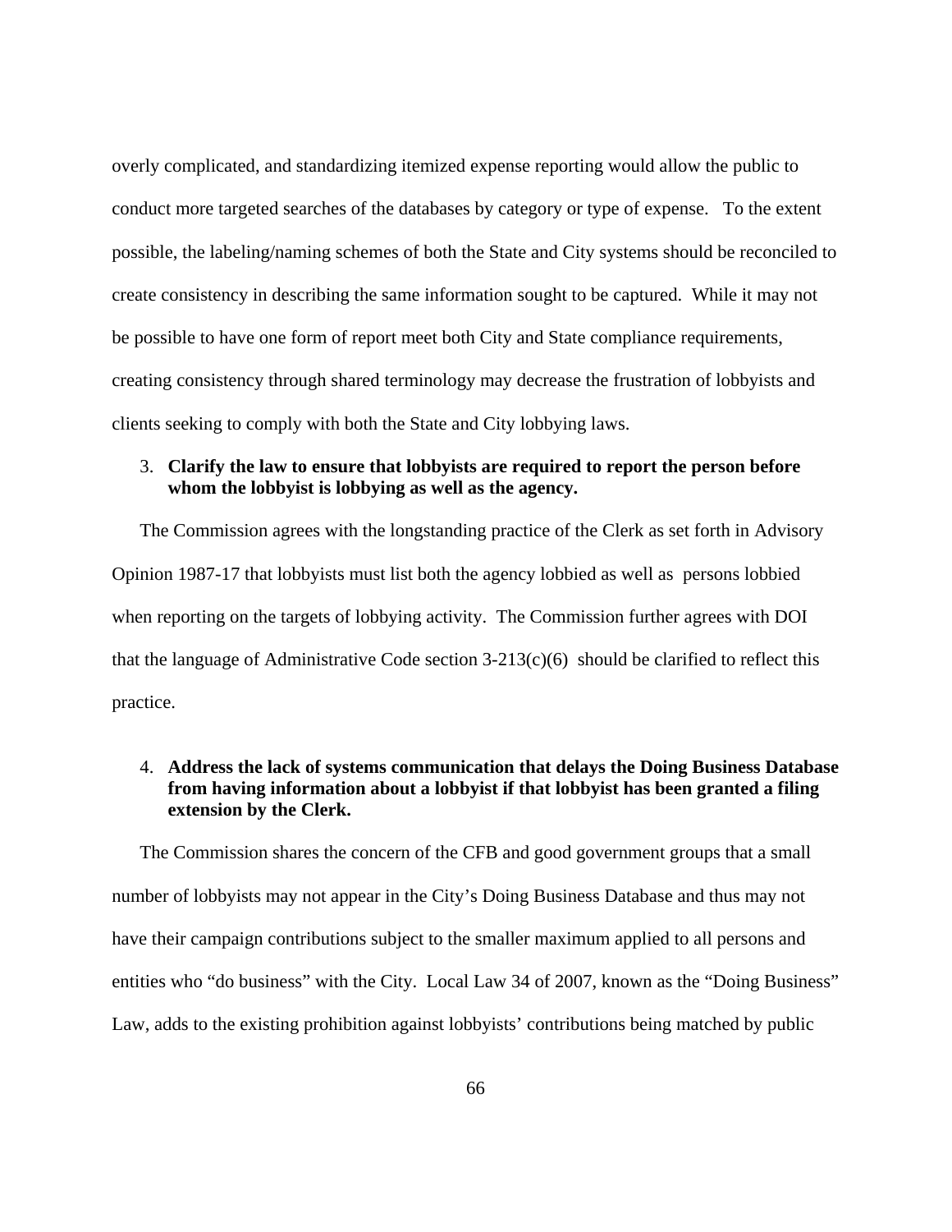overly complicated, and standardizing itemized expense reporting would allow the public to conduct more targeted searches of the databases by category or type of expense. To the extent possible, the labeling/naming schemes of both the State and City systems should be reconciled to create consistency in describing the same information sought to be captured. While it may not be possible to have one form of report meet both City and State compliance requirements, creating consistency through shared terminology may decrease the frustration of lobbyists and clients seeking to comply with both the State and City lobbying laws.

3. **Clarify the law to ensure that lobbyists are required to report the person before whom the lobbyist is lobbying as well as the agency.**

The Commission agrees with the longstanding practice of the Clerk as set forth in Advisory Opinion 1987-17 that lobbyists must list both the agency lobbied as well as persons lobbied when reporting on the targets of lobbying activity. The Commission further agrees with DOI that the language of Administrative Code section 3-213(c)(6) should be clarified to reflect this practice.

4. **Address the lack of systems communication that delays the Doing Business Database from having information about a lobbyist if that lobbyist has been granted a filing extension by the Clerk.**

The Commission shares the concern of the CFB and good government groups that a small number of lobbyists may not appear in the City's Doing Business Database and thus may not have their campaign contributions subject to the smaller maximum applied to all persons and entities who "do business" with the City. Local Law 34 of 2007, known as the "Doing Business" Law, adds to the existing prohibition against lobbyists' contributions being matched by public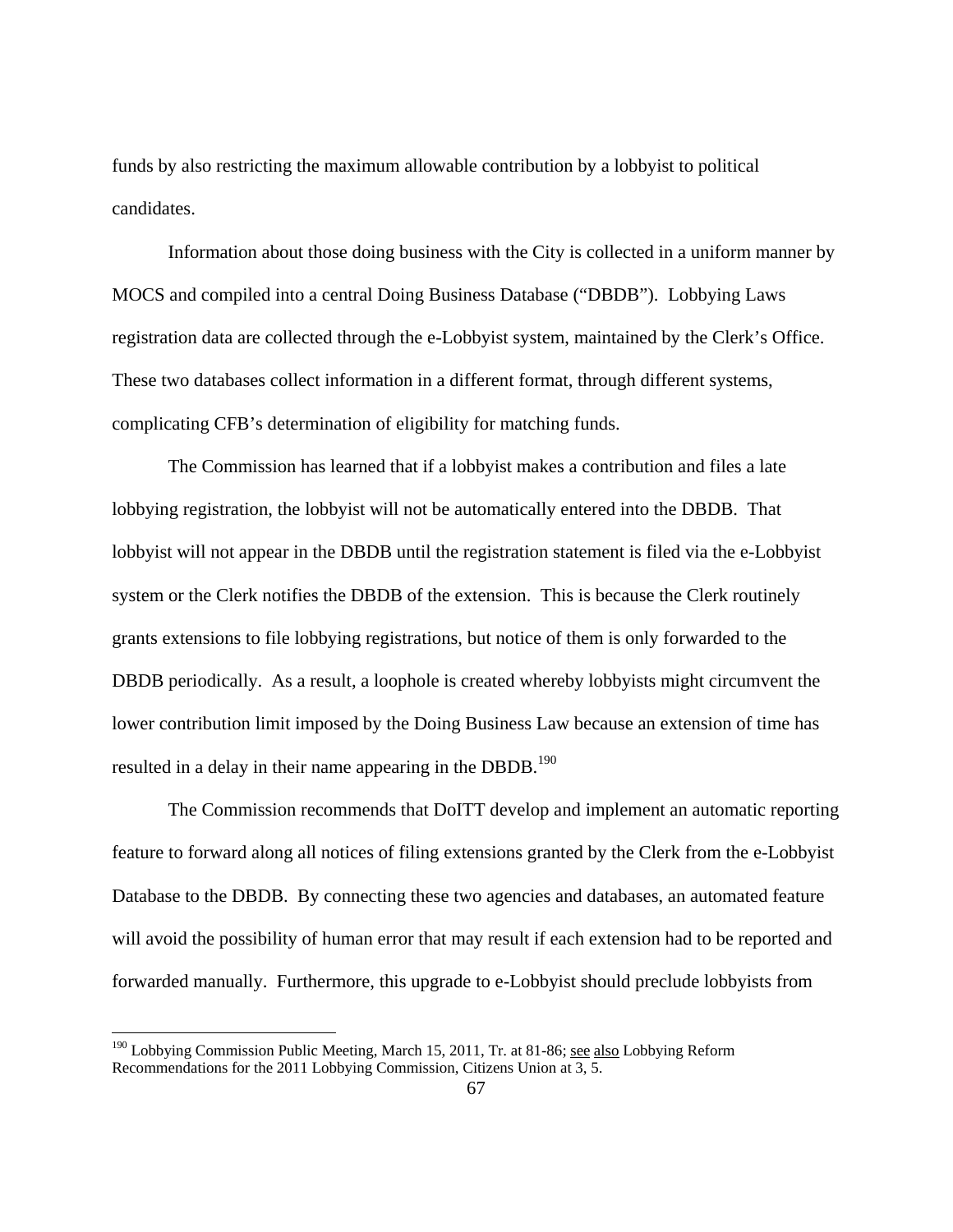funds by also restricting the maximum allowable contribution by a lobbyist to political candidates.

Information about those doing business with the City is collected in a uniform manner by MOCS and compiled into a central Doing Business Database ("DBDB"). Lobbying Laws registration data are collected through the e-Lobbyist system, maintained by the Clerk's Office. These two databases collect information in a different format, through different systems, complicating CFB's determination of eligibility for matching funds.

The Commission has learned that if a lobbyist makes a contribution and files a late lobbying registration, the lobbyist will not be automatically entered into the DBDB. That lobbyist will not appear in the DBDB until the registration statement is filed via the e-Lobbyist system or the Clerk notifies the DBDB of the extension. This is because the Clerk routinely grants extensions to file lobbying registrations, but notice of them is only forwarded to the DBDB periodically. As a result, a loophole is created whereby lobbyists might circumvent the lower contribution limit imposed by the Doing Business Law because an extension of time has resulted in a delay in their name appearing in the DBDB.[190]

The Commission recommends that DoITT develop and implement an automatic reporting feature to forward along all notices of filing extensions granted by the Clerk from the e-Lobbyist Database to the DBDB. By connecting these two agencies and databases, an automated feature will avoid the possibility of human error that may result if each extension had to be reported and forwarded manually. Furthermore, this upgrade to e-Lobbyist should preclude lobbyists from

---

[190] Lobbying Commission Public Meeting, March 15, 2011, Tr. at 81-86; see also Lobbying Reform Recommendations for the 2011 Lobbying Commission, Citizens Union at 3, 5.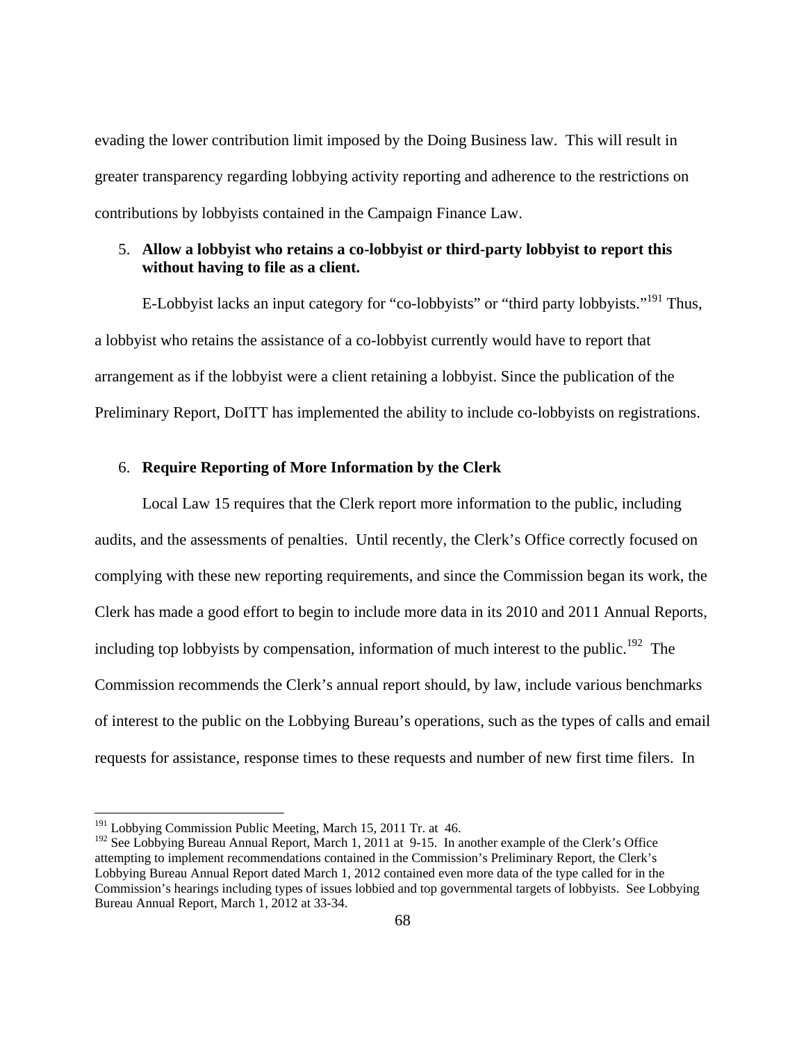evading the lower contribution limit imposed by the Doing Business law. This will result in greater transparency regarding lobbying activity reporting and adherence to the restrictions on contributions by lobbyists contained in the Campaign Finance Law.

5. **Allow a lobbyist who retains a co-lobbyist or third-party lobbyist to report this without having to file as a client.**

E-Lobbyist lacks an input category for "co-lobbyists" or "third party lobbyists."[191] Thus, a lobbyist who retains the assistance of a co-lobbyist currently would have to report that arrangement as if the lobbyist were a client retaining a lobbyist. Since the publication of the Preliminary Report, DoITT has implemented the ability to include co-lobbyists on registrations.

6. **Require Reporting of More Information by the Clerk**

Local Law 15 requires that the Clerk report more information to the public, including audits, and the assessments of penalties. Until recently, the Clerk's Office correctly focused on complying with these new reporting requirements, and since the Commission began its work, the Clerk has made a good effort to begin to include more data in its 2010 and 2011 Annual Reports, including top lobbyists by compensation, information of much interest to the public.[192] The Commission recommends the Clerk's annual report should, by law, include various benchmarks of interest to the public on the Lobbying Bureau's operations, such as the types of calls and email requests for assistance, response times to these requests and number of new first time filers. In

---

[191] Lobbying Commission Public Meeting, March 15, 2011 Tr. at 46.

[192] See Lobbying Bureau Annual Report, March 1, 2011 at 9-15. In another example of the Clerk's Office attempting to implement recommendations contained in the Commission's Preliminary Report, the Clerk's Lobbying Bureau Annual Report dated March 1, 2012 contained even more data of the type called for in the Commission's hearings including types of issues lobbied and top governmental targets of lobbyists. See Lobbying Bureau Annual Report, March 1, 2012 at 33-34.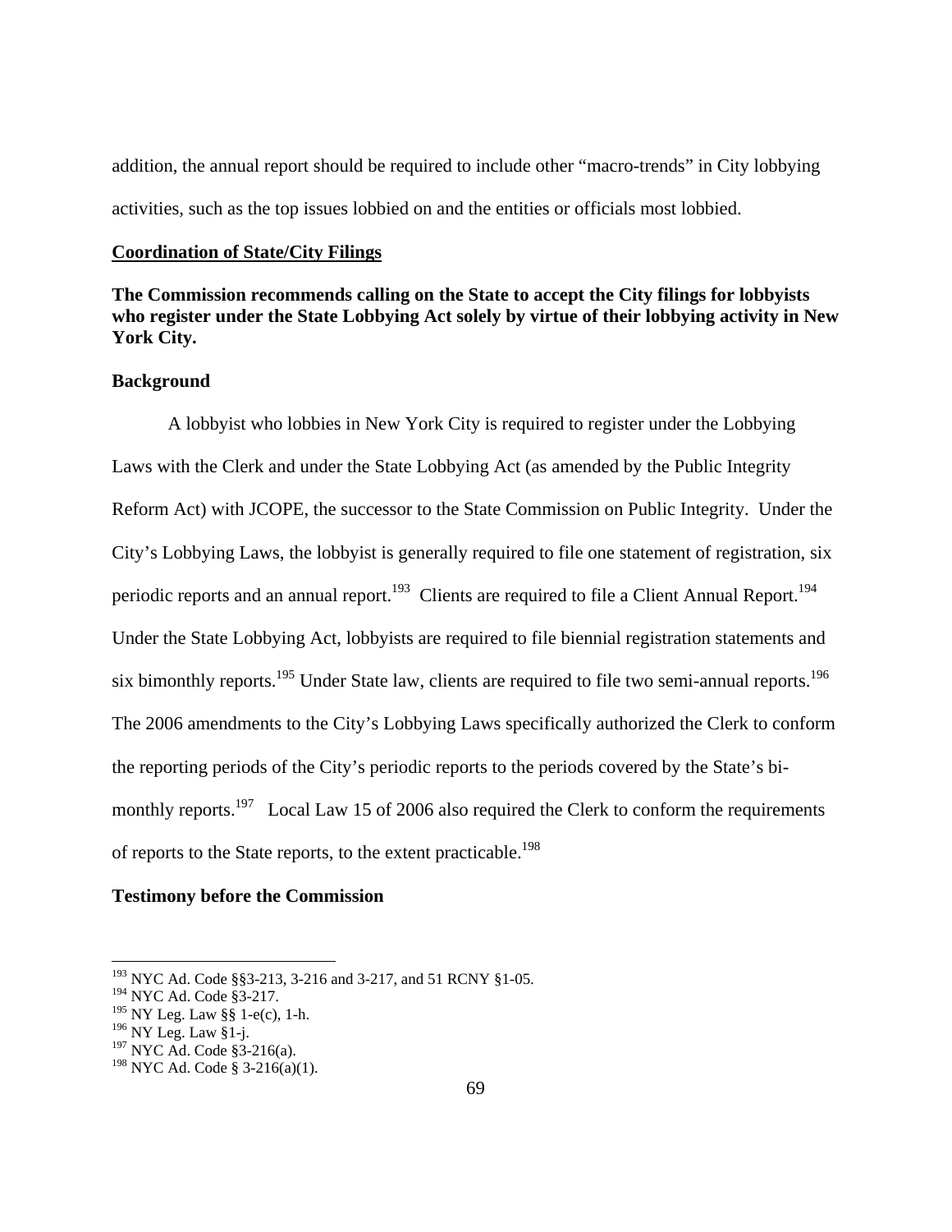addition, the annual report should be required to include other "macro-trends" in City lobbying activities, such as the top issues lobbied on and the entities or officials most lobbied.

**Coordination of State/City Filings**

**The Commission recommends calling on the State to accept the City filings for lobbyists who register under the State Lobbying Act solely by virtue of their lobbying activity in New York City.**

**Background**

A lobbyist who lobbies in New York City is required to register under the Lobbying Laws with the Clerk and under the State Lobbying Act (as amended by the Public Integrity Reform Act) with JCOPE, the successor to the State Commission on Public Integrity. Under the City's Lobbying Laws, the lobbyist is generally required to file one statement of registration, six periodic reports and an annual report.[193] Clients are required to file a Client Annual Report.[194] Under the State Lobbying Act, lobbyists are required to file biennial registration statements and six bimonthly reports.[195] Under State law, clients are required to file two semi-annual reports.[196] The 2006 amendments to the City's Lobbying Laws specifically authorized the Clerk to conform the reporting periods of the City's periodic reports to the periods covered by the State's bi-monthly reports.[197] Local Law 15 of 2006 also required the Clerk to conform the requirements of reports to the State reports, to the extent practicable.[198]

**Testimony before the Commission**

---

[193] NYC Ad. Code §§3-213, 3-216 and 3-217, and 51 RCNY §1-05.
[194] NYC Ad. Code §3-217.
[195] NY Leg. Law §§ 1-e(c), 1-h.
[196] NY Leg. Law §1-j.
[197] NYC Ad. Code §3-216(a).
[198] NYC Ad. Code § 3-216(a)(1).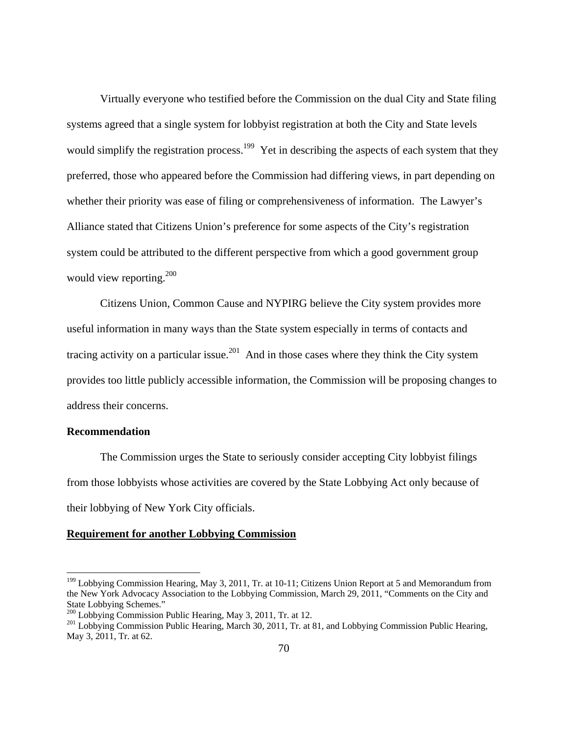Virtually everyone who testified before the Commission on the dual City and State filing systems agreed that a single system for lobbyist registration at both the City and State levels would simplify the registration process.[199] Yet in describing the aspects of each system that they preferred, those who appeared before the Commission had differing views, in part depending on whether their priority was ease of filing or comprehensiveness of information. The Lawyer's Alliance stated that Citizens Union's preference for some aspects of the City's registration system could be attributed to the different perspective from which a good government group would view reporting.[200]

Citizens Union, Common Cause and NYPIRG believe the City system provides more useful information in many ways than the State system especially in terms of contacts and tracing activity on a particular issue.[201] And in those cases where they think the City system provides too little publicly accessible information, the Commission will be proposing changes to address their concerns.

**Recommendation**

The Commission urges the State to seriously consider accepting City lobbyist filings from those lobbyists whose activities are covered by the State Lobbying Act only because of their lobbying of New York City officials.

**Requirement for another Lobbying Commission**

---

[199] Lobbying Commission Hearing, May 3, 2011, Tr. at 10-11; Citizens Union Report at 5 and Memorandum from the New York Advocacy Association to the Lobbying Commission, March 29, 2011, "Comments on the City and State Lobbying Schemes."

[200] Lobbying Commission Public Hearing, May 3, 2011, Tr. at 12.

[201] Lobbying Commission Public Hearing, March 30, 2011, Tr. at 81, and Lobbying Commission Public Hearing, May 3, 2011, Tr. at 62.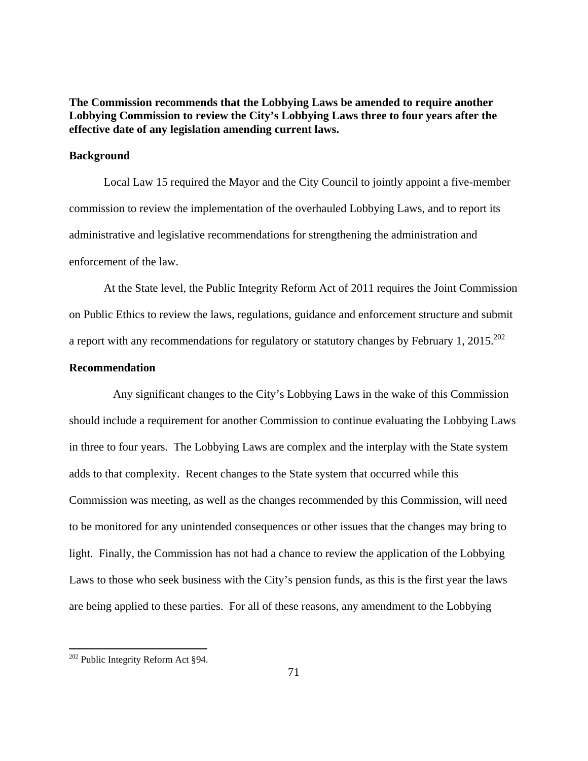**The Commission recommends that the Lobbying Laws be amended to require another Lobbying Commission to review the City's Lobbying Laws three to four years after the effective date of any legislation amending current laws.**

**Background**

Local Law 15 required the Mayor and the City Council to jointly appoint a five-member commission to review the implementation of the overhauled Lobbying Laws, and to report its administrative and legislative recommendations for strengthening the administration and enforcement of the law.

At the State level, the Public Integrity Reform Act of 2011 requires the Joint Commission on Public Ethics to review the laws, regulations, guidance and enforcement structure and submit a report with any recommendations for regulatory or statutory changes by February 1, 2015.[202]

**Recommendation**

Any significant changes to the City's Lobbying Laws in the wake of this Commission should include a requirement for another Commission to continue evaluating the Lobbying Laws in three to four years. The Lobbying Laws are complex and the interplay with the State system adds to that complexity. Recent changes to the State system that occurred while this Commission was meeting, as well as the changes recommended by this Commission, will need to be monitored for any unintended consequences or other issues that the changes may bring to light. Finally, the Commission has not had a chance to review the application of the Lobbying Laws to those who seek business with the City's pension funds, as this is the first year the laws are being applied to these parties. For all of these reasons, any amendment to the Lobbying

---

[202] Public Integrity Reform Act §94.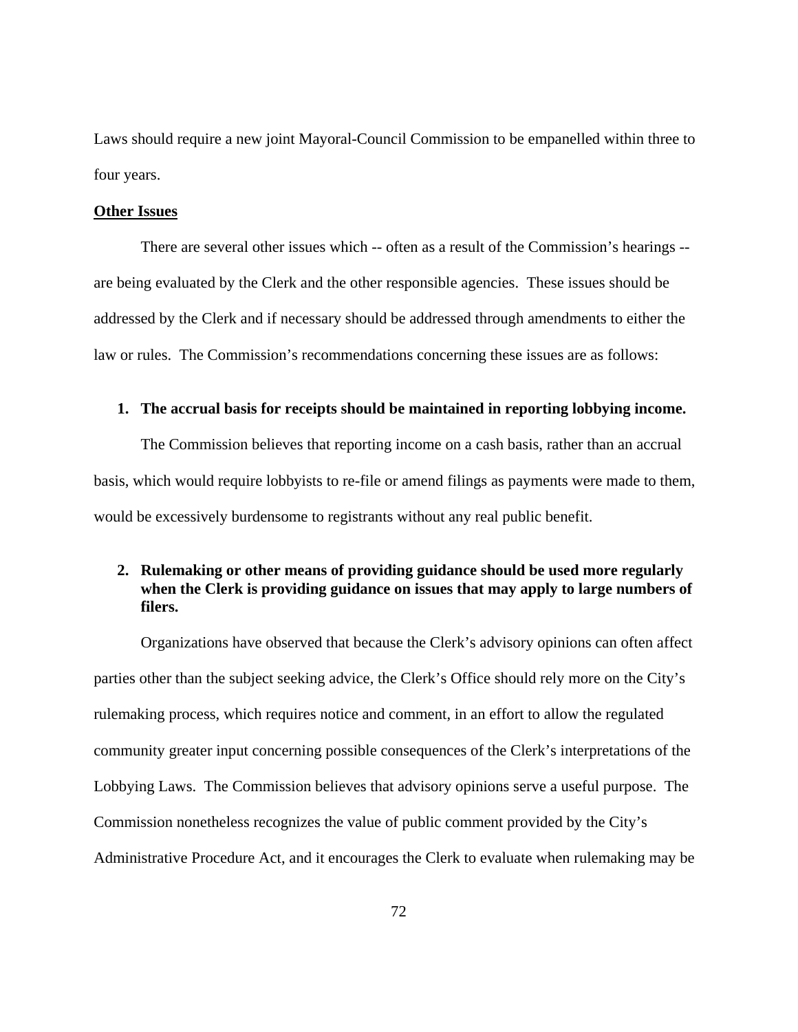Laws should require a new joint Mayoral-Council Commission to be empanelled within three to four years.

**Other Issues**

There are several other issues which -- often as a result of the Commission's hearings -- are being evaluated by the Clerk and the other responsible agencies. These issues should be addressed by the Clerk and if necessary should be addressed through amendments to either the law or rules. The Commission's recommendations concerning these issues are as follows:

1. **The accrual basis for receipts should be maintained in reporting lobbying income.**

The Commission believes that reporting income on a cash basis, rather than an accrual basis, which would require lobbyists to re-file or amend filings as payments were made to them, would be excessively burdensome to registrants without any real public benefit.

2. **Rulemaking or other means of providing guidance should be used more regularly when the Clerk is providing guidance on issues that may apply to large numbers of filers.**

Organizations have observed that because the Clerk's advisory opinions can often affect parties other than the subject seeking advice, the Clerk's Office should rely more on the City's rulemaking process, which requires notice and comment, in an effort to allow the regulated community greater input concerning possible consequences of the Clerk's interpretations of the Lobbying Laws. The Commission believes that advisory opinions serve a useful purpose. The Commission nonetheless recognizes the value of public comment provided by the City's Administrative Procedure Act, and it encourages the Clerk to evaluate when rulemaking may be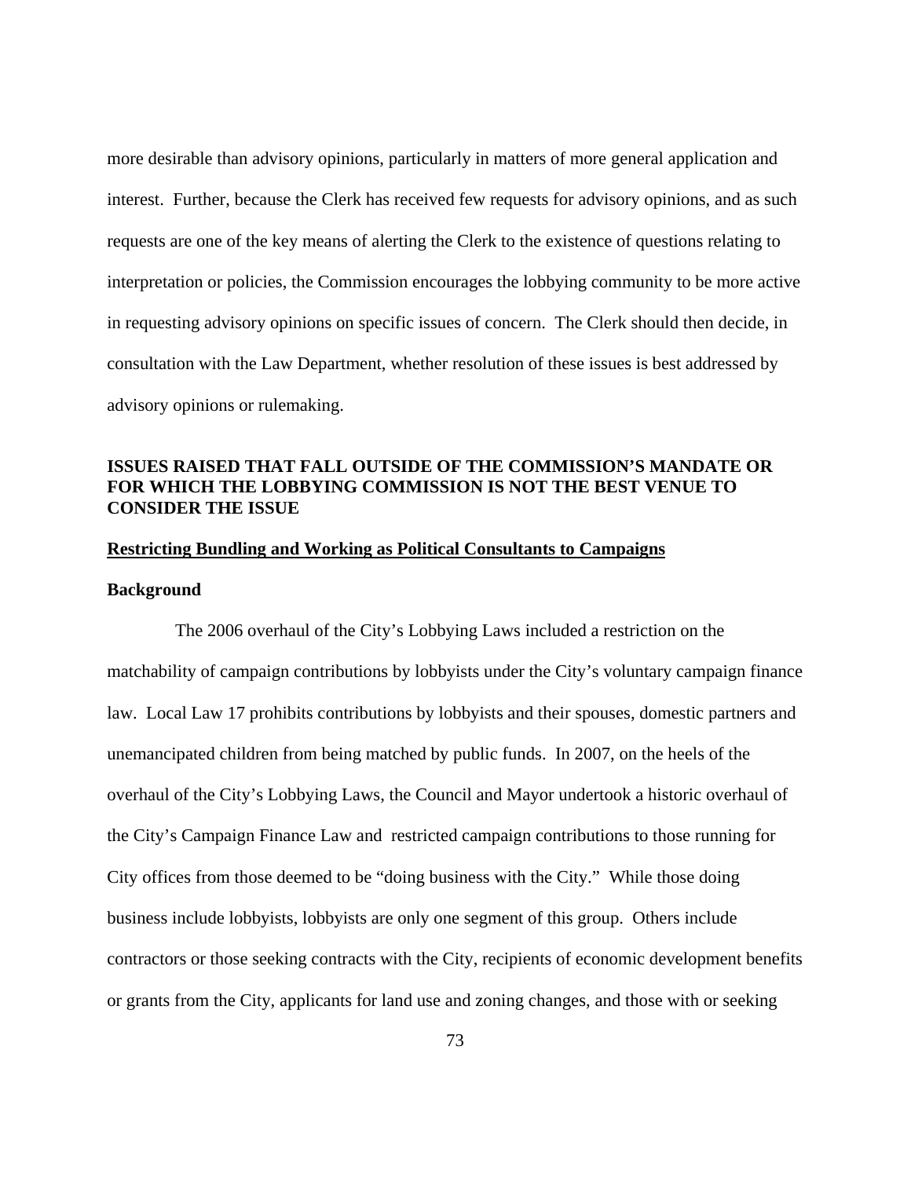more desirable than advisory opinions, particularly in matters of more general application and interest. Further, because the Clerk has received few requests for advisory opinions, and as such requests are one of the key means of alerting the Clerk to the existence of questions relating to interpretation or policies, the Commission encourages the lobbying community to be more active in requesting advisory opinions on specific issues of concern. The Clerk should then decide, in consultation with the Law Department, whether resolution of these issues is best addressed by advisory opinions or rulemaking.

## ISSUES RAISED THAT FALL OUTSIDE OF THE COMMISSION'S MANDATE OR FOR WHICH THE LOBBYING COMMISSION IS NOT THE BEST VENUE TO CONSIDER THE ISSUE

### Restricting Bundling and Working as Political Consultants to Campaigns

#### Background

The 2006 overhaul of the City's Lobbying Laws included a restriction on the matchability of campaign contributions by lobbyists under the City's voluntary campaign finance law. Local Law 17 prohibits contributions by lobbyists and their spouses, domestic partners and unemancipated children from being matched by public funds. In 2007, on the heels of the overhaul of the City's Lobbying Laws, the Council and Mayor undertook a historic overhaul of the City's Campaign Finance Law and restricted campaign contributions to those running for City offices from those deemed to be "doing business with the City." While those doing business include lobbyists, lobbyists are only one segment of this group. Others include contractors or those seeking contracts with the City, recipients of economic development benefits or grants from the City, applicants for land use and zoning changes, and those with or seeking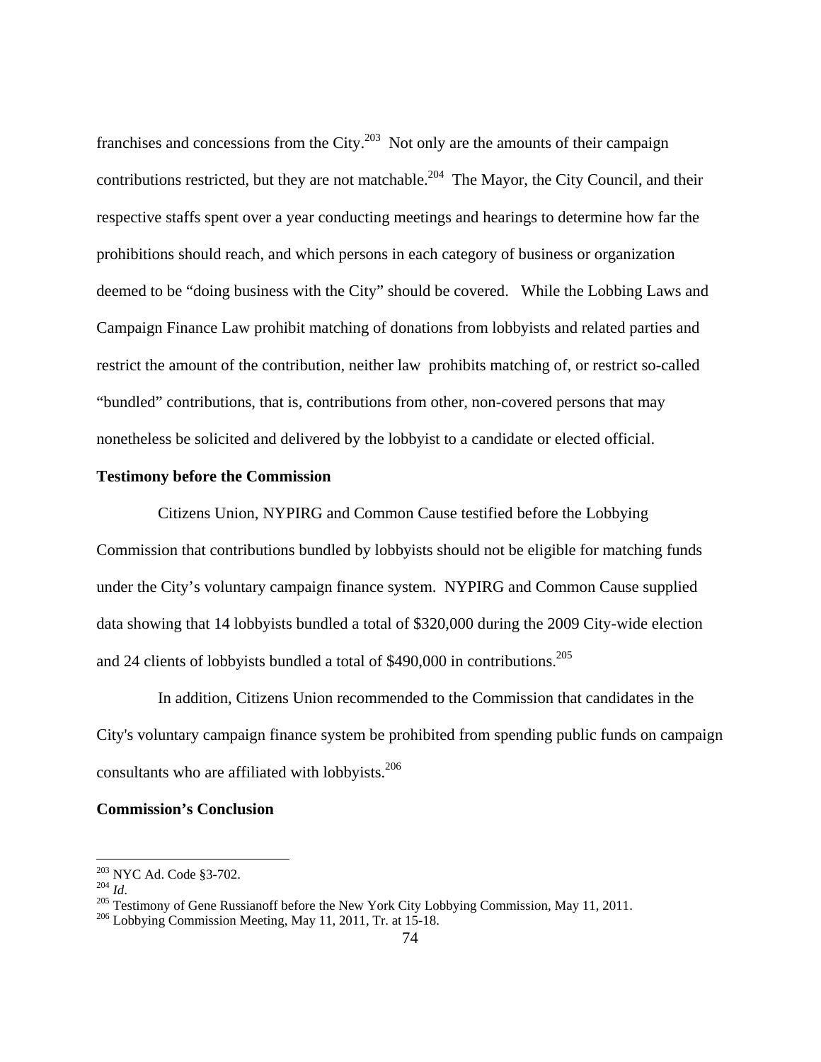franchises and concessions from the City.[203] Not only are the amounts of their campaign contributions restricted, but they are not matchable.[204] The Mayor, the City Council, and their respective staffs spent over a year conducting meetings and hearings to determine how far the prohibitions should reach, and which persons in each category of business or organization deemed to be "doing business with the City" should be covered. While the Lobbing Laws and Campaign Finance Law prohibit matching of donations from lobbyists and related parties and restrict the amount of the contribution, neither law prohibits matching of, or restrict so-called "bundled" contributions, that is, contributions from other, non-covered persons that may nonetheless be solicited and delivered by the lobbyist to a candidate or elected official.

**Testimony before the Commission**

Citizens Union, NYPIRG and Common Cause testified before the Lobbying Commission that contributions bundled by lobbyists should not be eligible for matching funds under the City's voluntary campaign finance system. NYPIRG and Common Cause supplied data showing that 14 lobbyists bundled a total of \$320,000 during the 2009 City-wide election and 24 clients of lobbyists bundled a total of \$490,000 in contributions.[205]

In addition, Citizens Union recommended to the Commission that candidates in the City's voluntary campaign finance system be prohibited from spending public funds on campaign consultants who are affiliated with lobbyists.[206]

**Commission's Conclusion**

---

[203] NYC Ad. Code §3-702.
[204] *Id*.
[205] Testimony of Gene Russianoff before the New York City Lobbying Commission, May 11, 2011.
[206] Lobbying Commission Meeting, May 11, 2011, Tr. at 15-18.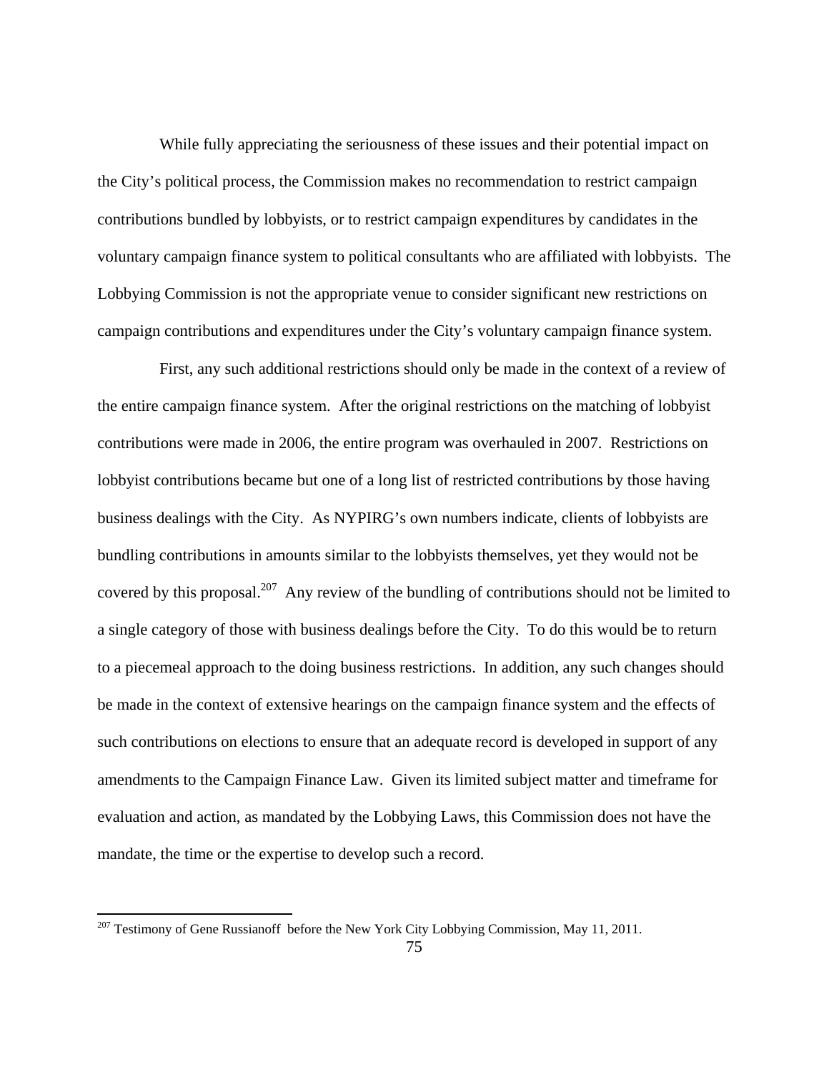While fully appreciating the seriousness of these issues and their potential impact on the City's political process, the Commission makes no recommendation to restrict campaign contributions bundled by lobbyists, or to restrict campaign expenditures by candidates in the voluntary campaign finance system to political consultants who are affiliated with lobbyists. The Lobbying Commission is not the appropriate venue to consider significant new restrictions on campaign contributions and expenditures under the City's voluntary campaign finance system.

First, any such additional restrictions should only be made in the context of a review of the entire campaign finance system. After the original restrictions on the matching of lobbyist contributions were made in 2006, the entire program was overhauled in 2007. Restrictions on lobbyist contributions became but one of a long list of restricted contributions by those having business dealings with the City. As NYPIRG's own numbers indicate, clients of lobbyists are bundling contributions in amounts similar to the lobbyists themselves, yet they would not be covered by this proposal.[207] Any review of the bundling of contributions should not be limited to a single category of those with business dealings before the City. To do this would be to return to a piecemeal approach to the doing business restrictions. In addition, any such changes should be made in the context of extensive hearings on the campaign finance system and the effects of such contributions on elections to ensure that an adequate record is developed in support of any amendments to the Campaign Finance Law. Given its limited subject matter and timeframe for evaluation and action, as mandated by the Lobbying Laws, this Commission does not have the mandate, the time or the expertise to develop such a record.

---

[207] Testimony of Gene Russianoff before the New York City Lobbying Commission, May 11, 2011.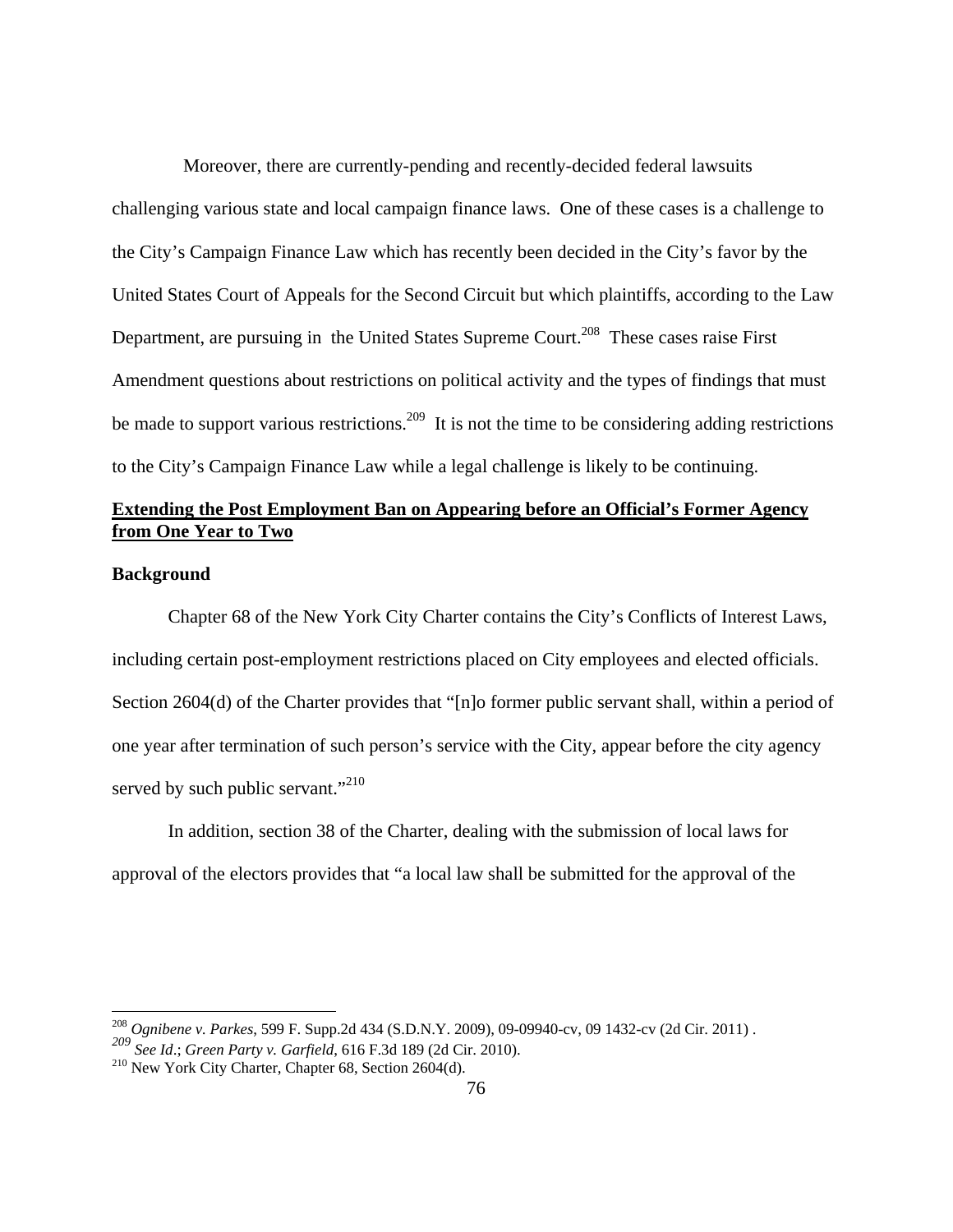Moreover, there are currently-pending and recently-decided federal lawsuits challenging various state and local campaign finance laws. One of these cases is a challenge to the City's Campaign Finance Law which has recently been decided in the City's favor by the United States Court of Appeals for the Second Circuit but which plaintiffs, according to the Law Department, are pursuing in the United States Supreme Court.[208] These cases raise First Amendment questions about restrictions on political activity and the types of findings that must be made to support various restrictions.[209] It is not the time to be considering adding restrictions to the City's Campaign Finance Law while a legal challenge is likely to be continuing.

**Extending the Post Employment Ban on Appearing before an Official's Former Agency from One Year to Two**

**Background**

Chapter 68 of the New York City Charter contains the City's Conflicts of Interest Laws, including certain post-employment restrictions placed on City employees and elected officials. Section 2604(d) of the Charter provides that "[n]o former public servant shall, within a period of one year after termination of such person's service with the City, appear before the city agency served by such public servant."[210]

In addition, section 38 of the Charter, dealing with the submission of local laws for approval of the electors provides that "a local law shall be submitted for the approval of the

---

[208] *Ognibene v. Parkes*, 599 F. Supp.2d 434 (S.D.N.Y. 2009), 09-09940-cv, 09 1432-cv (2d Cir. 2011) .

[209] *See Id*.; *Green Party v. Garfield*, 616 F.3d 189 (2d Cir. 2010).

[210] New York City Charter, Chapter 68, Section 2604(d).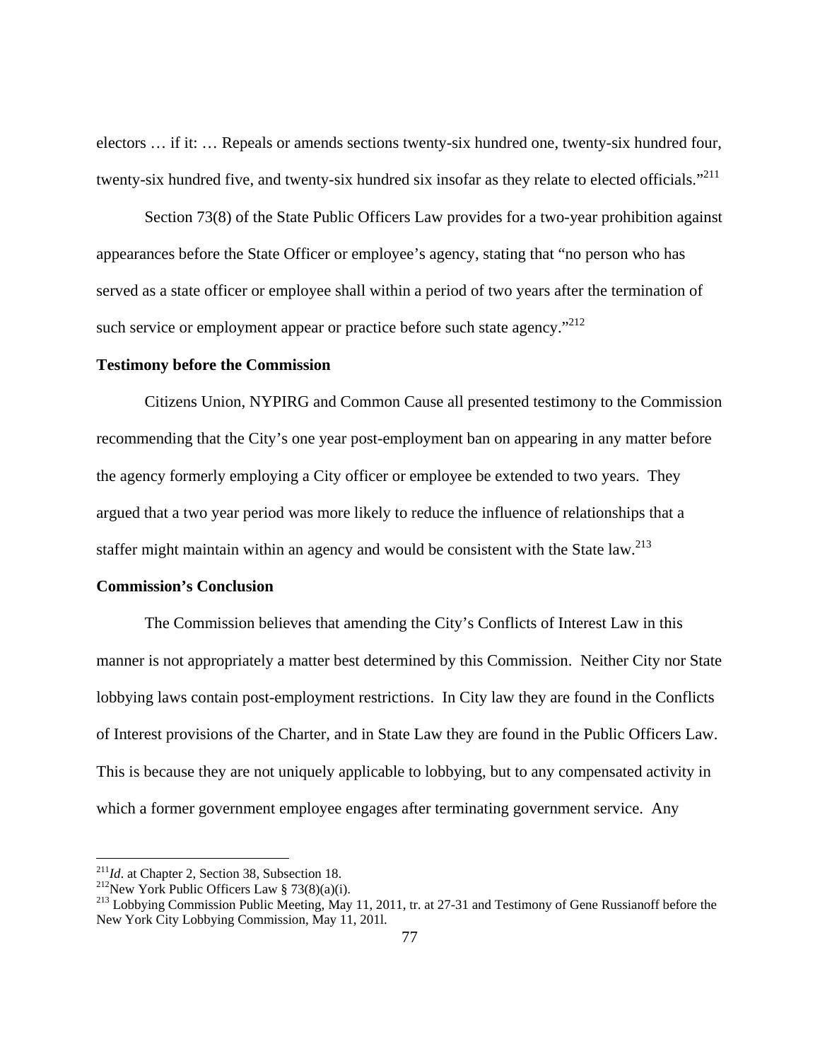electors … if it: … Repeals or amends sections twenty-six hundred one, twenty-six hundred four, twenty-six hundred five, and twenty-six hundred six insofar as they relate to elected officials."[211]

Section 73(8) of the State Public Officers Law provides for a two-year prohibition against appearances before the State Officer or employee's agency, stating that "no person who has served as a state officer or employee shall within a period of two years after the termination of such service or employment appear or practice before such state agency."[212]

**Testimony before the Commission**

Citizens Union, NYPIRG and Common Cause all presented testimony to the Commission recommending that the City's one year post-employment ban on appearing in any matter before the agency formerly employing a City officer or employee be extended to two years. They argued that a two year period was more likely to reduce the influence of relationships that a staffer might maintain within an agency and would be consistent with the State law.[213]

**Commission's Conclusion**

The Commission believes that amending the City's Conflicts of Interest Law in this manner is not appropriately a matter best determined by this Commission. Neither City nor State lobbying laws contain post-employment restrictions. In City law they are found in the Conflicts of Interest provisions of the Charter, and in State Law they are found in the Public Officers Law. This is because they are not uniquely applicable to lobbying, but to any compensated activity in which a former government employee engages after terminating government service. Any

---

[211] *Id.* at Chapter 2, Section 38, Subsection 18.

[212] New York Public Officers Law § 73(8)(a)(i).

[213] Lobbying Commission Public Meeting, May 11, 2011, tr. at 27-31 and Testimony of Gene Russianoff before the New York City Lobbying Commission, May 11, 201l.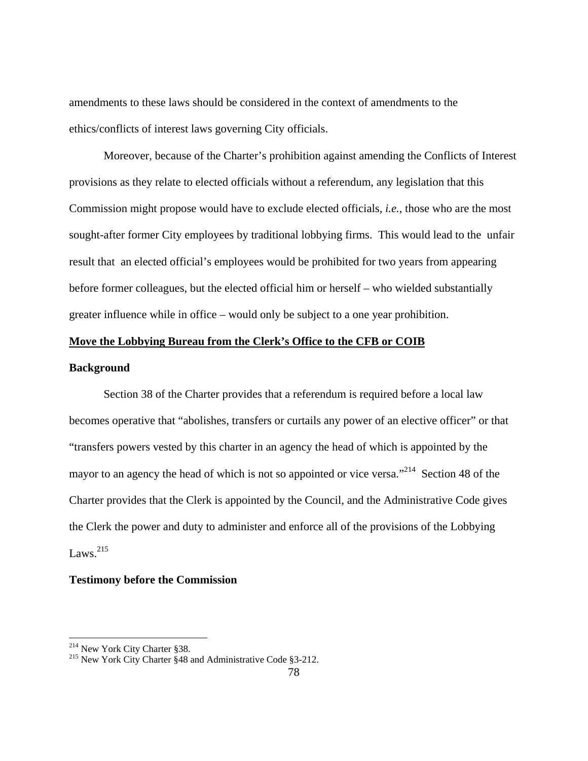amendments to these laws should be considered in the context of amendments to the ethics/conflicts of interest laws governing City officials.

Moreover, because of the Charter's prohibition against amending the Conflicts of Interest provisions as they relate to elected officials without a referendum, any legislation that this Commission might propose would have to exclude elected officials, *i.e.*, those who are the most sought-after former City employees by traditional lobbying firms. This would lead to the unfair result that an elected official's employees would be prohibited for two years from appearing before former colleagues, but the elected official him or herself – who wielded substantially greater influence while in office – would only be subject to a one year prohibition.

**<u>Move the Lobbying Bureau from the Clerk's Office to the CFB or COIB</u>**

**Background**

Section 38 of the Charter provides that a referendum is required before a local law becomes operative that "abolishes, transfers or curtails any power of an elective officer" or that "transfers powers vested by this charter in an agency the head of which is appointed by the mayor to an agency the head of which is not so appointed or vice versa."[214] Section 48 of the Charter provides that the Clerk is appointed by the Council, and the Administrative Code gives the Clerk the power and duty to administer and enforce all of the provisions of the Lobbying Laws.[215]

**Testimony before the Commission**

---

[214] New York City Charter §38.

[215] New York City Charter §48 and Administrative Code §3-212.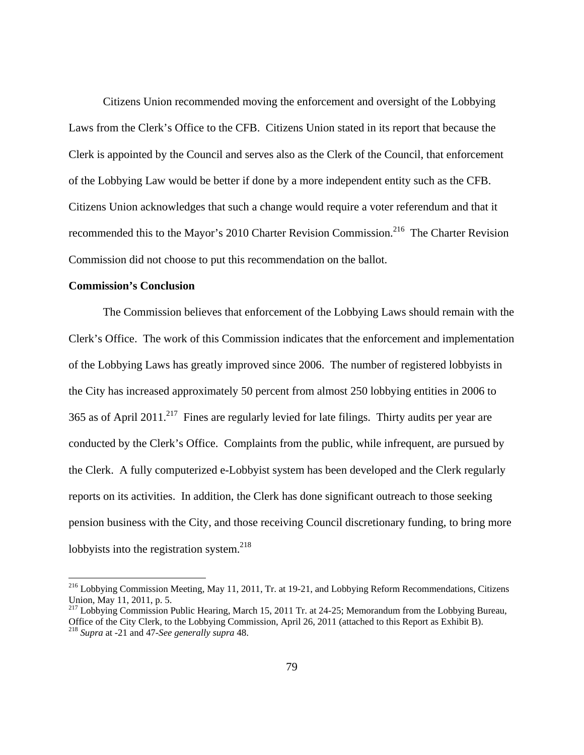Citizens Union recommended moving the enforcement and oversight of the Lobbying Laws from the Clerk's Office to the CFB. Citizens Union stated in its report that because the Clerk is appointed by the Council and serves also as the Clerk of the Council, that enforcement of the Lobbying Law would be better if done by a more independent entity such as the CFB. Citizens Union acknowledges that such a change would require a voter referendum and that it recommended this to the Mayor's 2010 Charter Revision Commission.[216] The Charter Revision Commission did not choose to put this recommendation on the ballot.

**Commission's Conclusion**

The Commission believes that enforcement of the Lobbying Laws should remain with the Clerk's Office. The work of this Commission indicates that the enforcement and implementation of the Lobbying Laws has greatly improved since 2006. The number of registered lobbyists in the City has increased approximately 50 percent from almost 250 lobbying entities in 2006 to 365 as of April 2011.[217] Fines are regularly levied for late filings. Thirty audits per year are conducted by the Clerk's Office. Complaints from the public, while infrequent, are pursued by the Clerk. A fully computerized e-Lobbyist system has been developed and the Clerk regularly reports on its activities. In addition, the Clerk has done significant outreach to those seeking pension business with the City, and those receiving Council discretionary funding, to bring more lobbyists into the registration system.[218]

---

[216] Lobbying Commission Meeting, May 11, 2011, Tr. at 19-21, and Lobbying Reform Recommendations, Citizens Union, May 11, 2011, p. 5.

[217] Lobbying Commission Public Hearing, March 15, 2011 Tr. at 24-25; Memorandum from the Lobbying Bureau, Office of the City Clerk, to the Lobbying Commission, April 26, 2011 (attached to this Report as Exhibit B).

[218] *Supra* at -21 and 47-*See generally supra* 48.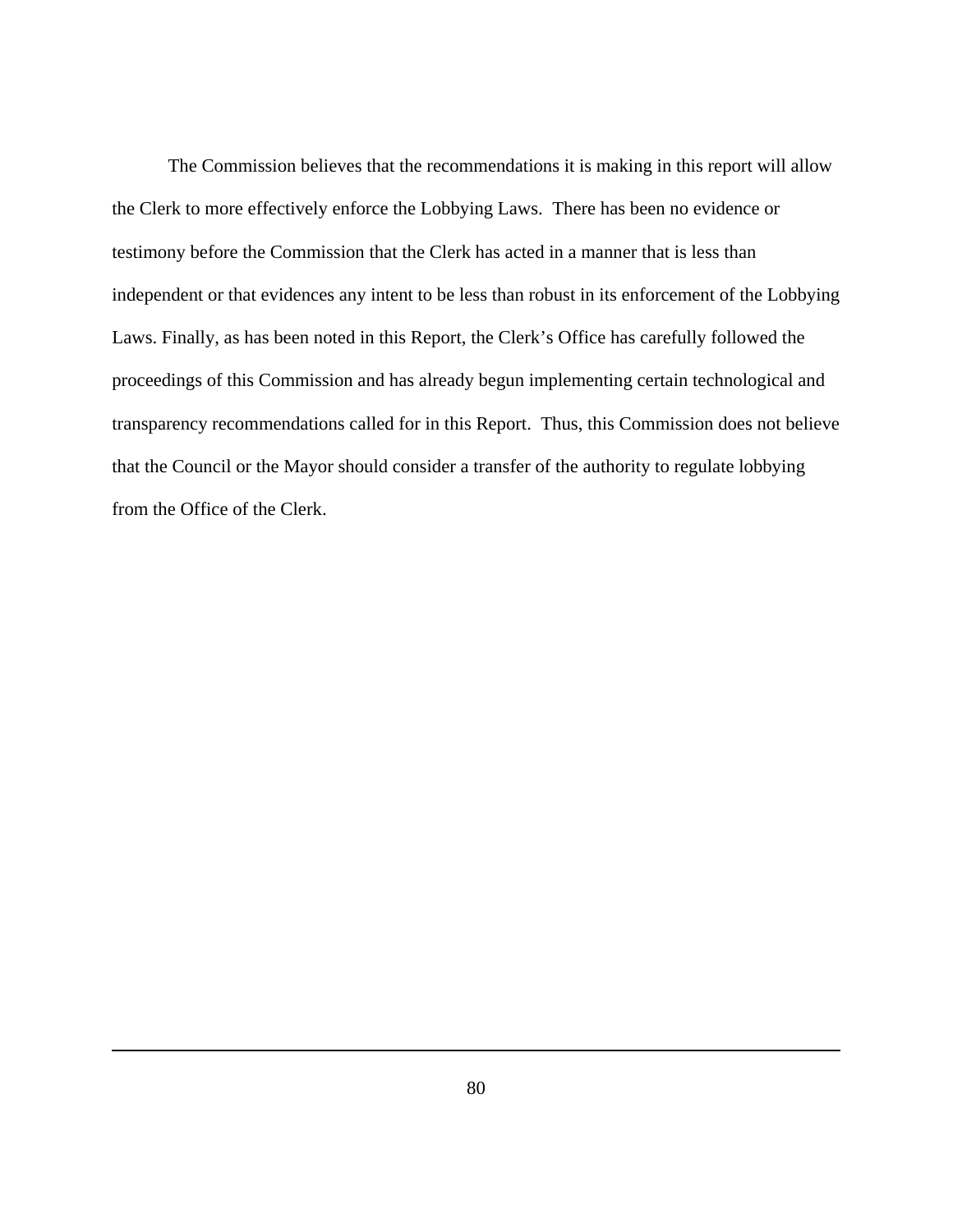The Commission believes that the recommendations it is making in this report will allow the Clerk to more effectively enforce the Lobbying Laws. There has been no evidence or testimony before the Commission that the Clerk has acted in a manner that is less than independent or that evidences any intent to be less than robust in its enforcement of the Lobbying Laws. Finally, as has been noted in this Report, the Clerk's Office has carefully followed the proceedings of this Commission and has already begun implementing certain technological and transparency recommendations called for in this Report. Thus, this Commission does not believe that the Council or the Mayor should consider a transfer of the authority to regulate lobbying from the Office of the Clerk.